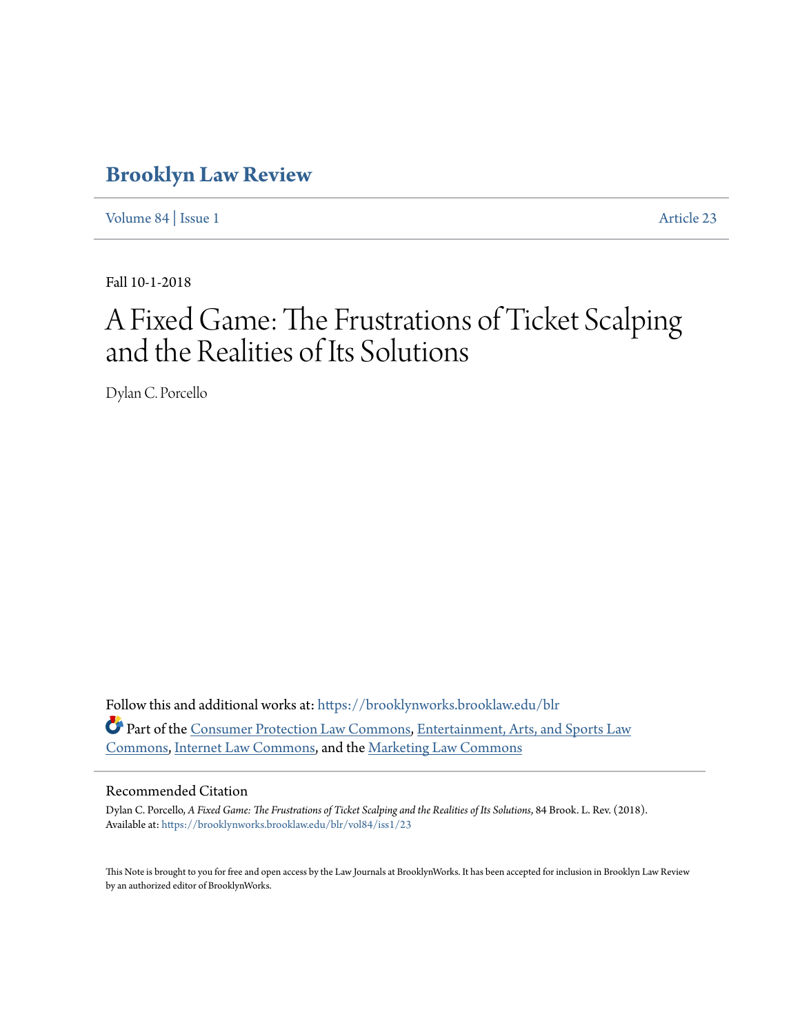# Brooklyn Law Review

Volume 84 | Issue 1 Article 23

Fall 10-1-2018

# A Fixed Game: The Frustrations of Ticket Scalping and the Realities of Its Solutions

Dylan C. Porcello

Follow this and additional works at: https://brooklynworks.brooklaw.edu/blr

Part of the Consumer Protection Law Commons, Entertainment, Arts, and Sports Law Commons, Internet Law Commons, and the Marketing Law Commons

## Recommended Citation

Dylan C. Porcello, *A Fixed Game: The Frustrations of Ticket Scalping and the Realities of Its Solutions*, 84 Brook. L. Rev. (2018).
Available at: https://brooklynworks.brooklaw.edu/blr/vol84/iss1/23

This Note is brought to you for free and open access by the Law Journals at BrooklynWorks. It has been accepted for inclusion in Brooklyn Law Review by an authorized editor of BrooklynWorks.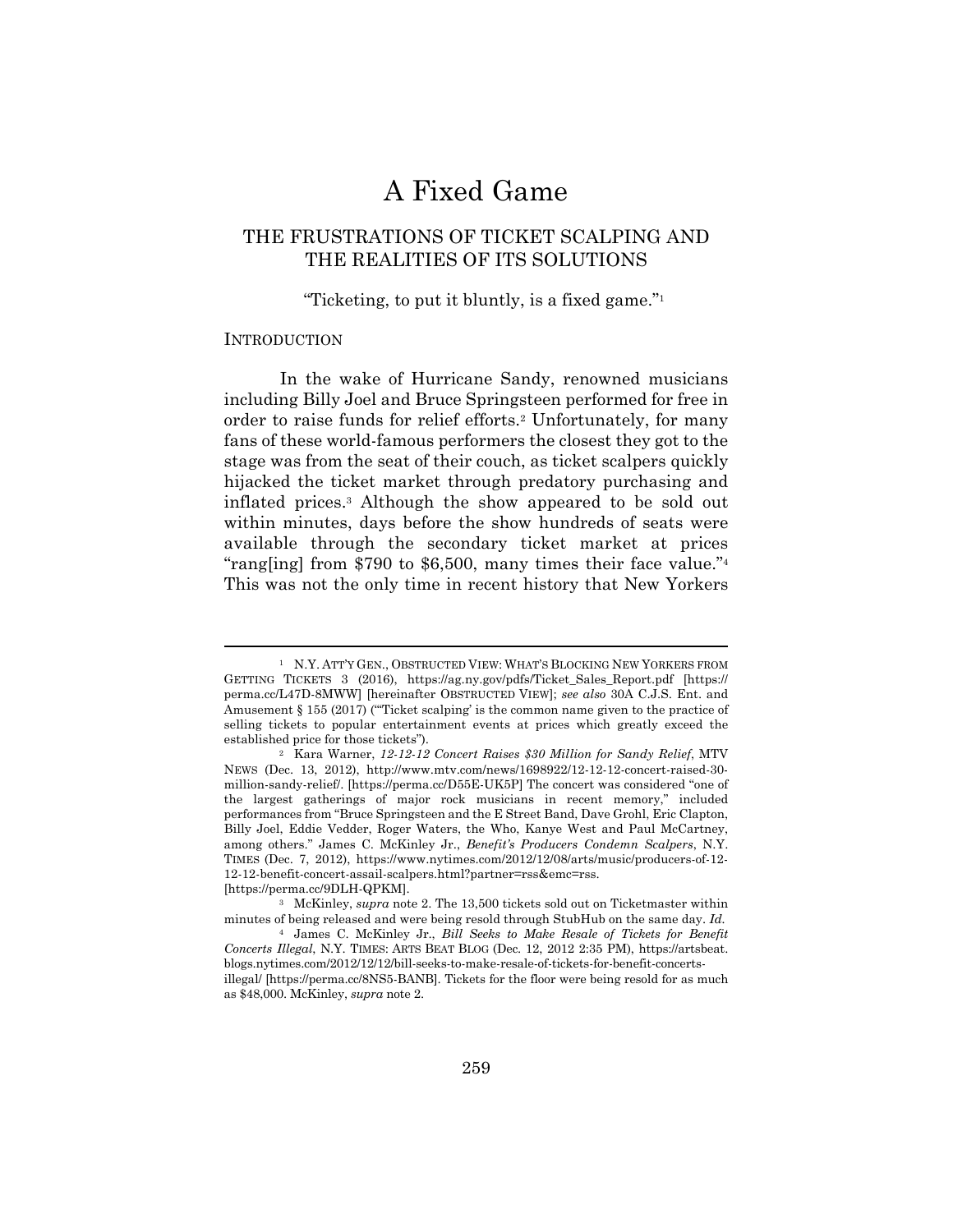# A Fixed Game

## THE FRUSTRATIONS OF TICKET SCALPING AND THE REALITIES OF ITS SOLUTIONS

"Ticketing, to put it bluntly, is a fixed game."[1]

### INTRODUCTION

In the wake of Hurricane Sandy, renowned musicians including Billy Joel and Bruce Springsteen performed for free in order to raise funds for relief efforts.[2] Unfortunately, for many fans of these world-famous performers the closest they got to the stage was from the seat of their couch, as ticket scalpers quickly hijacked the ticket market through predatory purchasing and inflated prices.[3] Although the show appeared to be sold out within minutes, days before the show hundreds of seats were available through the secondary ticket market at prices "rang[ing] from $790 to $6,500, many times their face value."[4] This was not the only time in recent history that New Yorkers

---

[1] N.Y. ATT'Y GEN., OBSTRUCTED VIEW: WHAT'S BLOCKING NEW YORKERS FROM GETTING TICKETS 3 (2016), https://ag.ny.gov/pdfs/Ticket_Sales_Report.pdf [https://perma.cc/L47D-8MWW] [hereinafter OBSTRUCTED VIEW]; *see also* 30A C.J.S. Ent. and Amusement § 155 (2017) ("'Ticket scalping' is the common name given to the practice of selling tickets to popular entertainment events at prices which greatly exceed the established price for those tickets").

[2] Kara Warner, *12-12-12 Concert Raises $30 Million for Sandy Relief*, MTV NEWS (Dec. 13, 2012), http://www.mtv.com/news/1698922/12-12-12-concert-raised-30-million-sandy-relief/. [https://perma.cc/D55E-UK5P] The concert was considered "one of the largest gatherings of major rock musicians in recent memory," included performances from "Bruce Springsteen and the E Street Band, Dave Grohl, Eric Clapton, Billy Joel, Eddie Vedder, Roger Waters, the Who, Kanye West and Paul McCartney, among others." James C. McKinley Jr., *Benefit's Producers Condemn Scalpers*, N.Y. TIMES (Dec. 7, 2012), https://www.nytimes.com/2012/12/08/arts/music/producers-of-12-12-12-benefit-concert-assail-scalpers.html?partner=rss&emc=rss. [https://perma.cc/9DLH-QPKM].

[3] McKinley, *supra* note 2. The 13,500 tickets sold out on Ticketmaster within minutes of being released and were being resold through StubHub on the same day. *Id.*

[4] James C. McKinley Jr., *Bill Seeks to Make Resale of Tickets for Benefit Concerts Illegal*, N.Y. TIMES: ARTS BEAT BLOG (Dec. 12, 2012 2:35 PM), https://artsbeat.blogs.nytimes.com/2012/12/12/bill-seeks-to-make-resale-of-tickets-for-benefit-concerts-illegal/ [https://perma.cc/8NS5-BANB]. Tickets for the floor were being resold for as much as $48,000. McKinley, *supra* note 2.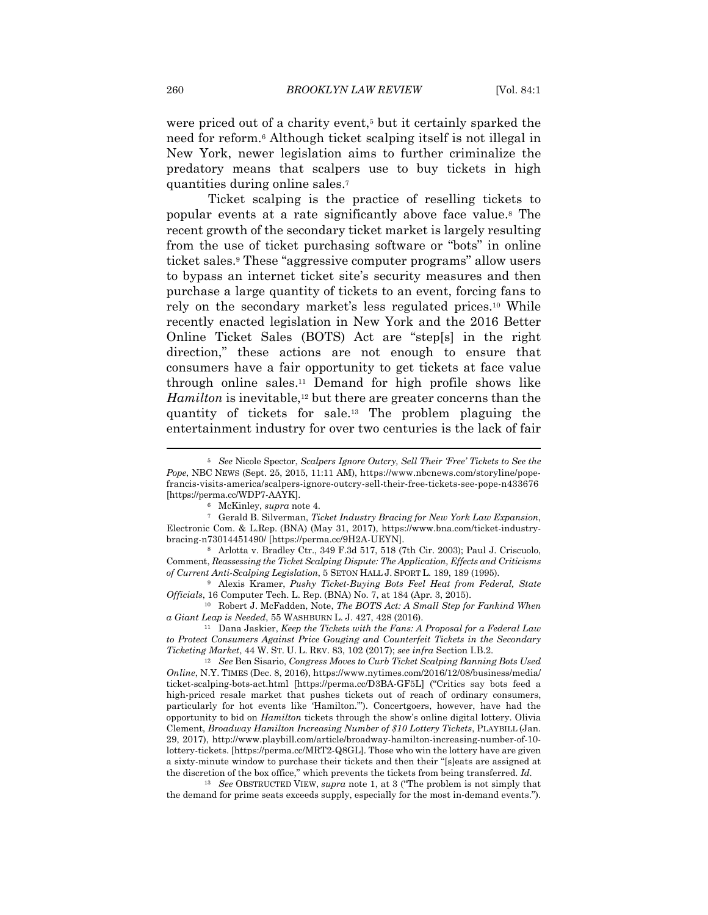were priced out of a charity event,[5] but it certainly sparked the need for reform.[6] Although ticket scalping itself is not illegal in New York, newer legislation aims to further criminalize the predatory means that scalpers use to buy tickets in high quantities during online sales.[7]

Ticket scalping is the practice of reselling tickets to popular events at a rate significantly above face value.[8] The recent growth of the secondary ticket market is largely resulting from the use of ticket purchasing software or "bots" in online ticket sales.[9] These "aggressive computer programs" allow users to bypass an internet ticket site's security measures and then purchase a large quantity of tickets to an event, forcing fans to rely on the secondary market's less regulated prices.[10] While recently enacted legislation in New York and the 2016 Better Online Ticket Sales (BOTS) Act are "step[s] in the right direction," these actions are not enough to ensure that consumers have a fair opportunity to get tickets at face value through online sales.[11] Demand for high profile shows like *Hamilton* is inevitable,[12] but there are greater concerns than the quantity of tickets for sale.[13] The problem plaguing the entertainment industry for over two centuries is the lack of fair

---

[5] *See* Nicole Spector, *Scalpers Ignore Outcry, Sell Their 'Free' Tickets to See the Pope*, NBC NEWS (Sept. 25, 2015, 11:11 AM), https://www.nbcnews.com/storyline/pope-francis-visits-america/scalpers-ignore-outcry-sell-their-free-tickets-see-pope-n433676 [https://perma.cc/WDP7-AAYK].

[6] McKinley, *supra* note 4.

[7] Gerald B. Silverman, *Ticket Industry Bracing for New York Law Expansion*, Electronic Com. & L.Rep. (BNA) (May 31, 2017), https://www.bna.com/ticket-industry-bracing-n73014451490/ [https://perma.cc/9H2A-UEYN].

[8] Arlotta v. Bradley Ctr., 349 F.3d 517, 518 (7th Cir. 2003); Paul J. Criscuolo, Comment, *Reassessing the Ticket Scalping Dispute: The Application, Effects and Criticisms of Current Anti-Scalping Legislation*, 5 SETON HALL J. SPORT L. 189, 189 (1995).

[9] Alexis Kramer, *Pushy Ticket-Buying Bots Feel Heat from Federal, State Officials*, 16 Computer Tech. L. Rep. (BNA) No. 7, at 184 (Apr. 3, 2015).

[10] Robert J. McFadden, Note, *The BOTS Act: A Small Step for Fankind When a Giant Leap is Needed*, 55 WASHBURN L. J. 427, 428 (2016).

[11] Dana Jaskier, *Keep the Tickets with the Fans: A Proposal for a Federal Law to Protect Consumers Against Price Gouging and Counterfeit Tickets in the Secondary Ticketing Market*, 44 W. ST. U. L. REV. 83, 102 (2017); *see infra* Section I.B.2.

[12] *See* Ben Sisario, *Congress Moves to Curb Ticket Scalping Banning Bots Used Online*, N.Y. TIMES (Dec. 8, 2016), https://www.nytimes.com/2016/12/08/business/media/ticket-scalping-bots-act.html [https://perma.cc/D3BA-GF5L] ("Critics say bots feed a high-priced resale market that pushes tickets out of reach of ordinary consumers, particularly for hot events like 'Hamilton.'"). Concertgoers, however, have had the opportunity to bid on *Hamilton* tickets through the show's online digital lottery. Olivia Clement, *Broadway Hamilton Increasing Number of $10 Lottery Tickets*, PLAYBILL (Jan. 29, 2017), http://www.playbill.com/article/broadway-hamilton-increasing-number-of-10-lottery-tickets. [https://perma.cc/MRT2-Q8GL]. Those who win the lottery have are given a sixty-minute window to purchase their tickets and then their "[s]eats are assigned at the discretion of the box office," which prevents the tickets from being transferred. *Id.*

[13] *See* OBSTRUCTED VIEW, *supra* note 1, at 3 ("The problem is not simply that the demand for prime seats exceeds supply, especially for the most in-demand events.").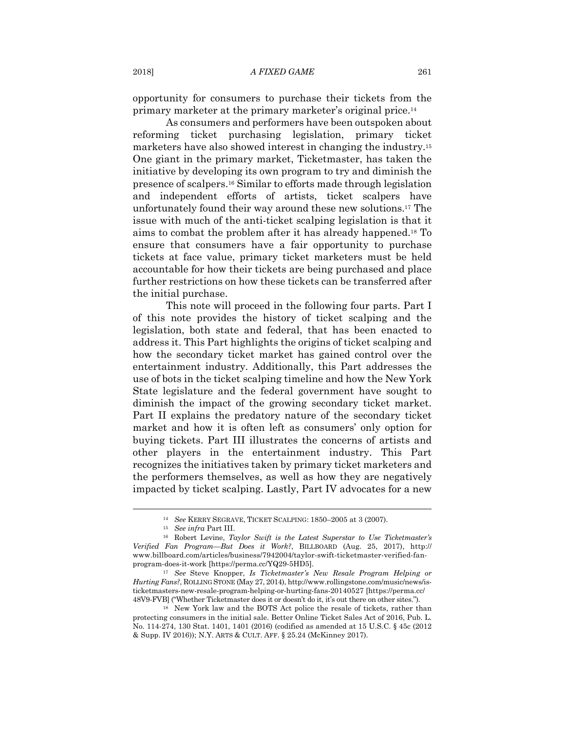opportunity for consumers to purchase their tickets from the primary marketer at the primary marketer's original price.[14]

As consumers and performers have been outspoken about reforming ticket purchasing legislation, primary ticket marketers have also showed interest in changing the industry.[15] One giant in the primary market, Ticketmaster, has taken the initiative by developing its own program to try and diminish the presence of scalpers.[16] Similar to efforts made through legislation and independent efforts of artists, ticket scalpers have unfortunately found their way around these new solutions.[17] The issue with much of the anti-ticket scalping legislation is that it aims to combat the problem after it has already happened.[18] To ensure that consumers have a fair opportunity to purchase tickets at face value, primary ticket marketers must be held accountable for how their tickets are being purchased and place further restrictions on how these tickets can be transferred after the initial purchase.

This note will proceed in the following four parts. Part I of this note provides the history of ticket scalping and the legislation, both state and federal, that has been enacted to address it. This Part highlights the origins of ticket scalping and how the secondary ticket market has gained control over the entertainment industry. Additionally, this Part addresses the use of bots in the ticket scalping timeline and how the New York State legislature and the federal government have sought to diminish the impact of the growing secondary ticket market. Part II explains the predatory nature of the secondary ticket market and how it is often left as consumers' only option for buying tickets. Part III illustrates the concerns of artists and other players in the entertainment industry. This Part recognizes the initiatives taken by primary ticket marketers and the performers themselves, as well as how they are negatively impacted by ticket scalping. Lastly, Part IV advocates for a new

---

[14] *See* KERRY SEGRAVE, TICKET SCALPING: 1850–2005 at 3 (2007).

[15] *See infra* Part III.

[16] Robert Levine, *Taylor Swift is the Latest Superstar to Use Ticketmaster's Verified Fan Program—But Does it Work?*, BILLBOARD (Aug. 25, 2017), http://www.billboard.com/articles/business/7942004/taylor-swift-ticketmaster-verified-fan-program-does-it-work [https://perma.cc/YQ29-5HD5].

[17] *See* Steve Knopper, *Is Ticketmaster's New Resale Program Helping or Hurting Fans?*, ROLLING STONE (May 27, 2014), http://www.rollingstone.com/music/news/is-ticketmasters-new-resale-program-helping-or-hurting-fans-20140527 [https://perma.cc/48V9-FVB] ("Whether Ticketmaster does it or doesn't do it, it's out there on other sites.").

[18] New York law and the BOTS Act police the resale of tickets, rather than protecting consumers in the initial sale. Better Online Ticket Sales Act of 2016, Pub. L. No. 114-274, 130 Stat. 1401, 1401 (2016) (codified as amended at 15 U.S.C. § 45c (2012 & Supp. IV 2016)); N.Y. ARTS & CULT. AFF. § 25.24 (McKinney 2017).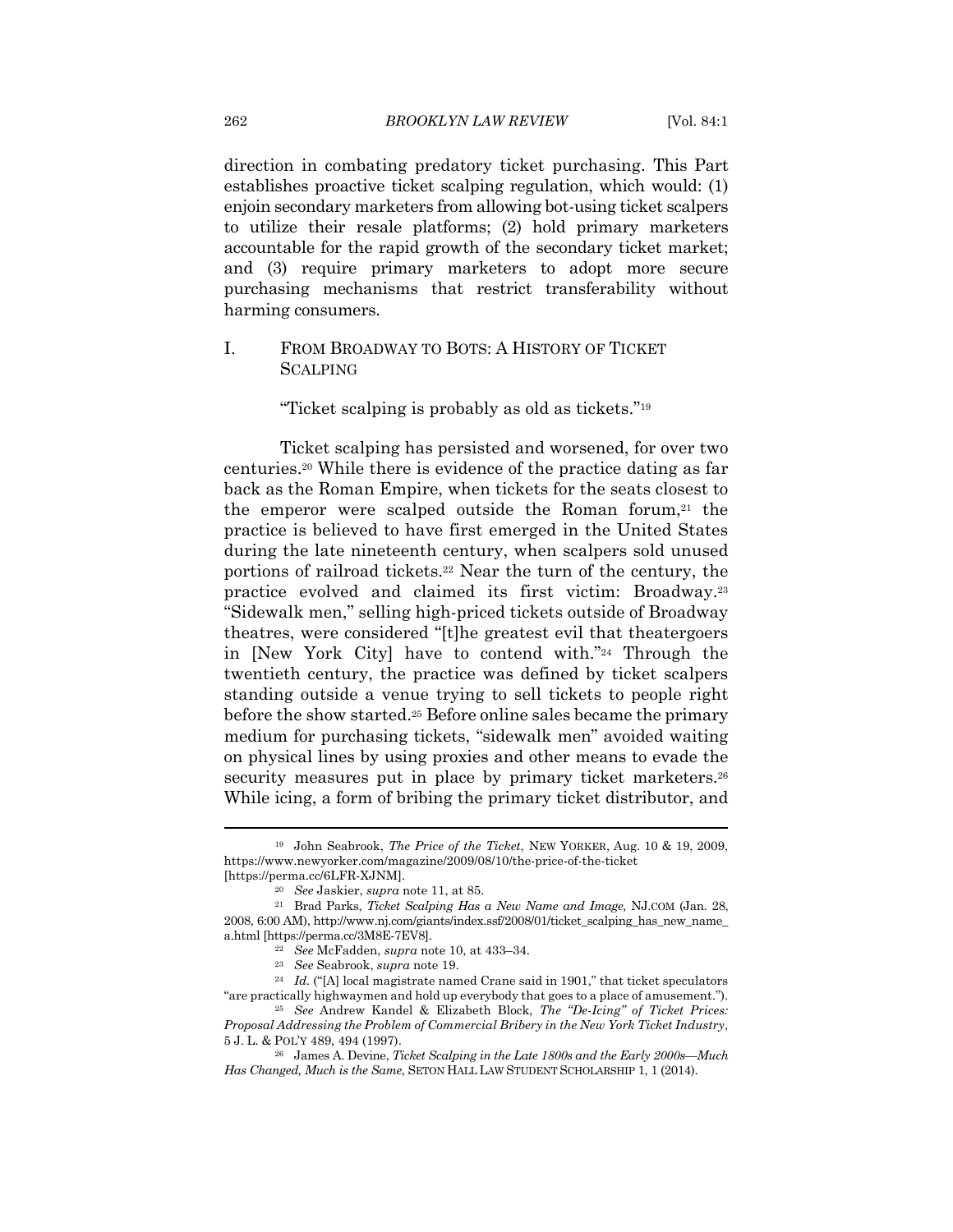direction in combating predatory ticket purchasing. This Part establishes proactive ticket scalping regulation, which would: (1) enjoin secondary marketers from allowing bot-using ticket scalpers to utilize their resale platforms; (2) hold primary marketers accountable for the rapid growth of the secondary ticket market; and (3) require primary marketers to adopt more secure purchasing mechanisms that restrict transferability without harming consumers.

## I. FROM BROADWAY TO BOTS: A HISTORY OF TICKET SCALPING

"Ticket scalping is probably as old as tickets."[19]

Ticket scalping has persisted and worsened, for over two centuries.[20] While there is evidence of the practice dating as far back as the Roman Empire, when tickets for the seats closest to the emperor were scalped outside the Roman forum,[21] the practice is believed to have first emerged in the United States during the late nineteenth century, when scalpers sold unused portions of railroad tickets.[22] Near the turn of the century, the practice evolved and claimed its first victim: Broadway.[23] "Sidewalk men," selling high-priced tickets outside of Broadway theatres, were considered "[t]he greatest evil that theatergoers in [New York City] have to contend with."[24] Through the twentieth century, the practice was defined by ticket scalpers standing outside a venue trying to sell tickets to people right before the show started.[25] Before online sales became the primary medium for purchasing tickets, "sidewalk men" avoided waiting on physical lines by using proxies and other means to evade the security measures put in place by primary ticket marketers.[26] While icing, a form of bribing the primary ticket distributor, and

---

[19] John Seabrook, *The Price of the Ticket*, NEW YORKER, Aug. 10 & 19, 2009, https://www.newyorker.com/magazine/2009/08/10/the-price-of-the-ticket [https://perma.cc/6LFR-XJNM].

[20] *See* Jaskier, *supra* note 11, at 85.

[21] Brad Parks, *Ticket Scalping Has a New Name and Image,* NJ.COM (Jan. 28, 2008, 6:00 AM), http://www.nj.com/giants/index.ssf/2008/01/ticket_scalping_has_new_name_a.html [https://perma.cc/3M8E-7EV8].

[22] *See* McFadden, *supra* note 10, at 433–34.

[23] *See* Seabrook, *supra* note 19.

[24] *Id.* ("[A] local magistrate named Crane said in 1901," that ticket speculators "are practically highwaymen and hold up everybody that goes to a place of amusement.").

[25] *See* Andrew Kandel & Elizabeth Block, *The "De-Icing" of Ticket Prices: Proposal Addressing the Problem of Commercial Bribery in the New York Ticket Industry*, 5 J. L. & POL'Y 489, 494 (1997).

[26] James A. Devine, *Ticket Scalping in the Late 1800s and the Early 2000s—Much Has Changed, Much is the Same*, SETON HALL LAW STUDENT SCHOLARSHIP 1, 1 (2014).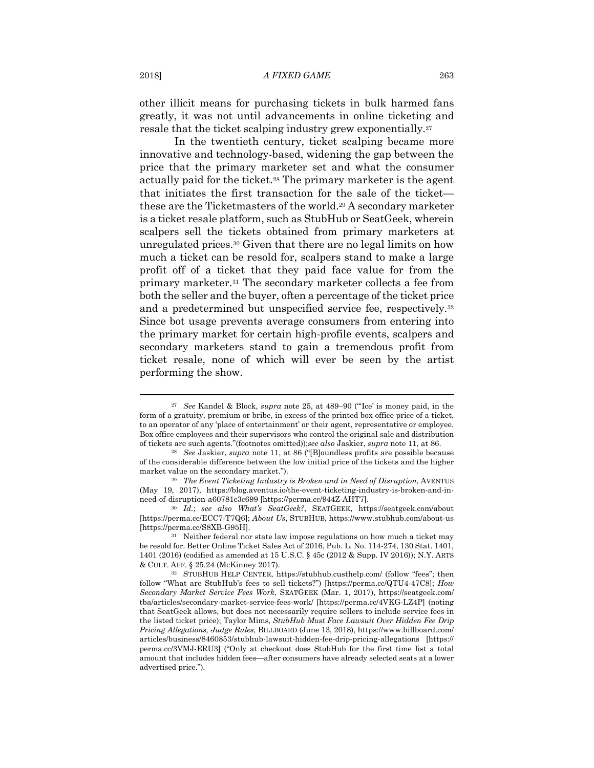other illicit means for purchasing tickets in bulk harmed fans greatly, it was not until advancements in online ticketing and resale that the ticket scalping industry grew exponentially.[27]

In the twentieth century, ticket scalping became more innovative and technology-based, widening the gap between the price that the primary marketer set and what the consumer actually paid for the ticket.[28] The primary marketer is the agent that initiates the first transaction for the sale of the ticket—these are the Ticketmasters of the world.[29] A secondary marketer is a ticket resale platform, such as StubHub or SeatGeek, wherein scalpers sell the tickets obtained from primary marketers at unregulated prices.[30] Given that there are no legal limits on how much a ticket can be resold for, scalpers stand to make a large profit off of a ticket that they paid face value for from the primary marketer.[31] The secondary marketer collects a fee from both the seller and the buyer, often a percentage of the ticket price and a predetermined but unspecified service fee, respectively.[32] Since bot usage prevents average consumers from entering into the primary market for certain high-profile events, scalpers and secondary marketers stand to gain a tremendous profit from ticket resale, none of which will ever be seen by the artist performing the show.

---

[27] *See* Kandel & Block, *supra* note 25, at 489–90 ("'Ice' is money paid, in the form of a gratuity, premium or bribe, in excess of the printed box office price of a ticket, to an operator of any 'place of entertainment' or their agent, representative or employee. Box office employees and their supervisors who control the original sale and distribution of tickets are such agents."(footnotes omitted));*see also* Jaskier, *supra* note 11, at 86.

[28] *See* Jaskier, *supra* note 11, at 86 ("[B]oundless profits are possible because of the considerable difference between the low initial price of the tickets and the higher market value on the secondary market.").

[29] *The Event Ticketing Industry is Broken and in Need of Disruption*, AVENTUS (May 19, 2017), https://blog.aventus.io/the-event-ticketing-industry-is-broken-and-in-need-of-disruption-a60781c3c699 [https://perma.cc/944Z-AHT7].

[30] *Id.*; *see also What's SeatGeek?*, SEATGEEK, https://seatgeek.com/about [https://perma.cc/ECC7-T7Q6]; *About Us*, STUBHUB, https://www.stubhub.com/about-us [https://perma.cc/S8XB-G95H].

[31] Neither federal nor state law impose regulations on how much a ticket may be resold for. Better Online Ticket Sales Act of 2016, Pub. L. No. 114-274, 130 Stat. 1401, 1401 (2016) (codified as amended at 15 U.S.C. § 45c (2012 & Supp. IV 2016)); N.Y. ARTS & CULT. AFF. § 25.24 (McKinney 2017).

[32] STUBHUB HELP CENTER, https://stubhub.custhelp.com/ (follow "fees"; then follow "What are StubHub's fees to sell tickets?") [https://perma.cc/QTU4-47C8]; *How Secondary Market Service Fees Work*, SEATGEEK (Mar. 1, 2017), https://seatgeek.com/tba/articles/secondary-market-service-fees-work/ [https://perma.cc/4VKG-LZ4P] (noting that SeatGeek allows, but does not necessarily require sellers to include service fees in the listed ticket price); Taylor Mims, *StubHub Must Face Lawsuit Over Hidden Fee Drip Pricing Allegations, Judge Rules*, BILLBOARD (June 13, 2018), https://www.billboard.com/articles/business/8460853/stubhub-lawsuit-hidden-fee-drip-pricing-allegations [https://perma.cc/3VMJ-ERU3] ("Only at checkout does StubHub for the first time list a total amount that includes hidden fees—after consumers have already selected seats at a lower advertised price.").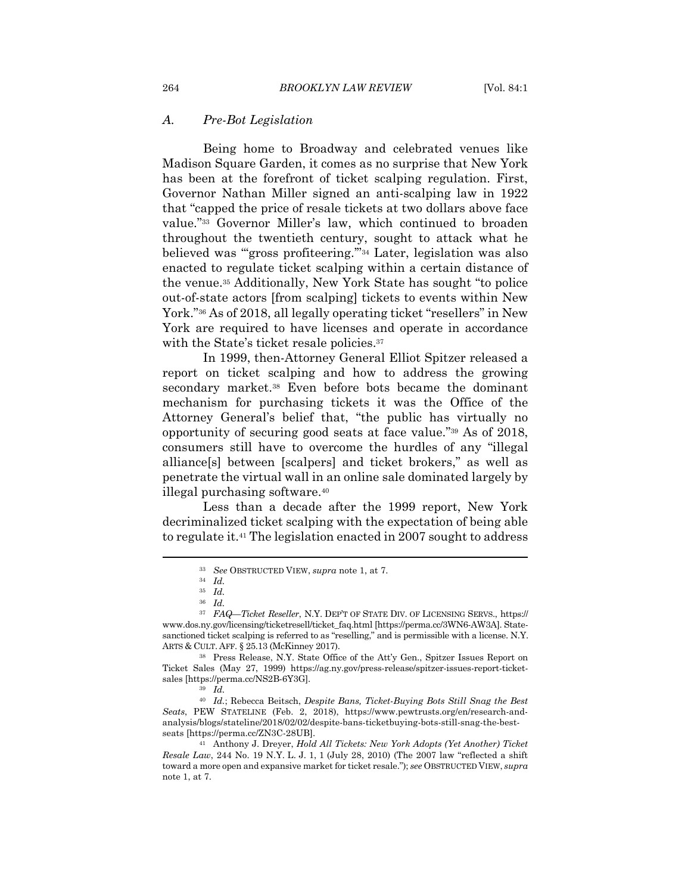### *A. Pre-Bot Legislation*

Being home to Broadway and celebrated venues like Madison Square Garden, it comes as no surprise that New York has been at the forefront of ticket scalping regulation. First, Governor Nathan Miller signed an anti-scalping law in 1922 that "capped the price of resale tickets at two dollars above face value."[33] Governor Miller's law, which continued to broaden throughout the twentieth century, sought to attack what he believed was "'gross profiteering.'"[34] Later, legislation was also enacted to regulate ticket scalping within a certain distance of the venue.[35] Additionally, New York State has sought "to police out-of-state actors [from scalping] tickets to events within New York."[36] As of 2018, all legally operating ticket "resellers" in New York are required to have licenses and operate in accordance with the State's ticket resale policies.[37]

In 1999, then-Attorney General Elliot Spitzer released a report on ticket scalping and how to address the growing secondary market.[38] Even before bots became the dominant mechanism for purchasing tickets it was the Office of the Attorney General's belief that, "the public has virtually no opportunity of securing good seats at face value."[39] As of 2018, consumers still have to overcome the hurdles of any "illegal alliance[s] between [scalpers] and ticket brokers," as well as penetrate the virtual wall in an online sale dominated largely by illegal purchasing software.[40]

Less than a decade after the 1999 report, New York decriminalized ticket scalping with the expectation of being able to regulate it.[41] The legislation enacted in 2007 sought to address

---

[33] *See* OBSTRUCTED VIEW, *supra* note 1, at 7.

[34] *Id.*

[35] *Id.*

[36] *Id.*

[37] *FAQ—Ticket Reseller*, N.Y. DEP'T OF STATE DIV. OF LICENSING SERVS., https://www.dos.ny.gov/licensing/ticketresell/ticket_faq.html [https://perma.cc/3WN6-AW3A]. State-sanctioned ticket scalping is referred to as "reselling," and is permissible with a license. N.Y. ARTS & CULT. AFF. § 25.13 (McKinney 2017).

[38] Press Release, N.Y. State Office of the Att'y Gen., Spitzer Issues Report on Ticket Sales (May 27, 1999) https://ag.ny.gov/press-release/spitzer-issues-report-ticket-sales [https://perma.cc/NS2B-6Y3G].

[39] *Id.*

[40] *Id.*; Rebecca Beitsch, *Despite Bans, Ticket-Buying Bots Still Snag the Best Seats*, PEW STATELINE (Feb. 2, 2018), https://www.pewtrusts.org/en/research-and-analysis/blogs/stateline/2018/02/02/despite-bans-ticketbuying-bots-still-snag-the-best-seats [https://perma.cc/ZN3C-28UB].

[41] Anthony J. Dreyer, *Hold All Tickets: New York Adopts (Yet Another) Ticket Resale Law*, 244 No. 19 N.Y. L. J. 1, 1 (July 28, 2010) (The 2007 law "reflected a shift toward a more open and expansive market for ticket resale."); *see* OBSTRUCTED VIEW, *supra* note 1, at 7.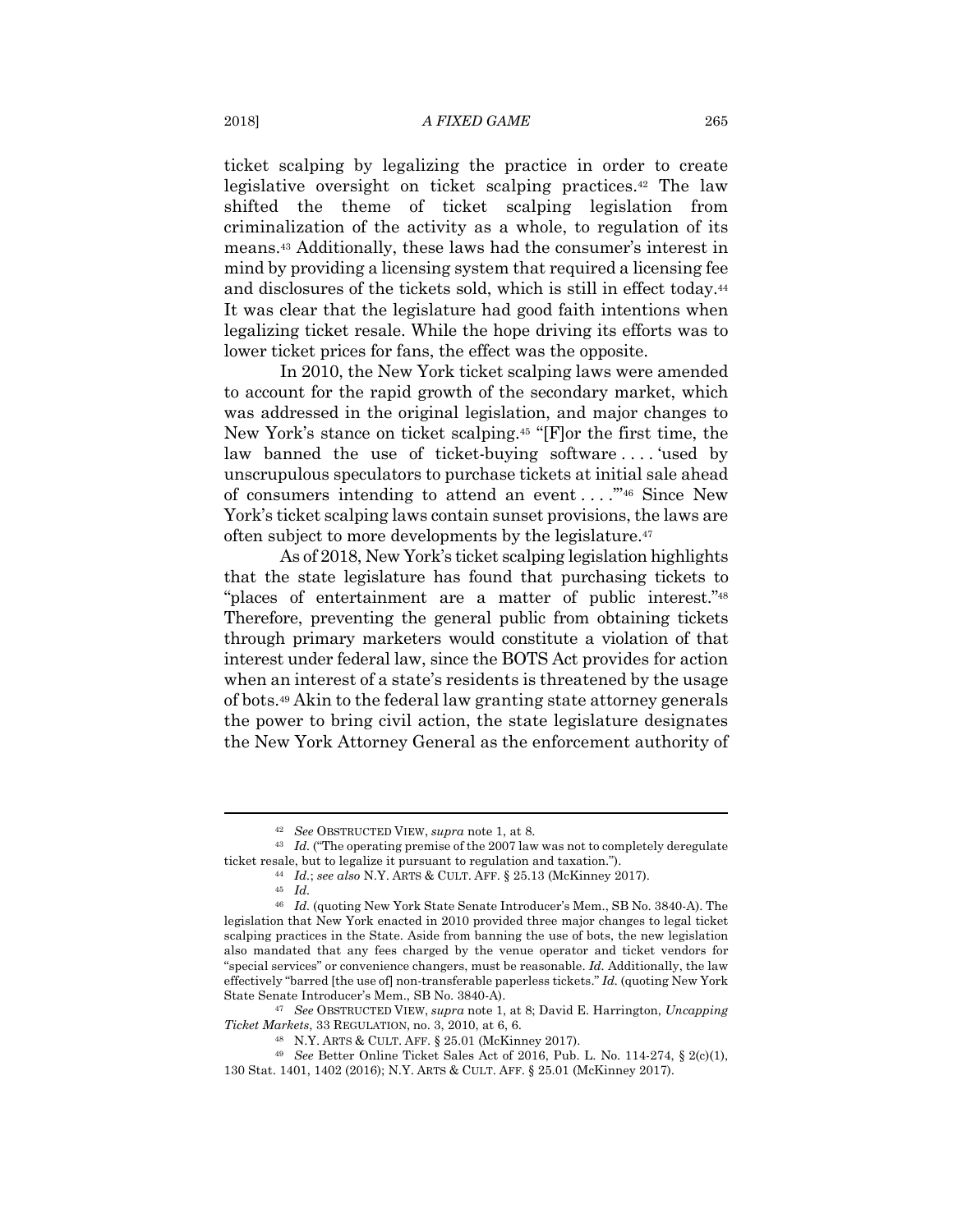ticket scalping by legalizing the practice in order to create legislative oversight on ticket scalping practices.[42] The law shifted the theme of ticket scalping legislation from criminalization of the activity as a whole, to regulation of its means.[43] Additionally, these laws had the consumer's interest in mind by providing a licensing system that required a licensing fee and disclosures of the tickets sold, which is still in effect today.[44] It was clear that the legislature had good faith intentions when legalizing ticket resale. While the hope driving its efforts was to lower ticket prices for fans, the effect was the opposite.

In 2010, the New York ticket scalping laws were amended to account for the rapid growth of the secondary market, which was addressed in the original legislation, and major changes to New York's stance on ticket scalping.[45] "[F]or the first time, the law banned the use of ticket-buying software . . . . 'used by unscrupulous speculators to purchase tickets at initial sale ahead of consumers intending to attend an event . . . .'"[46] Since New York's ticket scalping laws contain sunset provisions, the laws are often subject to more developments by the legislature.[47]

As of 2018, New York's ticket scalping legislation highlights that the state legislature has found that purchasing tickets to "places of entertainment are a matter of public interest."[48] Therefore, preventing the general public from obtaining tickets through primary marketers would constitute a violation of that interest under federal law, since the BOTS Act provides for action when an interest of a state's residents is threatened by the usage of bots.[49] Akin to the federal law granting state attorney generals the power to bring civil action, the state legislature designates the New York Attorney General as the enforcement authority of

---

[42] *See* OBSTRUCTED VIEW, *supra* note 1, at 8.

[43] *Id.* ("The operating premise of the 2007 law was not to completely deregulate ticket resale, but to legalize it pursuant to regulation and taxation.").

[44] *Id.*; *see also* N.Y. ARTS & CULT. AFF. § 25.13 (McKinney 2017).

[45] *Id.*

[46] *Id.* (quoting New York State Senate Introducer's Mem., SB No. 3840-A). The legislation that New York enacted in 2010 provided three major changes to legal ticket scalping practices in the State. Aside from banning the use of bots, the new legislation also mandated that any fees charged by the venue operator and ticket vendors for "special services" or convenience changers, must be reasonable. *Id.* Additionally, the law effectively "barred [the use of] non-transferable paperless tickets." *Id.* (quoting New York State Senate Introducer's Mem., SB No. 3840-A).

[47] *See* OBSTRUCTED VIEW, *supra* note 1, at 8; David E. Harrington, *Uncapping Ticket Markets*, 33 REGULATION, no. 3, 2010, at 6, 6.

[48] N.Y. ARTS & CULT. AFF. § 25.01 (McKinney 2017).

[49] *See* Better Online Ticket Sales Act of 2016, Pub. L. No. 114-274, § 2(c)(1), 130 Stat. 1401, 1402 (2016); N.Y. ARTS & CULT. AFF. § 25.01 (McKinney 2017).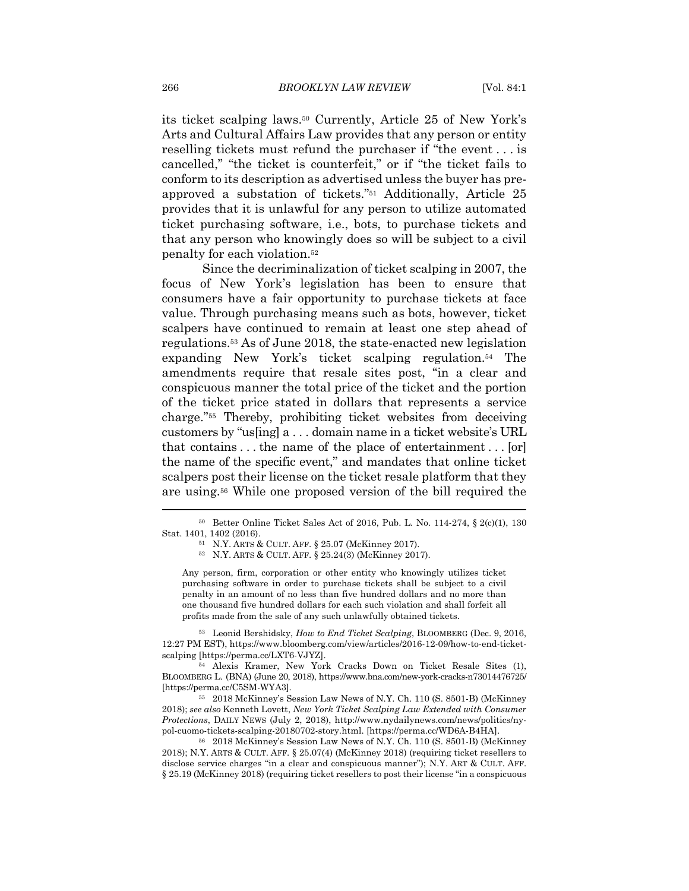its ticket scalping laws.[50] Currently, Article 25 of New York's Arts and Cultural Affairs Law provides that any person or entity reselling tickets must refund the purchaser if "the event . . . is cancelled," "the ticket is counterfeit," or if "the ticket fails to conform to its description as advertised unless the buyer has pre-approved a substation of tickets."[51] Additionally, Article 25 provides that it is unlawful for any person to utilize automated ticket purchasing software, i.e., bots, to purchase tickets and that any person who knowingly does so will be subject to a civil penalty for each violation.[52]

Since the decriminalization of ticket scalping in 2007, the focus of New York's legislation has been to ensure that consumers have a fair opportunity to purchase tickets at face value. Through purchasing means such as bots, however, ticket scalpers have continued to remain at least one step ahead of regulations.[53] As of June 2018, the state-enacted new legislation expanding New York's ticket scalping regulation.[54] The amendments require that resale sites post, "in a clear and conspicuous manner the total price of the ticket and the portion of the ticket price stated in dollars that represents a service charge."[55] Thereby, prohibiting ticket websites from deceiving customers by "us[ing] a . . . domain name in a ticket website's URL that contains . . . the name of the place of entertainment . . . [or] the name of the specific event," and mandates that online ticket scalpers post their license on the ticket resale platform that they are using.[56] While one proposed version of the bill required the

---

[50] Better Online Ticket Sales Act of 2016, Pub. L. No. 114-274, § 2(c)(1), 130 Stat. 1401, 1402 (2016).

[51] N.Y. ARTS & CULT. AFF. § 25.07 (McKinney 2017).

[52] N.Y. ARTS & CULT. AFF. § 25.24(3) (McKinney 2017).

> Any person, firm, corporation or other entity who knowingly utilizes ticket purchasing software in order to purchase tickets shall be subject to a civil penalty in an amount of no less than five hundred dollars and no more than one thousand five hundred dollars for each such violation and shall forfeit all profits made from the sale of any such unlawfully obtained tickets.

[53] Leonid Bershidsky, *How to End Ticket Scalping*, BLOOMBERG (Dec. 9, 2016, 12:27 PM EST), https://www.bloomberg.com/view/articles/2016-12-09/how-to-end-ticket-scalping [https://perma.cc/LXT6-VJYZ].

[54] Alexis Kramer, New York Cracks Down on Ticket Resale Sites (1), BLOOMBERG L. (BNA) (June 20, 2018), https://www.bna.com/new-york-cracks-n73014476725/ [https://perma.cc/C5SM-WYA3].

[55] 2018 McKinney's Session Law News of N.Y. Ch. 110 (S. 8501-B) (McKinney 2018); *see also* Kenneth Lovett, *New York Ticket Scalping Law Extended with Consumer Protections*, DAILY NEWS (July 2, 2018), http://www.nydailynews.com/news/politics/ny-pol-cuomo-tickets-scalping-20180702-story.html. [https://perma.cc/WD6A-B4HA].

[56] 2018 McKinney's Session Law News of N.Y. Ch. 110 (S. 8501-B) (McKinney 2018); N.Y. ARTS & CULT. AFF. § 25.07(4) (McKinney 2018) (requiring ticket resellers to disclose service charges "in a clear and conspicuous manner"); N.Y. ART & CULT. AFF. § 25.19 (McKinney 2018) (requiring ticket resellers to post their license "in a conspicuous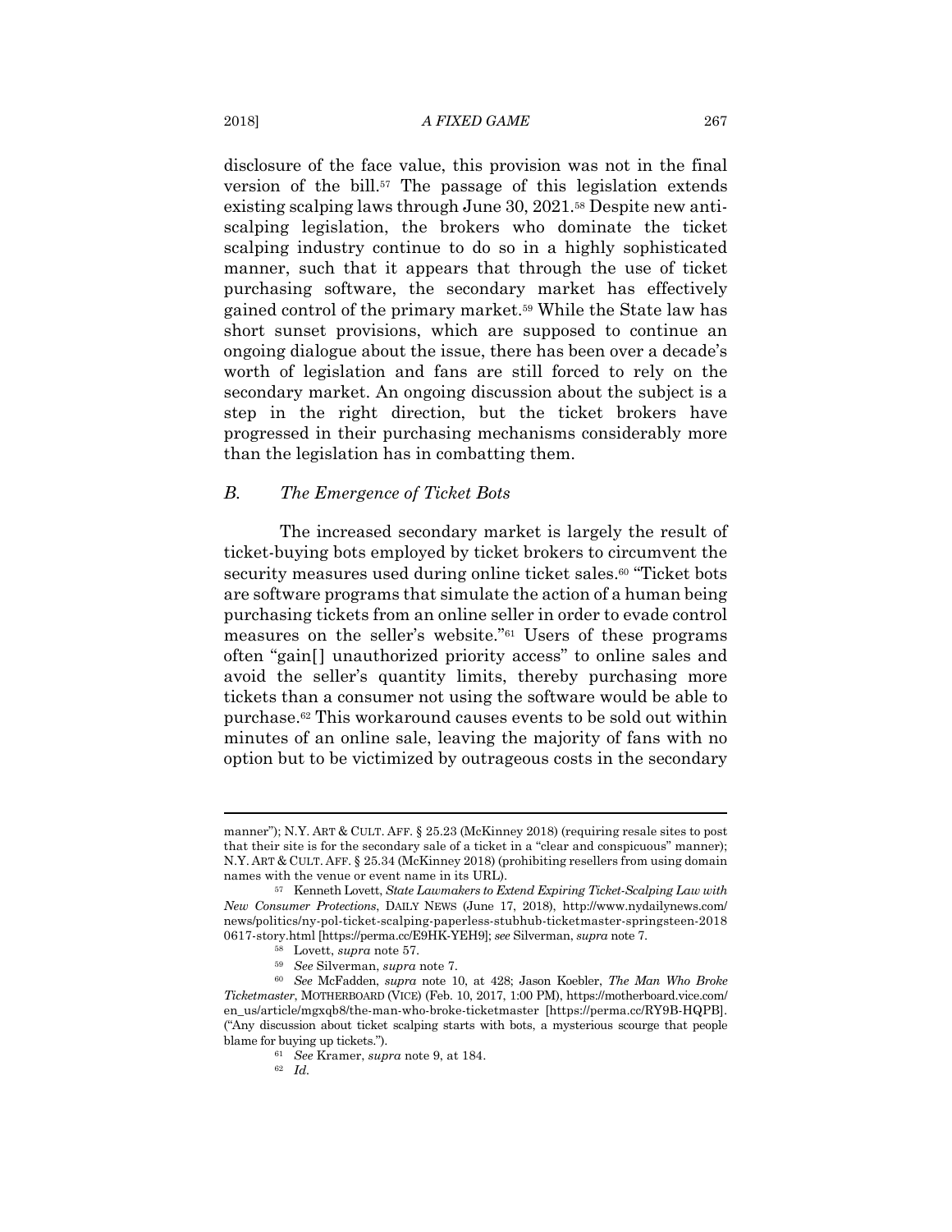disclosure of the face value, this provision was not in the final version of the bill.[57] The passage of this legislation extends existing scalping laws through June 30, 2021.[58] Despite new anti-scalping legislation, the brokers who dominate the ticket scalping industry continue to do so in a highly sophisticated manner, such that it appears that through the use of ticket purchasing software, the secondary market has effectively gained control of the primary market.[59] While the State law has short sunset provisions, which are supposed to continue an ongoing dialogue about the issue, there has been over a decade's worth of legislation and fans are still forced to rely on the secondary market. An ongoing discussion about the subject is a step in the right direction, but the ticket brokers have progressed in their purchasing mechanisms considerably more than the legislation has in combatting them.

### *B. The Emergence of Ticket Bots*

The increased secondary market is largely the result of ticket-buying bots employed by ticket brokers to circumvent the security measures used during online ticket sales.[60] "Ticket bots are software programs that simulate the action of a human being purchasing tickets from an online seller in order to evade control measures on the seller's website."[61] Users of these programs often "gain[] unauthorized priority access" to online sales and avoid the seller's quantity limits, thereby purchasing more tickets than a consumer not using the software would be able to purchase.[62] This workaround causes events to be sold out within minutes of an online sale, leaving the majority of fans with no option but to be victimized by outrageous costs in the secondary

---

manner"); N.Y. ART & CULT. AFF. § 25.23 (McKinney 2018) (requiring resale sites to post that their site is for the secondary sale of a ticket in a "clear and conspicuous" manner); N.Y. ART & CULT. AFF. § 25.34 (McKinney 2018) (prohibiting resellers from using domain names with the venue or event name in its URL).

[57] Kenneth Lovett, *State Lawmakers to Extend Expiring Ticket-Scalping Law with New Consumer Protections*, DAILY NEWS (June 17, 2018), http://www.nydailynews.com/news/politics/ny-pol-ticket-scalping-paperless-stubhub-ticketmaster-springsteen-20180617-story.html [https://perma.cc/E9HK-YEH9]; *see* Silverman, *supra* note 7.

[58] Lovett, *supra* note 57.

[59] *See* Silverman, *supra* note 7.

[60] *See* McFadden, *supra* note 10, at 428; Jason Koebler, *The Man Who Broke Ticketmaster*, MOTHERBOARD (VICE) (Feb. 10, 2017, 1:00 PM), https://motherboard.vice.com/en_us/article/mgxqb8/the-man-who-broke-ticketmaster [https://perma.cc/RY9B-HQPB]. ("Any discussion about ticket scalping starts with bots, a mysterious scourge that people blame for buying up tickets.").

[61] *See* Kramer, *supra* note 9, at 184.

[62] *Id.*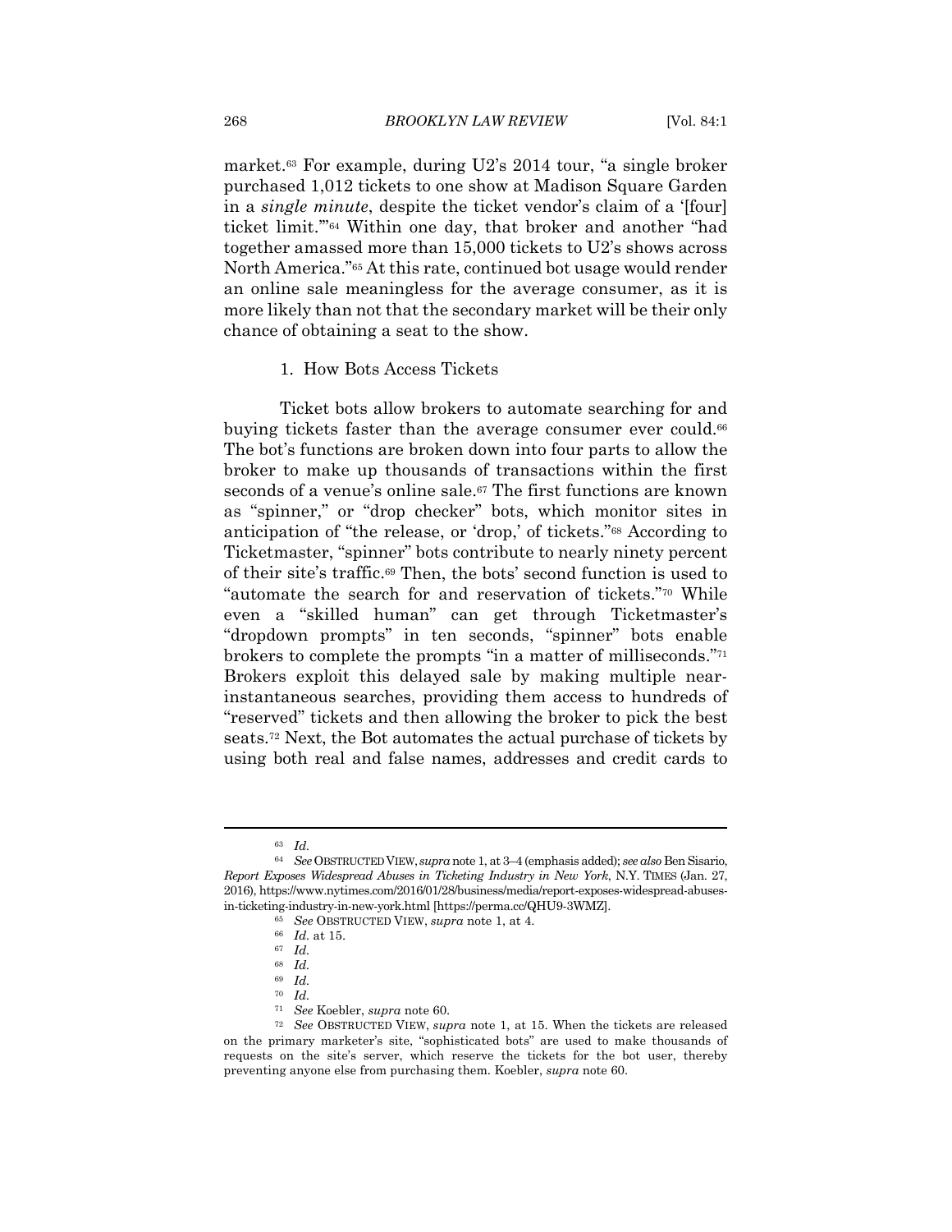market.[63] For example, during U2's 2014 tour, "a single broker purchased 1,012 tickets to one show at Madison Square Garden in a *single minute*, despite the ticket vendor's claim of a '[four] ticket limit.'"[64] Within one day, that broker and another "had together amassed more than 15,000 tickets to U2's shows across North America."[65] At this rate, continued bot usage would render an online sale meaningless for the average consumer, as it is more likely than not that the secondary market will be their only chance of obtaining a seat to the show.

### 1. How Bots Access Tickets

Ticket bots allow brokers to automate searching for and buying tickets faster than the average consumer ever could.[66] The bot's functions are broken down into four parts to allow the broker to make up thousands of transactions within the first seconds of a venue's online sale.[67] The first functions are known as "spinner," or "drop checker" bots, which monitor sites in anticipation of "the release, or 'drop,' of tickets."[68] According to Ticketmaster, "spinner" bots contribute to nearly ninety percent of their site's traffic.[69] Then, the bots' second function is used to "automate the search for and reservation of tickets."[70] While even a "skilled human" can get through Ticketmaster's "dropdown prompts" in ten seconds, "spinner" bots enable brokers to complete the prompts "in a matter of milliseconds."[71] Brokers exploit this delayed sale by making multiple near-instantaneous searches, providing them access to hundreds of "reserved" tickets and then allowing the broker to pick the best seats.[72] Next, the Bot automates the actual purchase of tickets by using both real and false names, addresses and credit cards to

---

[63] *Id.*

[64] *See* OBSTRUCTED VIEW, *supra* note 1, at 3–4 (emphasis added); *see also* Ben Sisario, *Report Exposes Widespread Abuses in Ticketing Industry in New York*, N.Y. TIMES (Jan. 27, 2016), https://www.nytimes.com/2016/01/28/business/media/report-exposes-widespread-abuses-in-ticketing-industry-in-new-york.html [https://perma.cc/QHU9-3WMZ].

[65] *See* OBSTRUCTED VIEW, *supra* note 1, at 4.

[66] *Id.* at 15.

[67] *Id.*

[68] *Id.*

[69] *Id.*

[70] *Id.*

[71] *See* Koebler, *supra* note 60.

[72] *See* OBSTRUCTED VIEW, *supra* note 1, at 15. When the tickets are released on the primary marketer's site, "sophisticated bots" are used to make thousands of requests on the site's server, which reserve the tickets for the bot user, thereby preventing anyone else from purchasing them. Koebler, *supra* note 60.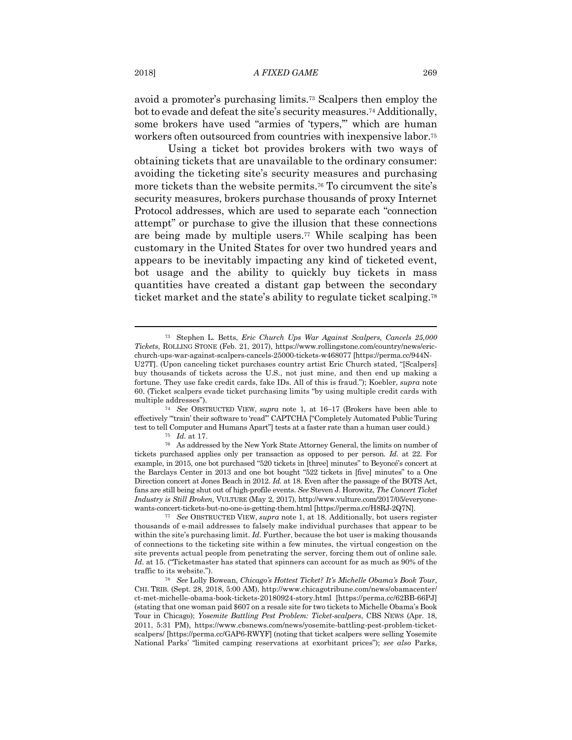avoid a promoter's purchasing limits.[73] Scalpers then employ the bot to evade and defeat the site's security measures.[74] Additionally, some brokers have used "armies of 'typers,'" which are human workers often outsourced from countries with inexpensive labor.[75]

Using a ticket bot provides brokers with two ways of obtaining tickets that are unavailable to the ordinary consumer: avoiding the ticketing site's security measures and purchasing more tickets than the website permits.[76] To circumvent the site's security measures, brokers purchase thousands of proxy Internet Protocol addresses, which are used to separate each "connection attempt" or purchase to give the illusion that these connections are being made by multiple users.[77] While scalping has been customary in the United States for over two hundred years and appears to be inevitably impacting any kind of ticketed event, bot usage and the ability to quickly buy tickets in mass quantities have created a distant gap between the secondary ticket market and the state's ability to regulate ticket scalping.[78]

---

[73] Stephen L. Betts, *Eric Church Ups War Against Scalpers, Cancels 25,000 Tickets*, ROLLING STONE (Feb. 21, 2017), https://www.rollingstone.com/country/news/eric-church-ups-war-against-scalpers-cancels-25000-tickets-w468077 [https://perma.cc/944N-U27T]. (Upon canceling ticket purchases country artist Eric Church stated, "[Scalpers] buy thousands of tickets across the U.S., not just mine, and then end up making a fortune. They use fake credit cards, fake IDs. All of this is fraud."); Koebler, *supra* note 60. (Ticket scalpers evade ticket purchasing limits "by using multiple credit cards with multiple addresses").

[74] *See* OBSTRUCTED VIEW, *supra* note 1, at 16–17 (Brokers have been able to effectively "'train' their software to 'read'" CAPTCHA ["Completely Automated Public Turing test to tell Computer and Humans Apart"] tests at a faster rate than a human user could.)

[75] *Id.* at 17.

[76] As addressed by the New York State Attorney General, the limits on number of tickets purchased applies only per transaction as opposed to per person. *Id.* at 22. For example, in 2015, one bot purchased "520 tickets in [three] minutes" to Beyoncé's concert at the Barclays Center in 2013 and one bot bought "522 tickets in [five] minutes" to a One Direction concert at Jones Beach in 2012. *Id.* at 18. Even after the passage of the BOTS Act, fans are still being shut out of high-profile events. *See* Steven J. Horowitz, *The Concert Ticket Industry is Still Broken,* VULTURE (May 2, 2017), http://www.vulture.com/2017/05/everyone-wants-concert-tickets-but-no-one-is-getting-them.html [https://perma.cc/H8RJ-2Q7N].

[77] *See* OBSTRUCTED VIEW, *supra* note 1, at 18. Additionally, bot users register thousands of e-mail addresses to falsely make individual purchases that appear to be within the site's purchasing limit. *Id*. Further, because the bot user is making thousands of connections to the ticketing site within a few minutes, the virtual congestion on the site prevents actual people from penetrating the server, forcing them out of online sale. *Id*. at 15. ("Ticketmaster has stated that spinners can account for as much as 90% of the traffic to its website.").

[78] *See* Lolly Bowean, *Chicago's Hottest Ticket? It's Michelle Obama's Book Tour*, CHI. TRIB. (Sept. 28, 2018, 5:00 AM), http://www.chicagotribune.com/news/obamacenter/ct-met-michelle-obama-book-tickets-20180924-story.html [https://perma.cc/62BB-66PJ] (stating that one woman paid $607 on a resale site for two tickets to Michelle Obama's Book Tour in Chicago); *Yosemite Battling Pest Problem: Ticket-scalpers*, CBS NEWS (Apr. 18, 2011, 5:31 PM), https://www.cbsnews.com/news/yosemite-battling-pest-problem-ticket-scalpers/ [https://perma.cc/GAP6-RWYF] (noting that ticket scalpers were selling Yosemite National Parks' "limited camping reservations at exorbitant prices"); *see also* Parks,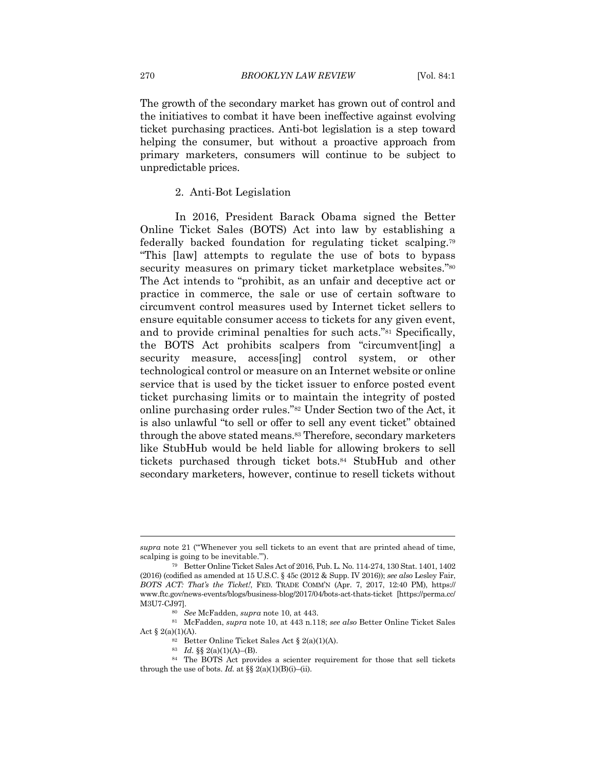The growth of the secondary market has grown out of control and the initiatives to combat it have been ineffective against evolving ticket purchasing practices. Anti-bot legislation is a step toward helping the consumer, but without a proactive approach from primary marketers, consumers will continue to be subject to unpredictable prices.

### 2. Anti-Bot Legislation

In 2016, President Barack Obama signed the Better Online Ticket Sales (BOTS) Act into law by establishing a federally backed foundation for regulating ticket scalping.[79] "This [law] attempts to regulate the use of bots to bypass security measures on primary ticket marketplace websites."[80] The Act intends to "prohibit, as an unfair and deceptive act or practice in commerce, the sale or use of certain software to circumvent control measures used by Internet ticket sellers to ensure equitable consumer access to tickets for any given event, and to provide criminal penalties for such acts."[81] Specifically, the BOTS Act prohibits scalpers from "circumvent[ing] a security measure, access[ing] control system, or other technological control or measure on an Internet website or online service that is used by the ticket issuer to enforce posted event ticket purchasing limits or to maintain the integrity of posted online purchasing order rules."[82] Under Section two of the Act, it is also unlawful "to sell or offer to sell any event ticket" obtained through the above stated means.[83] Therefore, secondary marketers like StubHub would be held liable for allowing brokers to sell tickets purchased through ticket bots.[84] StubHub and other secondary marketers, however, continue to resell tickets without

---

*supra* note 21 ("'Whenever you sell tickets to an event that are printed ahead of time, scalping is going to be inevitable.'").

[79] Better Online Ticket Sales Act of 2016, Pub. L. No. 114-274, 130 Stat. 1401, 1402 (2016) (codified as amended at 15 U.S.C. § 45c (2012 & Supp. IV 2016)); *see also* Lesley Fair, *BOTS ACT: That's the Ticket!*, FED. TRADE COMM'N (Apr. 7, 2017, 12:40 PM), https://www.ftc.gov/news-events/blogs/business-blog/2017/04/bots-act-thats-ticket [https://perma.cc/M3U7-CJ97].

[80] *See* McFadden, *supra* note 10, at 443.

[81] McFadden, *supra* note 10, at 443 n.118; *see also* Better Online Ticket Sales Act § 2(a)(1)(A).

[82] Better Online Ticket Sales Act § 2(a)(1)(A).

[83] *Id.* §§ 2(a)(1)(A)–(B).

[84] The BOTS Act provides a scienter requirement for those that sell tickets through the use of bots. *Id.* at §§ 2(a)(1)(B)(i)–(ii).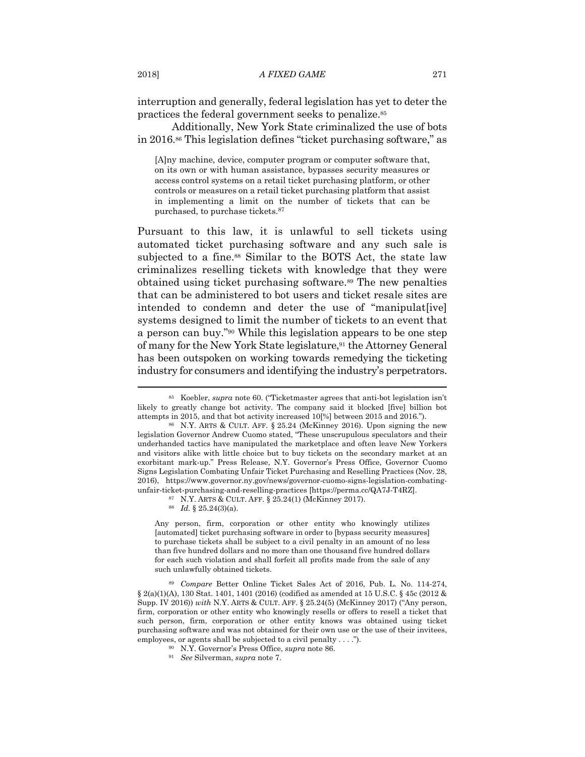interruption and generally, federal legislation has yet to deter the practices the federal government seeks to penalize.[85]

Additionally, New York State criminalized the use of bots in 2016.[86] This legislation defines "ticket purchasing software," as

> [A]ny machine, device, computer program or computer software that, on its own or with human assistance, bypasses security measures or access control systems on a retail ticket purchasing platform, or other controls or measures on a retail ticket purchasing platform that assist in implementing a limit on the number of tickets that can be purchased, to purchase tickets.[87]

Pursuant to this law, it is unlawful to sell tickets using automated ticket purchasing software and any such sale is subjected to a fine.[88] Similar to the BOTS Act, the state law criminalizes reselling tickets with knowledge that they were obtained using ticket purchasing software.[89] The new penalties that can be administered to bot users and ticket resale sites are intended to condemn and deter the use of "manipulat[ive] systems designed to limit the number of tickets to an event that a person can buy."[90] While this legislation appears to be one step of many for the New York State legislature,[91] the Attorney General has been outspoken on working towards remedying the ticketing industry for consumers and identifying the industry's perpetrators.

---

[85] Koebler, *supra* note 60. ("Ticketmaster agrees that anti-bot legislation isn't likely to greatly change bot activity. The company said it blocked [five] billion bot attempts in 2015, and that bot activity increased 10[%] between 2015 and 2016.").

[86] N.Y. ARTS & CULT. AFF. § 25.24 (McKinney 2016). Upon signing the new legislation Governor Andrew Cuomo stated, "These unscrupulous speculators and their underhanded tactics have manipulated the marketplace and often leave New Yorkers and visitors alike with little choice but to buy tickets on the secondary market at an exorbitant mark-up." Press Release, N.Y. Governor's Press Office, Governor Cuomo Signs Legislation Combating Unfair Ticket Purchasing and Reselling Practices (Nov. 28, 2016), https://www.governor.ny.gov/news/governor-cuomo-signs-legislation-combating-unfair-ticket-purchasing-and-reselling-practices [https://perma.cc/QA7J-T4RZ].

[87] N.Y. ARTS & CULT. AFF. § 25.24(1) (McKinney 2017).

[88] *Id.* § 25.24(3)(a).

> Any person, firm, corporation or other entity who knowingly utilizes [automated] ticket purchasing software in order to [bypass security measures] to purchase tickets shall be subject to a civil penalty in an amount of no less than five hundred dollars and no more than one thousand five hundred dollars for each such violation and shall forfeit all profits made from the sale of any such unlawfully obtained tickets.

[89] *Compare* Better Online Ticket Sales Act of 2016, Pub. L. No. 114-274, § 2(a)(1)(A), 130 Stat. 1401, 1401 (2016) (codified as amended at 15 U.S.C. § 45c (2012 & Supp. IV 2016)) *with* N.Y. ARTS & CULT. AFF. § 25.24(5) (McKinney 2017) ("Any person, firm, corporation or other entity who knowingly resells or offers to resell a ticket that such person, firm, corporation or other entity knows was obtained using ticket purchasing software and was not obtained for their own use or the use of their invitees, employees, or agents shall be subjected to a civil penalty . . . .").

[90] N.Y. Governor's Press Office, *supra* note 86.

[91] *See* Silverman, *supra* note 7.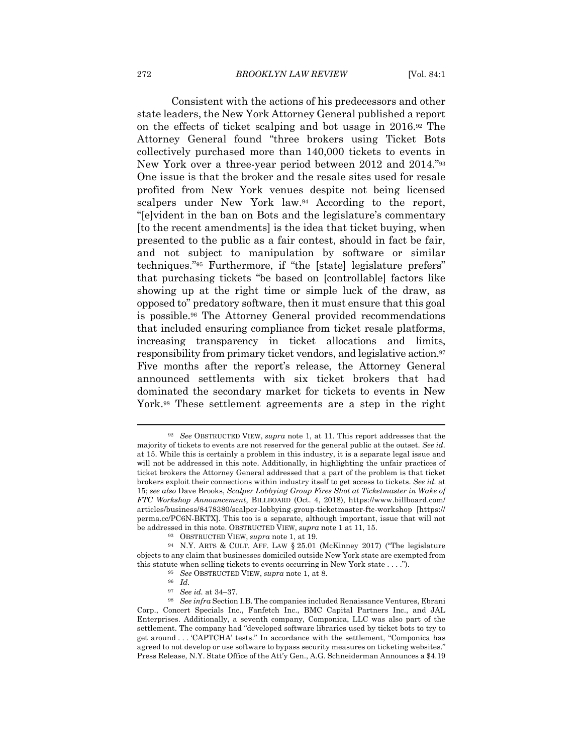Consistent with the actions of his predecessors and other state leaders, the New York Attorney General published a report on the effects of ticket scalping and bot usage in 2016.[92] The Attorney General found "three brokers using Ticket Bots collectively purchased more than 140,000 tickets to events in New York over a three-year period between 2012 and 2014."[93] One issue is that the broker and the resale sites used for resale profited from New York venues despite not being licensed scalpers under New York law.[94] According to the report, "[e]vident in the ban on Bots and the legislature's commentary [to the recent amendments] is the idea that ticket buying, when presented to the public as a fair contest, should in fact be fair, and not subject to manipulation by software or similar techniques."[95] Furthermore, if "the [state] legislature prefers" that purchasing tickets "be based on [controllable] factors like showing up at the right time or simple luck of the draw, as opposed to" predatory software, then it must ensure that this goal is possible.[96] The Attorney General provided recommendations that included ensuring compliance from ticket resale platforms, increasing transparency in ticket allocations and limits, responsibility from primary ticket vendors, and legislative action.[97] Five months after the report's release, the Attorney General announced settlements with six ticket brokers that had dominated the secondary market for tickets to events in New York.[98] These settlement agreements are a step in the right

---

[92] *See* OBSTRUCTED VIEW, *supra* note 1, at 11. This report addresses that the majority of tickets to events are not reserved for the general public at the outset. *See id.* at 15. While this is certainly a problem in this industry, it is a separate legal issue and will not be addressed in this note. Additionally, in highlighting the unfair practices of ticket brokers the Attorney General addressed that a part of the problem is that ticket brokers exploit their connections within industry itself to get access to tickets. *See id.* at 15; *see also* Dave Brooks, *Scalper Lobbying Group Fires Shot at Ticketmaster in Wake of FTC Workshop Announcement*, BILLBOARD (Oct. 4, 2018), https://www.billboard.com/articles/business/8478380/scalper-lobbying-group-ticketmaster-ftc-workshop [https://perma.cc/PC6N-BKTX]. This too is a separate, although important, issue that will not be addressed in this note. OBSTRUCTED VIEW, *supra* note 1 at 11, 15.

[93] OBSTRUCTED VIEW, *supra* note 1, at 19.

[94] N.Y. ARTS & CULT. AFF. LAW § 25.01 (McKinney 2017) ("The legislature objects to any claim that businesses domiciled outside New York state are exempted from this statute when selling tickets to events occurring in New York state . . . .").

[95] *See* OBSTRUCTED VIEW, *supra* note 1, at 8.

[96] *Id.*

[97] *See id.* at 34–37.

[98] *See infra* Section I.B. The companies included Renaissance Ventures, Ebrani Corp., Concert Specials Inc., Fanfetch Inc., BMC Capital Partners Inc., and JAL Enterprises. Additionally, a seventh company, Componica, LLC was also part of the settlement. The company had "developed software libraries used by ticket bots to try to get around . . . 'CAPTCHA' tests." In accordance with the settlement, "Componica has agreed to not develop or use software to bypass security measures on ticketing websites." Press Release, N.Y. State Office of the Att'y Gen., A.G. Schneiderman Announces a $4.19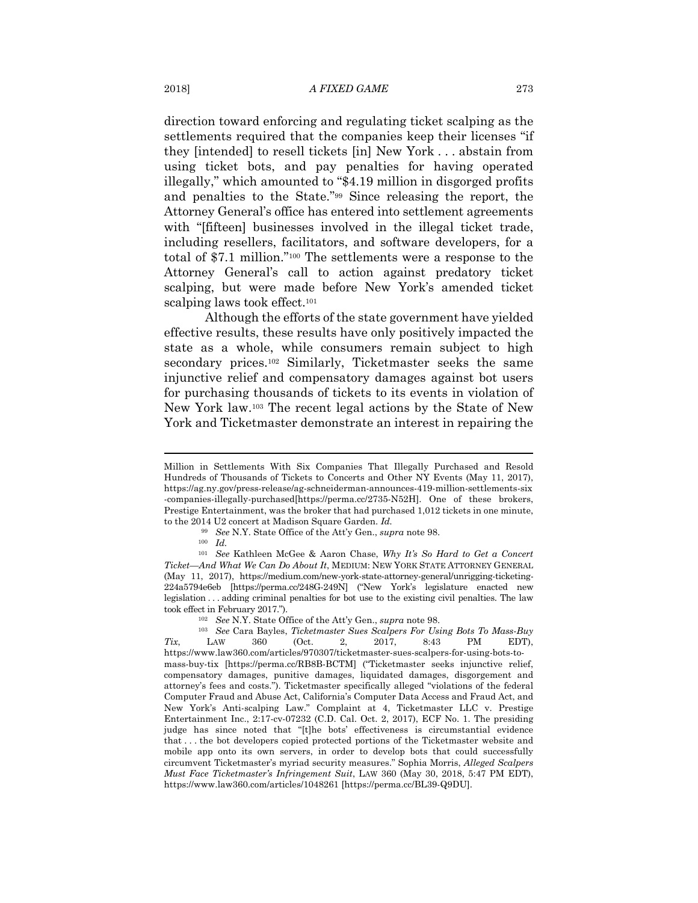direction toward enforcing and regulating ticket scalping as the settlements required that the companies keep their licenses "if they [intended] to resell tickets [in] New York . . . abstain from using ticket bots, and pay penalties for having operated illegally," which amounted to "$4.19 million in disgorged profits and penalties to the State."[99] Since releasing the report, the Attorney General's office has entered into settlement agreements with "[fifteen] businesses involved in the illegal ticket trade, including resellers, facilitators, and software developers, for a total of $7.1 million."[100] The settlements were a response to the Attorney General's call to action against predatory ticket scalping, but were made before New York's amended ticket scalping laws took effect.[101]

Although the efforts of the state government have yielded effective results, these results have only positively impacted the state as a whole, while consumers remain subject to high secondary prices.[102] Similarly, Ticketmaster seeks the same injunctive relief and compensatory damages against bot users for purchasing thousands of tickets to its events in violation of New York law.[103] The recent legal actions by the State of New York and Ticketmaster demonstrate an interest in repairing the

---

Million in Settlements With Six Companies That Illegally Purchased and Resold Hundreds of Thousands of Tickets to Concerts and Other NY Events (May 11, 2017), https://ag.ny.gov/press-release/ag-schneiderman-announces-419-million-settlements-six-companies-illegally-purchased[https://perma.cc/2735-N52H]. One of these brokers, Prestige Entertainment, was the broker that had purchased 1,012 tickets in one minute, to the 2014 U2 concert at Madison Square Garden. *Id.*

[99] *See* N.Y. State Office of the Att'y Gen., *supra* note 98.

[100] *Id.*

[101] *See* Kathleen McGee & Aaron Chase, *Why It's So Hard to Get a Concert Ticket—And What We Can Do About It*, MEDIUM: NEW YORK STATE ATTORNEY GENERAL (May 11, 2017), https://medium.com/new-york-state-attorney-general/unrigging-ticketing-224a5794e6eb [https://perma.cc/248G-249N] ("New York's legislature enacted new legislation . . . adding criminal penalties for bot use to the existing civil penalties. The law took effect in February 2017.").

[102] *See* N.Y. State Office of the Att'y Gen., *supra* note 98.

[103] *See* Cara Bayles, *Ticketmaster Sues Scalpers For Using Bots To Mass-Buy Tix*, LAW 360 (Oct. 2, 2017, 8:43 PM EDT), https://www.law360.com/articles/970307/ticketmaster-sues-scalpers-for-using-bots-to-mass-buy-tix [https://perma.cc/RB8B-BCTM] ("Ticketmaster seeks injunctive relief, compensatory damages, punitive damages, liquidated damages, disgorgement and attorney's fees and costs."). Ticketmaster specifically alleged "violations of the federal Computer Fraud and Abuse Act, California's Computer Data Access and Fraud Act, and New York's Anti-scalping Law." Complaint at 4, Ticketmaster LLC v. Prestige Entertainment Inc., 2:17-cv-07232 (C.D. Cal. Oct. 2, 2017), ECF No. 1. The presiding judge has since noted that "[t]he bots' effectiveness is circumstantial evidence that . . . the bot developers copied protected portions of the Ticketmaster website and mobile app onto its own servers, in order to develop bots that could successfully circumvent Ticketmaster's myriad security measures." Sophia Morris, *Alleged Scalpers Must Face Ticketmaster's Infringement Suit*, LAW 360 (May 30, 2018, 5:47 PM EDT), https://www.law360.com/articles/1048261 [https://perma.cc/BL39-Q9DU].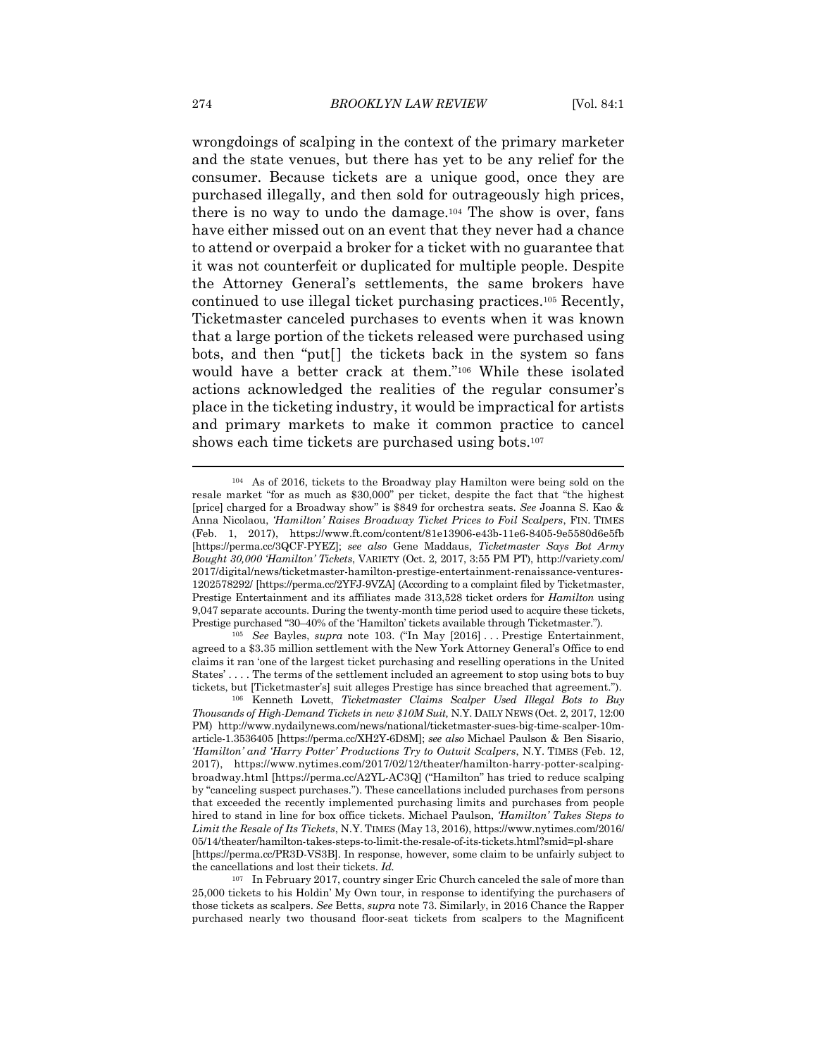wrongdoings of scalping in the context of the primary marketer and the state venues, but there has yet to be any relief for the consumer. Because tickets are a unique good, once they are purchased illegally, and then sold for outrageously high prices, there is no way to undo the damage.[104] The show is over, fans have either missed out on an event that they never had a chance to attend or overpaid a broker for a ticket with no guarantee that it was not counterfeit or duplicated for multiple people. Despite the Attorney General's settlements, the same brokers have continued to use illegal ticket purchasing practices.[105] Recently, Ticketmaster canceled purchases to events when it was known that a large portion of the tickets released were purchased using bots, and then "put[] the tickets back in the system so fans would have a better crack at them."[106] While these isolated actions acknowledged the realities of the regular consumer's place in the ticketing industry, it would be impractical for artists and primary markets to make it common practice to cancel shows each time tickets are purchased using bots.[107]

---

[104] As of 2016, tickets to the Broadway play Hamilton were being sold on the resale market "for as much as $30,000" per ticket, despite the fact that "the highest [price] charged for a Broadway show" is $849 for orchestra seats. *See* Joanna S. Kao & Anna Nicolaou, *'Hamilton' Raises Broadway Ticket Prices to Foil Scalpers*, FIN. TIMES (Feb. 1, 2017), https://www.ft.com/content/81e13906-e43b-11e6-8405-9e5580d6e5fb [https://perma.cc/3QCF-PYEZ]; *see also* Gene Maddaus, *Ticketmaster Says Bot Army Bought 30,000 'Hamilton' Tickets*, VARIETY (Oct. 2, 2017, 3:55 PM PT), http://variety.com/2017/digital/news/ticketmaster-hamilton-prestige-entertainment-renaissance-ventures-1202578292/ [https://perma.cc/2YFJ-9VZA] (According to a complaint filed by Ticketmaster, Prestige Entertainment and its affiliates made 313,528 ticket orders for *Hamilton* using 9,047 separate accounts. During the twenty-month time period used to acquire these tickets, Prestige purchased "30–40% of the 'Hamilton' tickets available through Ticketmaster.").

[105] *See* Bayles, *supra* note 103. ("In May [2016] . . . Prestige Entertainment, agreed to a $3.35 million settlement with the New York Attorney General's Office to end claims it ran 'one of the largest ticket purchasing and reselling operations in the United States' . . . . The terms of the settlement included an agreement to stop using bots to buy tickets, but [Ticketmaster's] suit alleges Prestige has since breached that agreement.").

[106] Kenneth Lovett, *Ticketmaster Claims Scalper Used Illegal Bots to Buy Thousands of High-Demand Tickets in new $10M Suit,* N.Y. DAILY NEWS (Oct. 2, 2017, 12:00 PM) http://www.nydailynews.com/news/national/ticketmaster-sues-big-time-scalper-10m-article-1.3536405 [https://perma.cc/XH2Y-6D8M]; *see also* Michael Paulson & Ben Sisario, *'Hamilton' and 'Harry Potter' Productions Try to Outwit Scalpers*, N.Y. TIMES (Feb. 12, 2017), https://www.nytimes.com/2017/02/12/theater/hamilton-harry-potter-scalping-broadway.html [https://perma.cc/A2YL-AC3Q] ("Hamilton" has tried to reduce scalping by "canceling suspect purchases."). These cancellations included purchases from persons that exceeded the recently implemented purchasing limits and purchases from people hired to stand in line for box office tickets. Michael Paulson, *'Hamilton' Takes Steps to Limit the Resale of Its Tickets*, N.Y. TIMES (May 13, 2016), https://www.nytimes.com/2016/05/14/theater/hamilton-takes-steps-to-limit-the-resale-of-its-tickets.html?smid=pl-share [https://perma.cc/PR3D-VS3B]. In response, however, some claim to be unfairly subject to the cancellations and lost their tickets. *Id.*

[107] In February 2017, country singer Eric Church canceled the sale of more than 25,000 tickets to his Holdin' My Own tour, in response to identifying the purchasers of those tickets as scalpers. *See* Betts, *supra* note 73. Similarly, in 2016 Chance the Rapper purchased nearly two thousand floor-seat tickets from scalpers to the Magnificent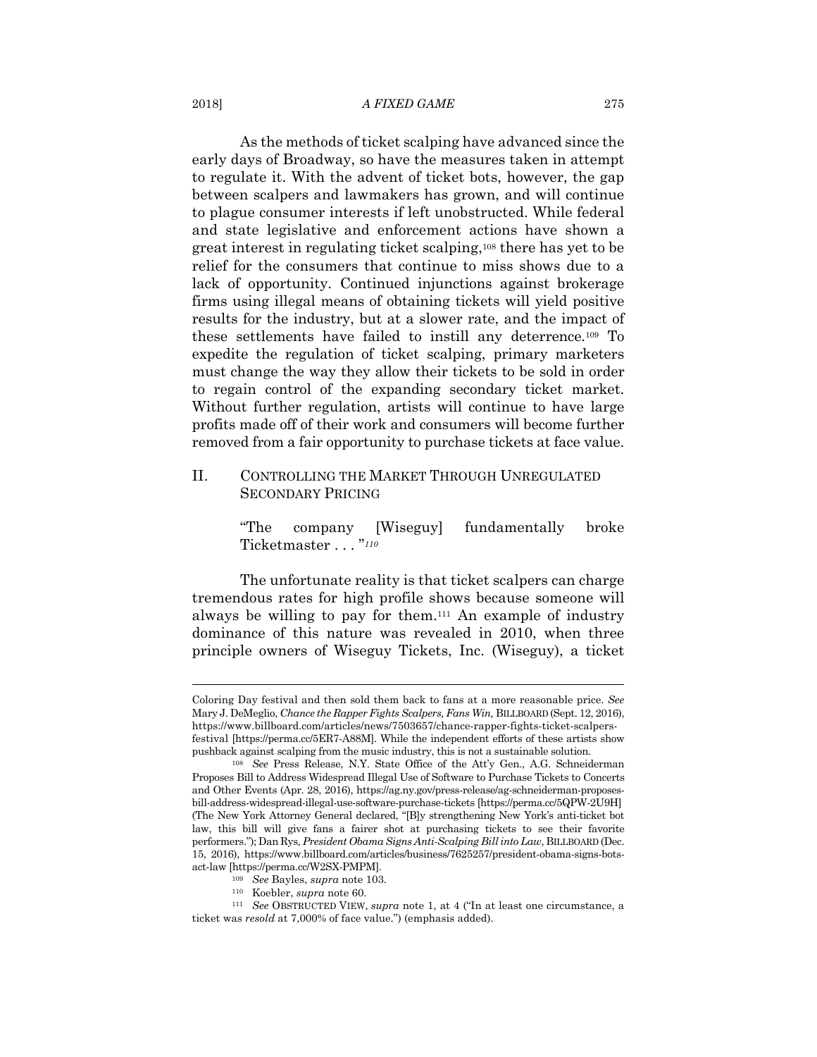As the methods of ticket scalping have advanced since the early days of Broadway, so have the measures taken in attempt to regulate it. With the advent of ticket bots, however, the gap between scalpers and lawmakers has grown, and will continue to plague consumer interests if left unobstructed. While federal and state legislative and enforcement actions have shown a great interest in regulating ticket scalping,[108] there has yet to be relief for the consumers that continue to miss shows due to a lack of opportunity. Continued injunctions against brokerage firms using illegal means of obtaining tickets will yield positive results for the industry, but at a slower rate, and the impact of these settlements have failed to instill any deterrence.[109] To expedite the regulation of ticket scalping, primary marketers must change the way they allow their tickets to be sold in order to regain control of the expanding secondary ticket market. Without further regulation, artists will continue to have large profits made off of their work and consumers will become further removed from a fair opportunity to purchase tickets at face value.

## II. CONTROLLING THE MARKET THROUGH UNREGULATED SECONDARY PRICING

> "The company [Wiseguy] fundamentally broke Ticketmaster . . . "[110]

The unfortunate reality is that ticket scalpers can charge tremendous rates for high profile shows because someone will always be willing to pay for them.[111] An example of industry dominance of this nature was revealed in 2010, when three principle owners of Wiseguy Tickets, Inc. (Wiseguy), a ticket

---

Coloring Day festival and then sold them back to fans at a more reasonable price. *See* Mary J. DeMeglio, *Chance the Rapper Fights Scalpers, Fans Win,* BILLBOARD (Sept. 12, 2016), https://www.billboard.com/articles/news/7503657/chance-rapper-fights-ticket-scalpers-festival [https://perma.cc/5ER7-A88M]. While the independent efforts of these artists show pushback against scalping from the music industry, this is not a sustainable solution.

[108] *See* Press Release, N.Y. State Office of the Att'y Gen., A.G. Schneiderman Proposes Bill to Address Widespread Illegal Use of Software to Purchase Tickets to Concerts and Other Events (Apr. 28, 2016), https://ag.ny.gov/press-release/ag-schneiderman-proposes-bill-address-widespread-illegal-use-software-purchase-tickets [https://perma.cc/5QPW-2U9H] (The New York Attorney General declared, "[B]y strengthening New York's anti-ticket bot law, this bill will give fans a fairer shot at purchasing tickets to see their favorite performers."); Dan Rys, *President Obama Signs Anti-Scalping Bill into Law*, BILLBOARD (Dec. 15, 2016), https://www.billboard.com/articles/business/7625257/president-obama-signs-bots-act-law [https://perma.cc/W2SX-PMPM].

[109] *See* Bayles, *supra* note 103.

[110] Koebler, *supra* note 60.

[111] *See* OBSTRUCTED VIEW, *supra* note 1, at 4 ("In at least one circumstance, a ticket was *resold* at 7,000% of face value.") (emphasis added).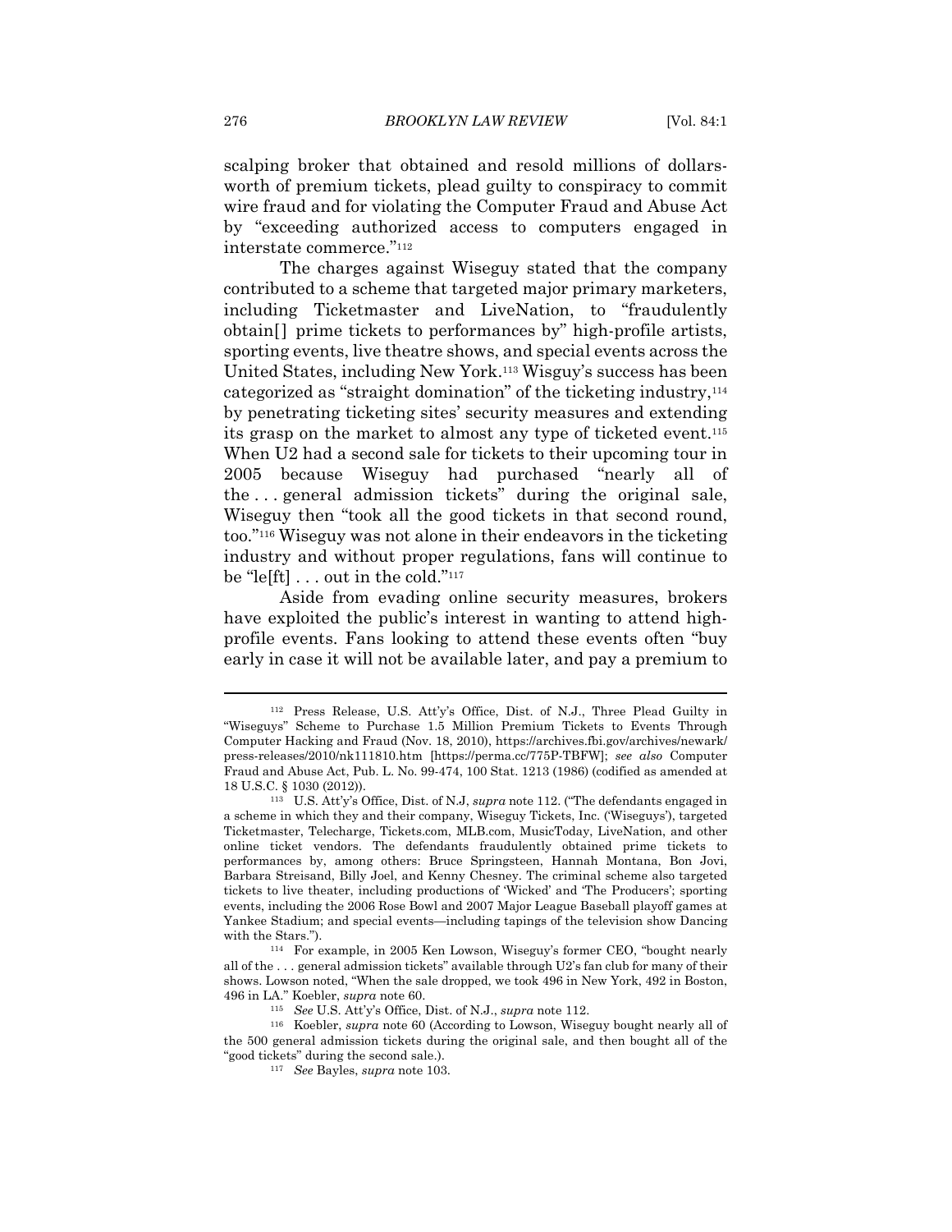scalping broker that obtained and resold millions of dollars-worth of premium tickets, plead guilty to conspiracy to commit wire fraud and for violating the Computer Fraud and Abuse Act by "exceeding authorized access to computers engaged in interstate commerce."[112]

The charges against Wiseguy stated that the company contributed to a scheme that targeted major primary marketers, including Ticketmaster and LiveNation, to "fraudulently obtain[] prime tickets to performances by" high-profile artists, sporting events, live theatre shows, and special events across the United States, including New York.[113] Wisguy's success has been categorized as "straight domination" of the ticketing industry,[114] by penetrating ticketing sites' security measures and extending its grasp on the market to almost any type of ticketed event.[115] When U2 had a second sale for tickets to their upcoming tour in 2005 because Wiseguy had purchased "nearly all of the . . . general admission tickets" during the original sale, Wiseguy then "took all the good tickets in that second round, too."[116] Wiseguy was not alone in their endeavors in the ticketing industry and without proper regulations, fans will continue to be "le[ft] . . . out in the cold."[117]

Aside from evading online security measures, brokers have exploited the public's interest in wanting to attend high-profile events. Fans looking to attend these events often "buy early in case it will not be available later, and pay a premium to

---

[112] Press Release, U.S. Att'y's Office, Dist. of N.J., Three Plead Guilty in "Wiseguys" Scheme to Purchase 1.5 Million Premium Tickets to Events Through Computer Hacking and Fraud (Nov. 18, 2010), https://archives.fbi.gov/archives/newark/press-releases/2010/nk111810.htm [https://perma.cc/775P-TBFW]; *see also* Computer Fraud and Abuse Act, Pub. L. No. 99-474, 100 Stat. 1213 (1986) (codified as amended at 18 U.S.C. § 1030 (2012)).

[113] U.S. Att'y's Office, Dist. of N.J, *supra* note 112. ("The defendants engaged in a scheme in which they and their company, Wiseguy Tickets, Inc. ('Wiseguys'), targeted Ticketmaster, Telecharge, Tickets.com, MLB.com, MusicToday, LiveNation, and other online ticket vendors. The defendants fraudulently obtained prime tickets to performances by, among others: Bruce Springsteen, Hannah Montana, Bon Jovi, Barbara Streisand, Billy Joel, and Kenny Chesney. The criminal scheme also targeted tickets to live theater, including productions of 'Wicked' and 'The Producers'; sporting events, including the 2006 Rose Bowl and 2007 Major League Baseball playoff games at Yankee Stadium; and special events—including tapings of the television show Dancing with the Stars.").

[114] For example, in 2005 Ken Lowson, Wiseguy's former CEO, "bought nearly all of the . . . general admission tickets" available through U2's fan club for many of their shows. Lowson noted, "When the sale dropped, we took 496 in New York, 492 in Boston, 496 in LA." Koebler, *supra* note 60.

[115] *See* U.S. Att'y's Office, Dist. of N.J., *supra* note 112.

[116] Koebler, *supra* note 60 (According to Lowson, Wiseguy bought nearly all of the 500 general admission tickets during the original sale, and then bought all of the "good tickets" during the second sale.).

[117] *See* Bayles, *supra* note 103.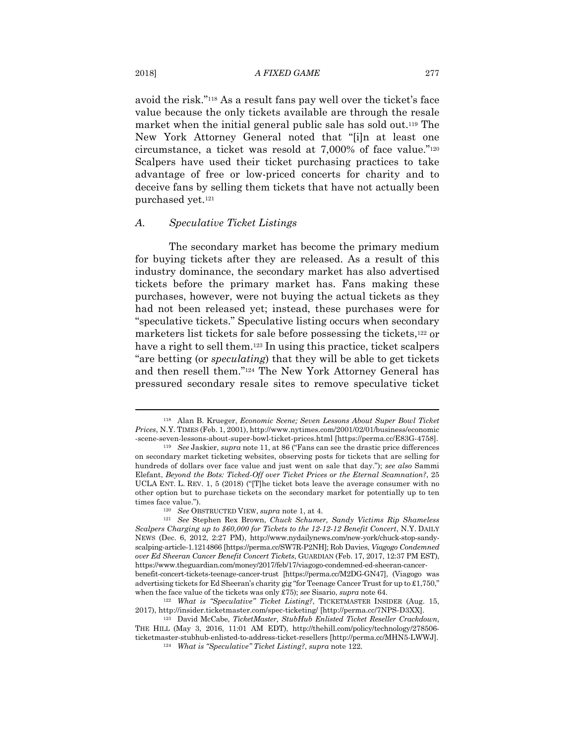avoid the risk."[118] As a result fans pay well over the ticket's face value because the only tickets available are through the resale market when the initial general public sale has sold out.[119] The New York Attorney General noted that "[i]n at least one circumstance, a ticket was resold at 7,000% of face value."[120] Scalpers have used their ticket purchasing practices to take advantage of free or low-priced concerts for charity and to deceive fans by selling them tickets that have not actually been purchased yet.[121]

### *A. Speculative Ticket Listings*

The secondary market has become the primary medium for buying tickets after they are released. As a result of this industry dominance, the secondary market has also advertised tickets before the primary market has. Fans making these purchases, however, were not buying the actual tickets as they had not been released yet; instead, these purchases were for "speculative tickets." Speculative listing occurs when secondary marketers list tickets for sale before possessing the tickets,[122] or have a right to sell them.[123] In using this practice, ticket scalpers "are betting (or *speculating*) that they will be able to get tickets and then resell them."[124] The New York Attorney General has pressured secondary resale sites to remove speculative ticket

---

[118] Alan B. Krueger, *Economic Scene; Seven Lessons About Super Bowl Ticket Prices*, N.Y. TIMES (Feb. 1, 2001), http://www.nytimes.com/2001/02/01/business/economic-scene-seven-lessons-about-super-bowl-ticket-prices.html [https://perma.cc/E83G-4758].

[119] *See* Jaskier, *supra* note 11, at 86 ("Fans can see the drastic price differences on secondary market ticketing websites, observing posts for tickets that are selling for hundreds of dollars over face value and just went on sale that day."); *see also* Sammi Elefant, *Beyond the Bots: Ticked-Off over Ticket Prices or the Eternal Scamnation?*, 25 UCLA ENT. L. REV. 1, 5 (2018) ("[T]he ticket bots leave the average consumer with no other option but to purchase tickets on the secondary market for potentially up to ten times face value.").

[120] *See* OBSTRUCTED VIEW, *supra* note 1, at 4.

[121] *See* Stephen Rex Brown, *Chuck Schumer, Sandy Victims Rip Shameless Scalpers Charging up to $60,000 for Tickets to the 12-12-12 Benefit Concert*, N.Y. DAILY NEWS (Dec. 6, 2012, 2:27 PM), http://www.nydailynews.com/new-york/chuck-stop-sandy-scalping-article-1.1214866 [https://perma.cc/SW7R-P2NH]; Rob Davies, *Viagogo Condemned over Ed Sheeran Cancer Benefit Concert Tickets*, GUARDIAN (Feb. 17, 2017, 12:37 PM EST), https://www.theguardian.com/money/2017/feb/17/viagogo-condemned-ed-sheeran-cancer-benefit-concert-tickets-teenage-cancer-trust [https://perma.cc/M2DG-GN47], (Viagogo was advertising tickets for Ed Sheeran's charity gig "for Teenage Cancer Trust for up to £1,750," when the face value of the tickets was only £75); *see* Sisario, *supra* note 64.

[122] *What is "Speculative" Ticket Listing?*, TICKETMASTER INSIDER (Aug. 15, 2017), http://insider.ticketmaster.com/spec-ticketing/ [http://perma.cc/7NPS-D3XX].

[123] David McCabe, *TicketMaster, StubHub Enlisted Ticket Reseller Crackdown*, THE HILL (May 3, 2016, 11:01 AM EDT), http://thehill.com/policy/technology/278506-ticketmaster-stubhub-enlisted-to-address-ticket-resellers [http://perma.cc/MHN5-LWWJ].

[124] *What is "Speculative" Ticket Listing?*, *supra* note 122.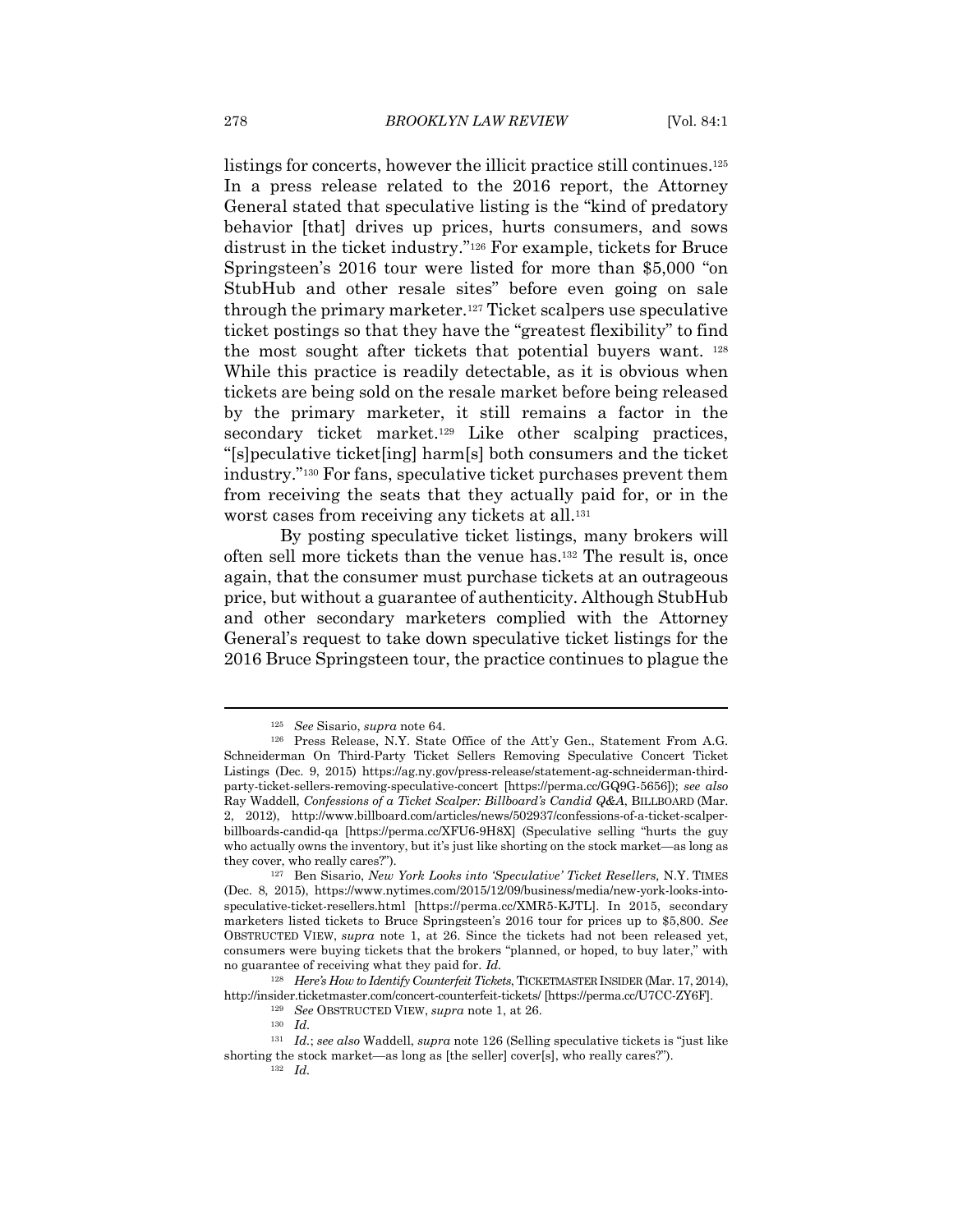listings for concerts, however the illicit practice still continues.[125] In a press release related to the 2016 report, the Attorney General stated that speculative listing is the "kind of predatory behavior [that] drives up prices, hurts consumers, and sows distrust in the ticket industry."[126] For example, tickets for Bruce Springsteen's 2016 tour were listed for more than $5,000 "on StubHub and other resale sites" before even going on sale through the primary marketer.[127] Ticket scalpers use speculative ticket postings so that they have the "greatest flexibility" to find the most sought after tickets that potential buyers want. [128] While this practice is readily detectable, as it is obvious when tickets are being sold on the resale market before being released by the primary marketer, it still remains a factor in the secondary ticket market.[129] Like other scalping practices, "[s]peculative ticket[ing] harm[s] both consumers and the ticket industry."[130] For fans, speculative ticket purchases prevent them from receiving the seats that they actually paid for, or in the worst cases from receiving any tickets at all.[131]

By posting speculative ticket listings, many brokers will often sell more tickets than the venue has.[132] The result is, once again, that the consumer must purchase tickets at an outrageous price, but without a guarantee of authenticity. Although StubHub and other secondary marketers complied with the Attorney General's request to take down speculative ticket listings for the 2016 Bruce Springsteen tour, the practice continues to plague the

---

[125] *See* Sisario, *supra* note 64.

[126] Press Release, N.Y. State Office of the Att'y Gen., Statement From A.G. Schneiderman On Third-Party Ticket Sellers Removing Speculative Concert Ticket Listings (Dec. 9, 2015) https://ag.ny.gov/press-release/statement-ag-schneiderman-third-party-ticket-sellers-removing-speculative-concert [https://perma.cc/GQ9G-5656]); *see also* Ray Waddell, *Confessions of a Ticket Scalper: Billboard's Candid Q&A*, BILLBOARD (Mar. 2, 2012), http://www.billboard.com/articles/news/502937/confessions-of-a-ticket-scalper-billboards-candid-qa [https://perma.cc/XFU6-9H8X] (Speculative selling "hurts the guy who actually owns the inventory, but it's just like shorting on the stock market—as long as they cover, who really cares?").

[127] Ben Sisario, *New York Looks into 'Speculative' Ticket Resellers,* N.Y. TIMES (Dec. 8, 2015), https://www.nytimes.com/2015/12/09/business/media/new-york-looks-into-speculative-ticket-resellers.html [https://perma.cc/XMR5-KJTL]. In 2015, secondary marketers listed tickets to Bruce Springsteen's 2016 tour for prices up to $5,800. *See* OBSTRUCTED VIEW, *supra* note 1, at 26. Since the tickets had not been released yet, consumers were buying tickets that the brokers "planned, or hoped, to buy later," with no guarantee of receiving what they paid for. *Id.*

[128] *Here's How to Identify Counterfeit Tickets*, TICKETMASTER INSIDER (Mar. 17, 2014), http://insider.ticketmaster.com/concert-counterfeit-tickets/ [https://perma.cc/U7CC-ZY6F].

[129] *See* OBSTRUCTED VIEW, *supra* note 1, at 26.

[130] *Id.*

[131] *Id.*; *see also* Waddell, *supra* note 126 (Selling speculative tickets is "just like shorting the stock market—as long as [the seller] cover[s], who really cares?").

[132] *Id.*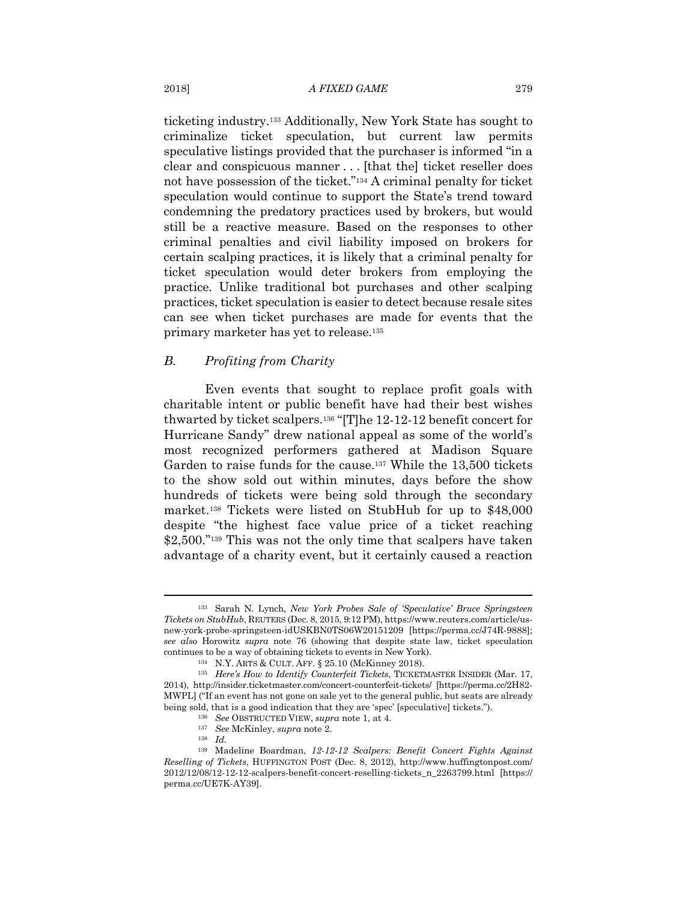ticketing industry.[133] Additionally, New York State has sought to criminalize ticket speculation, but current law permits speculative listings provided that the purchaser is informed "in a clear and conspicuous manner . . . [that the] ticket reseller does not have possession of the ticket."[134] A criminal penalty for ticket speculation would continue to support the State's trend toward condemning the predatory practices used by brokers, but would still be a reactive measure. Based on the responses to other criminal penalties and civil liability imposed on brokers for certain scalping practices, it is likely that a criminal penalty for ticket speculation would deter brokers from employing the practice. Unlike traditional bot purchases and other scalping practices, ticket speculation is easier to detect because resale sites can see when ticket purchases are made for events that the primary marketer has yet to release.[135]

### *B. Profiting from Charity*

Even events that sought to replace profit goals with charitable intent or public benefit have had their best wishes thwarted by ticket scalpers.[136] "[T]he 12-12-12 benefit concert for Hurricane Sandy" drew national appeal as some of the world's most recognized performers gathered at Madison Square Garden to raise funds for the cause.[137] While the 13,500 tickets to the show sold out within minutes, days before the show hundreds of tickets were being sold through the secondary market.[138] Tickets were listed on StubHub for up to $48,000 despite "the highest face value price of a ticket reaching $2,500."[139] This was not the only time that scalpers have taken advantage of a charity event, but it certainly caused a reaction

---

[133] Sarah N. Lynch, *New York Probes Sale of 'Speculative' Bruce Springsteen Tickets on StubHub*, REUTERS (Dec. 8, 2015, 9:12 PM), https://www.reuters.com/article/us-new-york-probe-springsteen-idUSKBN0TS06W20151209 [https://perma.cc/J74R-9888]; *see also* Horowitz *supra* note 76 (showing that despite state law, ticket speculation continues to be a way of obtaining tickets to events in New York).

[134] N.Y. ARTS & CULT. AFF. § 25.10 (McKinney 2018).

[135] *Here's How to Identify Counterfeit Tickets*, TICKETMASTER INSIDER (Mar. 17, 2014), http://insider.ticketmaster.com/concert-counterfeit-tickets/ [https://perma.cc/2H82-MWPL] ("If an event has not gone on sale yet to the general public, but seats are already being sold, that is a good indication that they are 'spec' [speculative] tickets.").

[136] *See* OBSTRUCTED VIEW, *supra* note 1, at 4.

[137] *See* McKinley, *supra* note 2.

[138] *Id.*

[139] Madeline Boardman, *12-12-12 Scalpers: Benefit Concert Fights Against Reselling of Tickets*, HUFFINGTON POST (Dec. 8, 2012), http://www.huffingtonpost.com/2012/12/08/12-12-12-scalpers-benefit-concert-reselling-tickets_n_2263799.html [https://perma.cc/UE7K-AY39].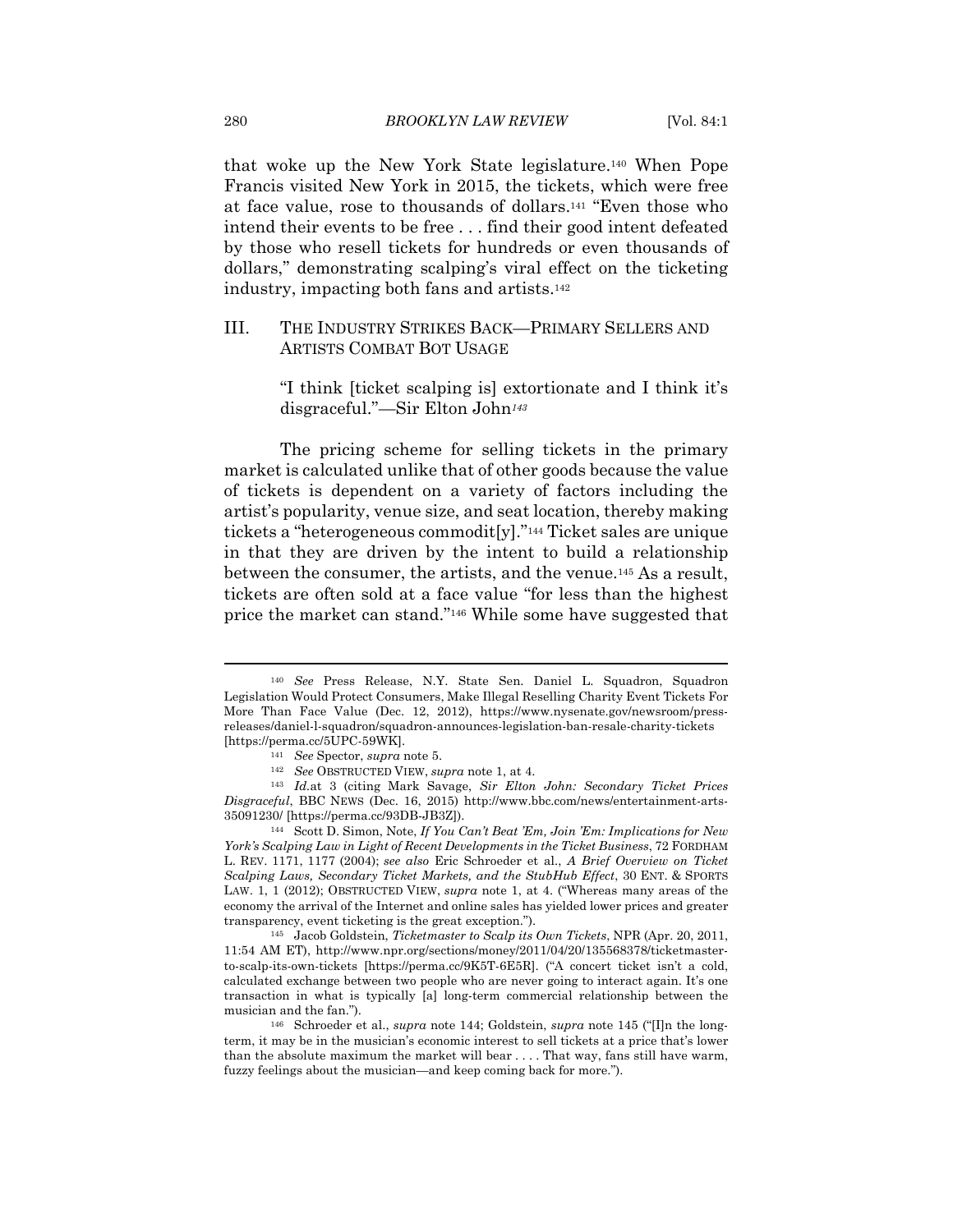that woke up the New York State legislature.[140] When Pope Francis visited New York in 2015, the tickets, which were free at face value, rose to thousands of dollars.[141] "Even those who intend their events to be free . . . find their good intent defeated by those who resell tickets for hundreds or even thousands of dollars," demonstrating scalping's viral effect on the ticketing industry, impacting both fans and artists.[142]

## III. THE INDUSTRY STRIKES BACK—PRIMARY SELLERS AND ARTISTS COMBAT BOT USAGE

> "I think [ticket scalping is] extortionate and I think it's disgraceful."—Sir Elton John[143]

The pricing scheme for selling tickets in the primary market is calculated unlike that of other goods because the value of tickets is dependent on a variety of factors including the artist's popularity, venue size, and seat location, thereby making tickets a "heterogeneous commodit[y]."[144] Ticket sales are unique in that they are driven by the intent to build a relationship between the consumer, the artists, and the venue.[145] As a result, tickets are often sold at a face value "for less than the highest price the market can stand."[146] While some have suggested that

---

[140] *See* Press Release, N.Y. State Sen. Daniel L. Squadron, Squadron Legislation Would Protect Consumers, Make Illegal Reselling Charity Event Tickets For More Than Face Value (Dec. 12, 2012), https://www.nysenate.gov/newsroom/press-releases/daniel-l-squadron/squadron-announces-legislation-ban-resale-charity-tickets [https://perma.cc/5UPC-59WK].

[141] *See* Spector, *supra* note 5.

[142] *See* OBSTRUCTED VIEW, *supra* note 1, at 4.

[143] *Id.*at 3 (citing Mark Savage, *Sir Elton John: Secondary Ticket Prices Disgraceful*, BBC NEWS (Dec. 16, 2015) http://www.bbc.com/news/entertainment-arts-35091230/ [https://perma.cc/93DB-JB3Z]).

[144] Scott D. Simon, Note, *If You Can't Beat 'Em, Join 'Em: Implications for New York's Scalping Law in Light of Recent Developments in the Ticket Business*, 72 FORDHAM L. REV. 1171, 1177 (2004); *see also* Eric Schroeder et al., *A Brief Overview on Ticket Scalping Laws, Secondary Ticket Markets, and the StubHub Effect*, 30 ENT. & SPORTS LAW. 1, 1 (2012); OBSTRUCTED VIEW, *supra* note 1, at 4. ("Whereas many areas of the economy the arrival of the Internet and online sales has yielded lower prices and greater transparency, event ticketing is the great exception.").

[145] Jacob Goldstein, *Ticketmaster to Scalp its Own Tickets*, NPR (Apr. 20, 2011, 11:54 AM ET), http://www.npr.org/sections/money/2011/04/20/135568378/ticketmaster-to-scalp-its-own-tickets [https://perma.cc/9K5T-6E5R]. ("A concert ticket isn't a cold, calculated exchange between two people who are never going to interact again. It's one transaction in what is typically [a] long-term commercial relationship between the musician and the fan.").

[146] Schroeder et al., *supra* note 144; Goldstein, *supra* note 145 ("[I]n the long-term, it may be in the musician's economic interest to sell tickets at a price that's lower than the absolute maximum the market will bear . . . . That way, fans still have warm, fuzzy feelings about the musician—and keep coming back for more.").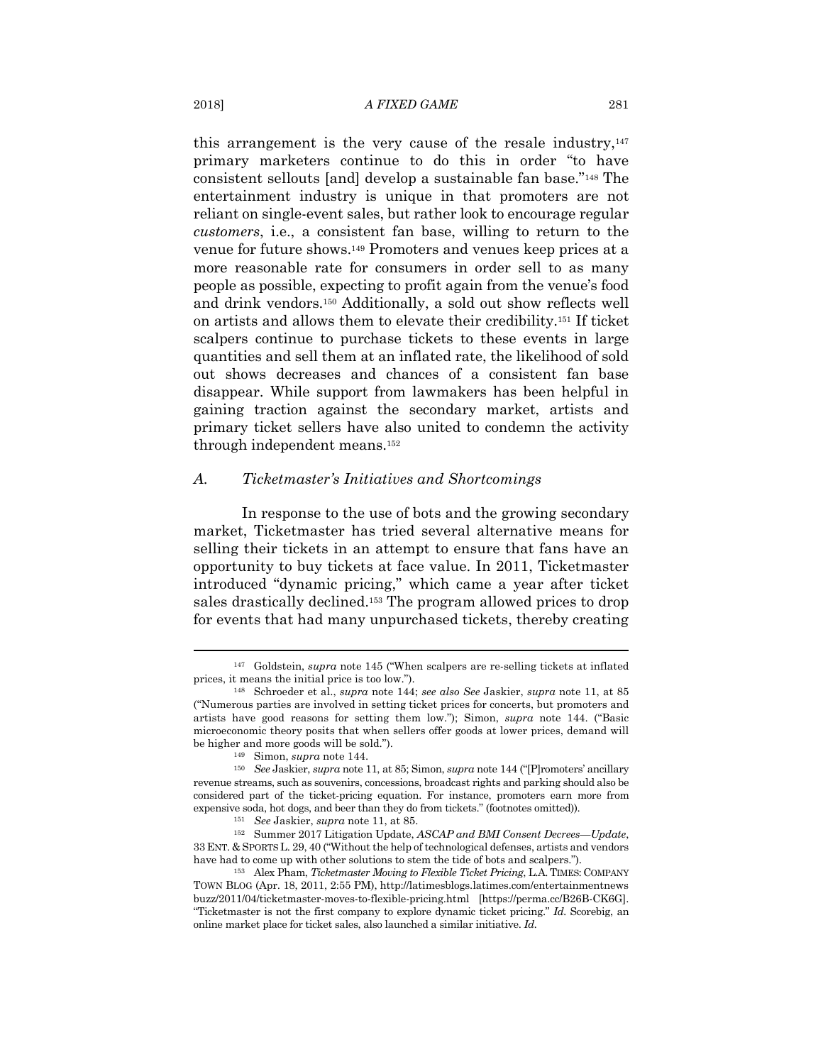this arrangement is the very cause of the resale industry,[147] primary marketers continue to do this in order "to have consistent sellouts [and] develop a sustainable fan base."[148] The entertainment industry is unique in that promoters are not reliant on single-event sales, but rather look to encourage regular *customers*, i.e., a consistent fan base, willing to return to the venue for future shows.[149] Promoters and venues keep prices at a more reasonable rate for consumers in order sell to as many people as possible, expecting to profit again from the venue's food and drink vendors.[150] Additionally, a sold out show reflects well on artists and allows them to elevate their credibility.[151] If ticket scalpers continue to purchase tickets to these events in large quantities and sell them at an inflated rate, the likelihood of sold out shows decreases and chances of a consistent fan base disappear. While support from lawmakers has been helpful in gaining traction against the secondary market, artists and primary ticket sellers have also united to condemn the activity through independent means.[152]

### A. *Ticketmaster's Initiatives and Shortcomings*

In response to the use of bots and the growing secondary market, Ticketmaster has tried several alternative means for selling their tickets in an attempt to ensure that fans have an opportunity to buy tickets at face value. In 2011, Ticketmaster introduced "dynamic pricing," which came a year after ticket sales drastically declined.[153] The program allowed prices to drop for events that had many unpurchased tickets, thereby creating

---

[147] Goldstein, *supra* note 145 ("When scalpers are re-selling tickets at inflated prices, it means the initial price is too low.").

[148] Schroeder et al., *supra* note 144; *see also See* Jaskier, *supra* note 11, at 85 ("Numerous parties are involved in setting ticket prices for concerts, but promoters and artists have good reasons for setting them low."); Simon, *supra* note 144. ("Basic microeconomic theory posits that when sellers offer goods at lower prices, demand will be higher and more goods will be sold.").

[149] Simon, *supra* note 144.

[150] *See* Jaskier, *supra* note 11, at 85; Simon, *supra* note 144 ("[P]romoters' ancillary revenue streams, such as souvenirs, concessions, broadcast rights and parking should also be considered part of the ticket-pricing equation. For instance, promoters earn more from expensive soda, hot dogs, and beer than they do from tickets." (footnotes omitted)).

[151] *See* Jaskier, *supra* note 11, at 85.

[152] Summer 2017 Litigation Update, *ASCAP and BMI Consent Decrees—Update*, 33 ENT. & SPORTS L. 29, 40 ("Without the help of technological defenses, artists and vendors have had to come up with other solutions to stem the tide of bots and scalpers.").

[153] Alex Pham, *Ticketmaster Moving to Flexible Ticket Pricing*, L.A. TIMES: COMPANY TOWN BLOG (Apr. 18, 2011, 2:55 PM), http://latimesblogs.latimes.com/entertainmentnewsbuzz/2011/04/ticketmaster-moves-to-flexible-pricing.html [https://perma.cc/B26B-CK6G]. "Ticketmaster is not the first company to explore dynamic ticket pricing." *Id.* Scorebig, an online market place for ticket sales, also launched a similar initiative. *Id.*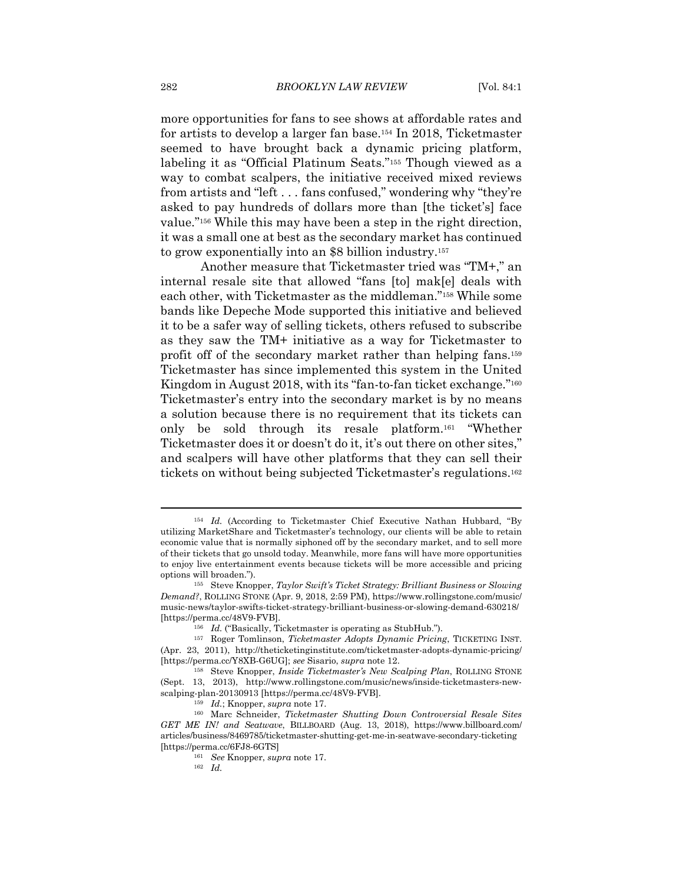more opportunities for fans to see shows at affordable rates and for artists to develop a larger fan base.[154] In 2018, Ticketmaster seemed to have brought back a dynamic pricing platform, labeling it as "Official Platinum Seats."[155] Though viewed as a way to combat scalpers, the initiative received mixed reviews from artists and "left . . . fans confused," wondering why "they're asked to pay hundreds of dollars more than [the ticket's] face value."[156] While this may have been a step in the right direction, it was a small one at best as the secondary market has continued to grow exponentially into an $8 billion industry.[157]

Another measure that Ticketmaster tried was "TM+," an internal resale site that allowed "fans [to] mak[e] deals with each other, with Ticketmaster as the middleman."[158] While some bands like Depeche Mode supported this initiative and believed it to be a safer way of selling tickets, others refused to subscribe as they saw the TM+ initiative as a way for Ticketmaster to profit off of the secondary market rather than helping fans.[159] Ticketmaster has since implemented this system in the United Kingdom in August 2018, with its "fan-to-fan ticket exchange."[160] Ticketmaster's entry into the secondary market is by no means a solution because there is no requirement that its tickets can only be sold through its resale platform.[161] "Whether Ticketmaster does it or doesn't do it, it's out there on other sites," and scalpers will have other platforms that they can sell their tickets on without being subjected Ticketmaster's regulations.[162]

---

[154] *Id.* (According to Ticketmaster Chief Executive Nathan Hubbard, "By utilizing MarketShare and Ticketmaster's technology, our clients will be able to retain economic value that is normally siphoned off by the secondary market, and to sell more of their tickets that go unsold today. Meanwhile, more fans will have more opportunities to enjoy live entertainment events because tickets will be more accessible and pricing options will broaden.").

[155] Steve Knopper, *Taylor Swift's Ticket Strategy: Brilliant Business or Slowing Demand?*, ROLLING STONE (Apr. 9, 2018, 2:59 PM), https://www.rollingstone.com/music/music-news/taylor-swifts-ticket-strategy-brilliant-business-or-slowing-demand-630218/ [https://perma.cc/48V9-FVB].

[156] *Id.* ("Basically, Ticketmaster is operating as StubHub.").

[157] Roger Tomlinson, *Ticketmaster Adopts Dynamic Pricing*, TICKETING INST. (Apr. 23, 2011), http://theticketinginstitute.com/ticketmaster-adopts-dynamic-pricing/ [https://perma.cc/Y8XB-G6UG]; *see* Sisario, *supra* note 12.

[158] Steve Knopper, *Inside Ticketmaster's New Scalping Plan*, ROLLING STONE (Sept. 13, 2013), http://www.rollingstone.com/music/news/inside-ticketmasters-new-scalping-plan-20130913 [https://perma.cc/48V9-FVB].

[159] *Id.*; Knopper, *supra* note 17.

[160] Marc Schneider, *Ticketmaster Shutting Down Controversial Resale Sites GET ME IN! and Seatwave*, BILLBOARD (Aug. 13, 2018), https://www.billboard.com/articles/business/8469785/ticketmaster-shutting-get-me-in-seatwave-secondary-ticketing [https://perma.cc/6FJ8-6GTS]

[161] *See* Knopper, *supra* note 17.

[162] *Id.*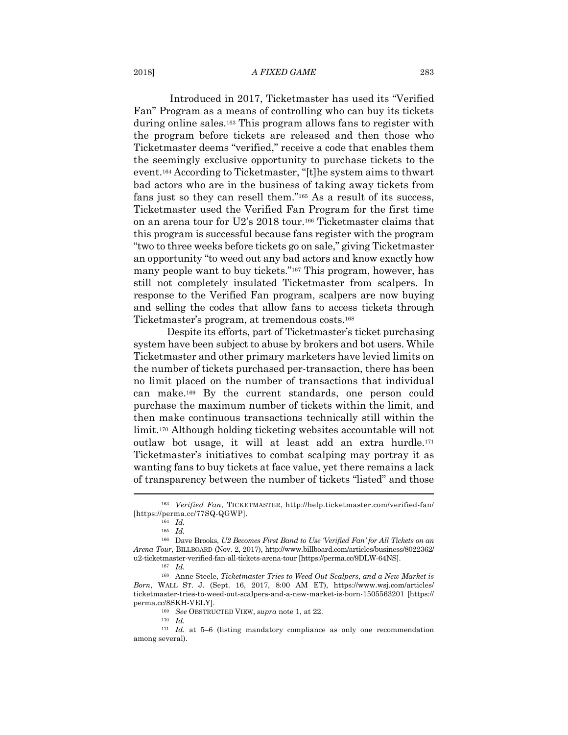Introduced in 2017, Ticketmaster has used its "Verified Fan" Program as a means of controlling who can buy its tickets during online sales.[163] This program allows fans to register with the program before tickets are released and then those who Ticketmaster deems "verified," receive a code that enables them the seemingly exclusive opportunity to purchase tickets to the event.[164] According to Ticketmaster, "[t]he system aims to thwart bad actors who are in the business of taking away tickets from fans just so they can resell them."[165] As a result of its success, Ticketmaster used the Verified Fan Program for the first time on an arena tour for U2's 2018 tour.[166] Ticketmaster claims that this program is successful because fans register with the program "two to three weeks before tickets go on sale," giving Ticketmaster an opportunity "to weed out any bad actors and know exactly how many people want to buy tickets."[167] This program, however, has still not completely insulated Ticketmaster from scalpers. In response to the Verified Fan program, scalpers are now buying and selling the codes that allow fans to access tickets through Ticketmaster's program, at tremendous costs.[168]

Despite its efforts, part of Ticketmaster's ticket purchasing system have been subject to abuse by brokers and bot users. While Ticketmaster and other primary marketers have levied limits on the number of tickets purchased per-transaction, there has been no limit placed on the number of transactions that individual can make.[169] By the current standards, one person could purchase the maximum number of tickets within the limit, and then make continuous transactions technically still within the limit.[170] Although holding ticketing websites accountable will not outlaw bot usage, it will at least add an extra hurdle.[171] Ticketmaster's initiatives to combat scalping may portray it as wanting fans to buy tickets at face value, yet there remains a lack of transparency between the number of tickets "listed" and those

---

[163] *Verified Fan*, TICKETMASTER, http://help.ticketmaster.com/verified-fan/ [https://perma.cc/77SQ-QGWP].

[164] *Id.*

[165] *Id.*

[166] Dave Brooks, *U2 Becomes First Band to Use 'Verified Fan' for All Tickets on an Arena Tour*, BILLBOARD (Nov. 2, 2017), http://www.billboard.com/articles/business/8022362/u2-ticketmaster-verified-fan-all-tickets-arena-tour [https://perma.cc/9DLW-64NS].

[167] *Id.*

[168] Anne Steele, *Ticketmaster Tries to Weed Out Scalpers, and a New Market is Born*, WALL ST. J. (Sept. 16, 2017, 8:00 AM ET), https://www.wsj.com/articles/ticketmaster-tries-to-weed-out-scalpers-and-a-new-market-is-born-1505563201 [https://perma.cc/8SKH-VELY].

[169] *See* OBSTRUCTED VIEW, *supra* note 1, at 22.

[170] *Id.*

[171] *Id.* at 5–6 (listing mandatory compliance as only one recommendation among several).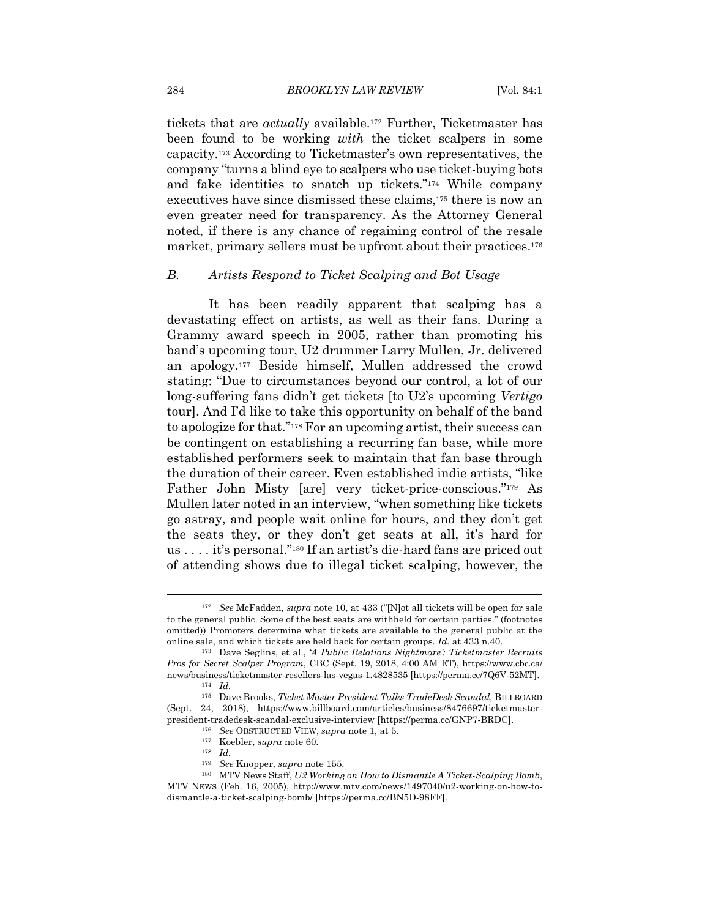tickets that are *actually* available.[172] Further, Ticketmaster has been found to be working *with* the ticket scalpers in some capacity.[173] According to Ticketmaster's own representatives, the company "turns a blind eye to scalpers who use ticket-buying bots and fake identities to snatch up tickets."[174] While company executives have since dismissed these claims,[175] there is now an even greater need for transparency. As the Attorney General noted, if there is any chance of regaining control of the resale market, primary sellers must be upfront about their practices.[176]

### *B. Artists Respond to Ticket Scalping and Bot Usage*

It has been readily apparent that scalping has a devastating effect on artists, as well as their fans. During a Grammy award speech in 2005, rather than promoting his band's upcoming tour, U2 drummer Larry Mullen, Jr. delivered an apology.[177] Beside himself, Mullen addressed the crowd stating: "Due to circumstances beyond our control, a lot of our long-suffering fans didn't get tickets [to U2's upcoming *Vertigo* tour]. And I'd like to take this opportunity on behalf of the band to apologize for that."[178] For an upcoming artist, their success can be contingent on establishing a recurring fan base, while more established performers seek to maintain that fan base through the duration of their career. Even established indie artists, "like Father John Misty [are] very ticket-price-conscious."[179] As Mullen later noted in an interview, "when something like tickets go astray, and people wait online for hours, and they don't get the seats they, or they don't get seats at all, it's hard for us . . . . it's personal."[180] If an artist's die-hard fans are priced out of attending shows due to illegal ticket scalping, however, the

---

[172] *See* McFadden, *supra* note 10, at 433 ("[N]ot all tickets will be open for sale to the general public. Some of the best seats are withheld for certain parties." (footnotes omitted)) Promoters determine what tickets are available to the general public at the online sale, and which tickets are held back for certain groups. *Id.* at 433 n.40.

[173] Dave Seglins, et al., *'A Public Relations Nightmare': Ticketmaster Recruits Pros for Secret Scalper Program*, CBC (Sept. 19, 2018, 4:00 AM ET), https://www.cbc.ca/news/business/ticketmaster-resellers-las-vegas-1.4828535 [https://perma.cc/7Q6V-52MT].

[174] *Id.*

[175] Dave Brooks, *Ticket Master President Talks TradeDesk Scandal*, BILLBOARD (Sept. 24, 2018), https://www.billboard.com/articles/business/8476697/ticketmaster-president-tradedesk-scandal-exclusive-interview [https://perma.cc/GNP7-BRDC].

[176] *See* OBSTRUCTED VIEW, *supra* note 1, at 5.

[177] Koebler, *supra* note 60.

[178] *Id.*

[179] *See* Knopper, *supra* note 155.

[180] MTV News Staff, *U2 Working on How to Dismantle A Ticket-Scalping Bomb*, MTV NEWS (Feb. 16, 2005), http://www.mtv.com/news/1497040/u2-working-on-how-to-dismantle-a-ticket-scalping-bomb/ [https://perma.cc/BN5D-98FF].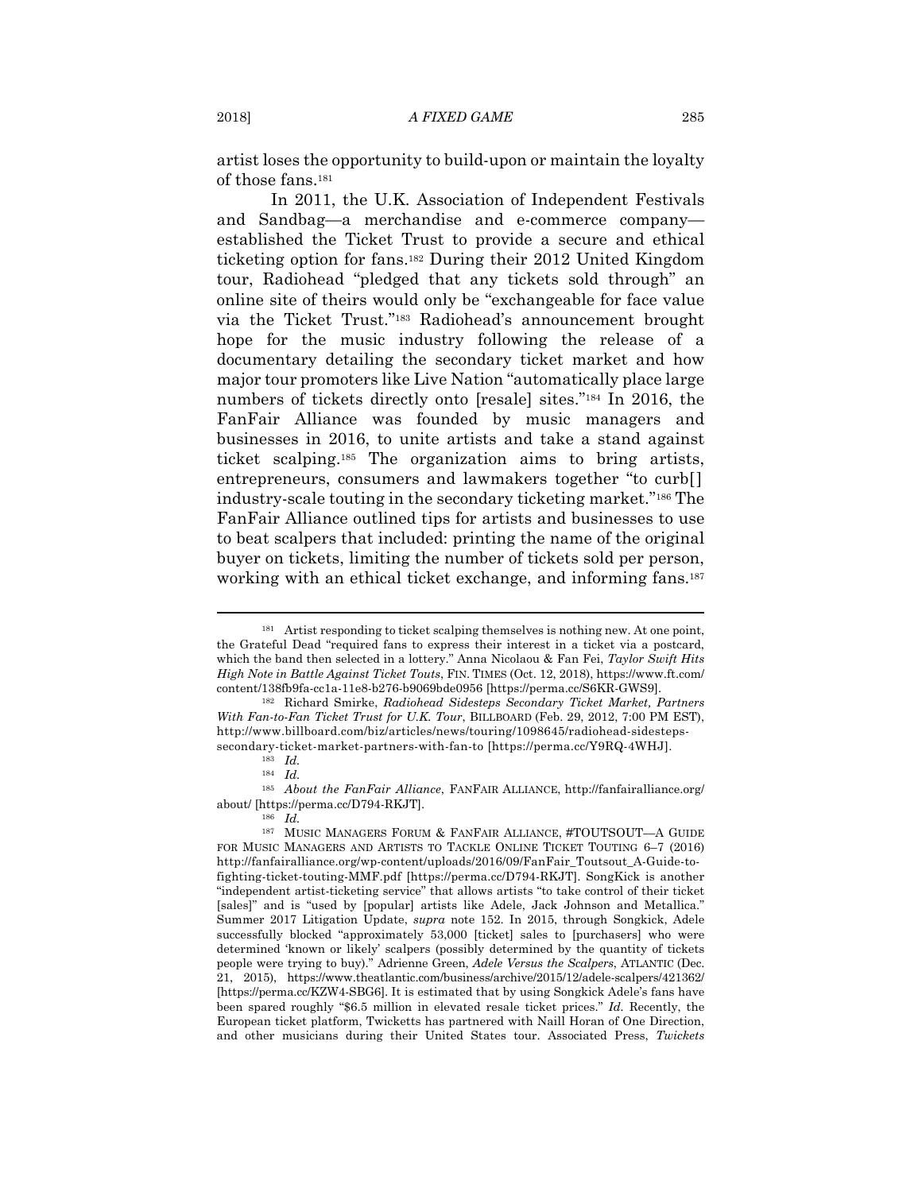artist loses the opportunity to build-upon or maintain the loyalty of those fans.[181]

In 2011, the U.K. Association of Independent Festivals and Sandbag—a merchandise and e-commerce company—established the Ticket Trust to provide a secure and ethical ticketing option for fans.[182] During their 2012 United Kingdom tour, Radiohead "pledged that any tickets sold through" an online site of theirs would only be "exchangeable for face value via the Ticket Trust."[183] Radiohead's announcement brought hope for the music industry following the release of a documentary detailing the secondary ticket market and how major tour promoters like Live Nation "automatically place large numbers of tickets directly onto [resale] sites."[184] In 2016, the FanFair Alliance was founded by music managers and businesses in 2016, to unite artists and take a stand against ticket scalping.[185] The organization aims to bring artists, entrepreneurs, consumers and lawmakers together "to curb[] industry-scale touting in the secondary ticketing market."[186] The FanFair Alliance outlined tips for artists and businesses to use to beat scalpers that included: printing the name of the original buyer on tickets, limiting the number of tickets sold per person, working with an ethical ticket exchange, and informing fans.[187]

---

[181] Artist responding to ticket scalping themselves is nothing new. At one point, the Grateful Dead "required fans to express their interest in a ticket via a postcard, which the band then selected in a lottery." Anna Nicolaou & Fan Fei, *Taylor Swift Hits High Note in Battle Against Ticket Touts*, FIN. TIMES (Oct. 12, 2018), https://www.ft.com/content/138fb9fa-cc1a-11e8-b276-b9069bde0956 [https://perma.cc/S6KR-GWS9].

[182] Richard Smirke, *Radiohead Sidesteps Secondary Ticket Market, Partners With Fan-to-Fan Ticket Trust for U.K. Tour*, BILLBOARD (Feb. 29, 2012, 7:00 PM EST), http://www.billboard.com/biz/articles/news/touring/1098645/radiohead-sidesteps-secondary-ticket-market-partners-with-fan-to [https://perma.cc/Y9RQ-4WHJ].

[183] *Id.*

[184] *Id.*

[185] *About the FanFair Alliance*, FANFAIR ALLIANCE, http://fanfairalliance.org/about/ [https://perma.cc/D794-RKJT].

[186] *Id.*

[187] MUSIC MANAGERS FORUM & FANFAIR ALLIANCE, #TOUTSOUT—A GUIDE FOR MUSIC MANAGERS AND ARTISTS TO TACKLE ONLINE TICKET TOUTING 6–7 (2016) http://fanfairalliance.org/wp-content/uploads/2016/09/FanFair_Toutsout_A-Guide-to-fighting-ticket-touting-MMF.pdf [https://perma.cc/D794-RKJT]. SongKick is another "independent artist-ticketing service" that allows artists "to take control of their ticket [sales]" and is "used by [popular] artists like Adele, Jack Johnson and Metallica." Summer 2017 Litigation Update, *supra* note 152. In 2015, through Songkick, Adele successfully blocked "approximately 53,000 [ticket] sales to [purchasers] who were determined 'known or likely' scalpers (possibly determined by the quantity of tickets people were trying to buy)." Adrienne Green, *Adele Versus the Scalpers*, ATLANTIC (Dec. 21, 2015), https://www.theatlantic.com/business/archive/2015/12/adele-scalpers/421362/ [https://perma.cc/KZW4-SBG6]. It is estimated that by using Songkick Adele's fans have been spared roughly "$6.5 million in elevated resale ticket prices." *Id.* Recently, the European ticket platform, Twicketts has partnered with Naill Horan of One Direction, and other musicians during their United States tour. Associated Press, *Twickets*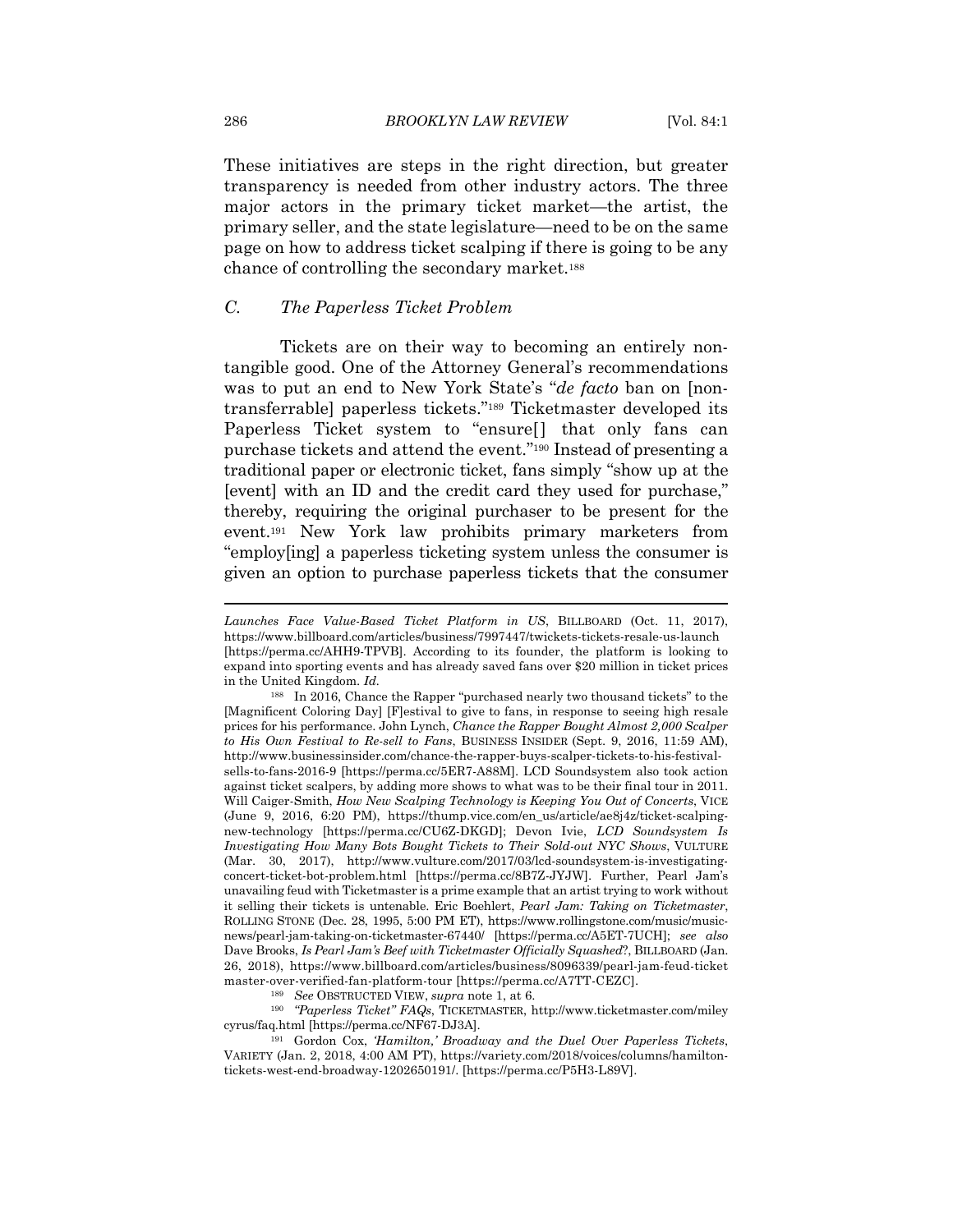These initiatives are steps in the right direction, but greater transparency is needed from other industry actors. The three major actors in the primary ticket market—the artist, the primary seller, and the state legislature—need to be on the same page on how to address ticket scalping if there is going to be any chance of controlling the secondary market.[188]

### *C. The Paperless Ticket Problem*

Tickets are on their way to becoming an entirely non-tangible good. One of the Attorney General's recommendations was to put an end to New York State's "*de facto* ban on [non-transferrable] paperless tickets."[189] Ticketmaster developed its Paperless Ticket system to "ensure[] that only fans can purchase tickets and attend the event."[190] Instead of presenting a traditional paper or electronic ticket, fans simply "show up at the [event] with an ID and the credit card they used for purchase," thereby, requiring the original purchaser to be present for the event.[191] New York law prohibits primary marketers from "employ[ing] a paperless ticketing system unless the consumer is given an option to purchase paperless tickets that the consumer

---

*Launches Face Value-Based Ticket Platform in US*, BILLBOARD (Oct. 11, 2017), https://www.billboard.com/articles/business/7997447/twickets-tickets-resale-us-launch [https://perma.cc/AHH9-TPVB]. According to its founder, the platform is looking to expand into sporting events and has already saved fans over $20 million in ticket prices in the United Kingdom. *Id.*

[188] In 2016, Chance the Rapper "purchased nearly two thousand tickets" to the [Magnificent Coloring Day] [F]estival to give to fans, in response to seeing high resale prices for his performance. John Lynch, *Chance the Rapper Bought Almost 2,000 Scalper to His Own Festival to Re-sell to Fans*, BUSINESS INSIDER (Sept. 9, 2016, 11:59 AM), http://www.businessinsider.com/chance-the-rapper-buys-scalper-tickets-to-his-festival-sells-to-fans-2016-9 [https://perma.cc/5ER7-A88M]. LCD Soundsystem also took action against ticket scalpers, by adding more shows to what was to be their final tour in 2011. Will Caiger-Smith, *How New Scalping Technology is Keeping You Out of Concerts*, VICE (June 9, 2016, 6:20 PM), https://thump.vice.com/en_us/article/ae8j4z/ticket-scalping-new-technology [https://perma.cc/CU6Z-DKGD]; Devon Ivie, *LCD Soundsystem Is Investigating How Many Bots Bought Tickets to Their Sold-out NYC Shows*, VULTURE (Mar. 30, 2017), http://www.vulture.com/2017/03/lcd-soundsystem-is-investigating-concert-ticket-bot-problem.html [https://perma.cc/8B7Z-JYJW]. Further, Pearl Jam's unavailing feud with Ticketmaster is a prime example that an artist trying to work without it selling their tickets is untenable. Eric Boehlert, *Pearl Jam: Taking on Ticketmaster*, ROLLING STONE (Dec. 28, 1995, 5:00 PM ET), https://www.rollingstone.com/music/music-news/pearl-jam-taking-on-ticketmaster-67440/ [https://perma.cc/A5ET-7UCH]; *see also* Dave Brooks, *Is Pearl Jam's Beef with Ticketmaster Officially Squashed?*, BILLBOARD (Jan. 26, 2018), https://www.billboard.com/articles/business/8096339/pearl-jam-feud-ticket master-over-verified-fan-platform-tour [https://perma.cc/A7TT-CEZC].

[189] *See* OBSTRUCTED VIEW, *supra* note 1, at 6.

[190] *"Paperless Ticket" FAQs*, TICKETMASTER, http://www.ticketmaster.com/miley cyrus/faq.html [https://perma.cc/NF67-DJ3A].

[191] Gordon Cox, *'Hamilton,' Broadway and the Duel Over Paperless Tickets*, VARIETY (Jan. 2, 2018, 4:00 AM PT), https://variety.com/2018/voices/columns/hamilton-tickets-west-end-broadway-1202650191/. [https://perma.cc/P5H3-L89V].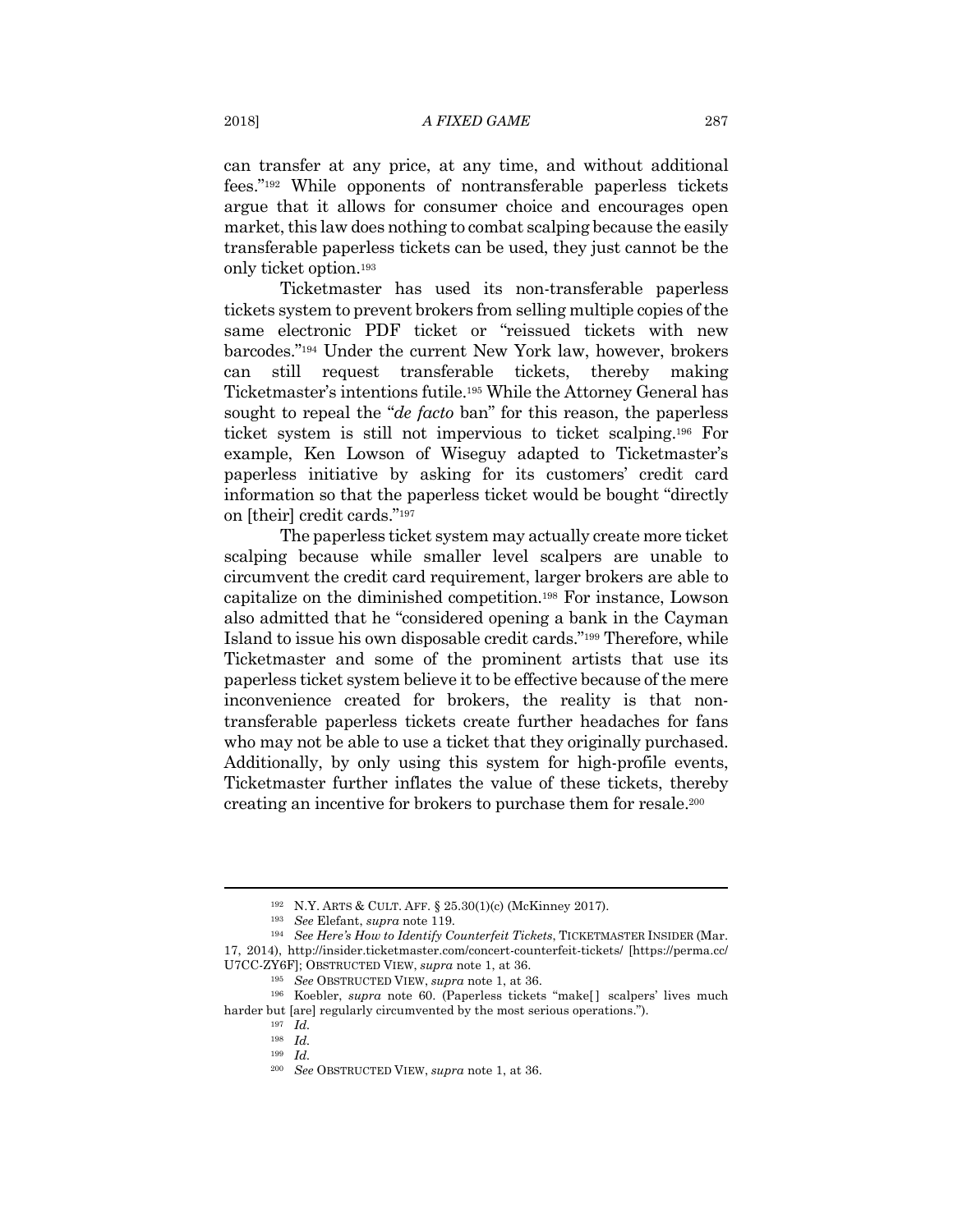can transfer at any price, at any time, and without additional fees."[192] While opponents of nontransferable paperless tickets argue that it allows for consumer choice and encourages open market, this law does nothing to combat scalping because the easily transferable paperless tickets can be used, they just cannot be the only ticket option.[193]

Ticketmaster has used its non-transferable paperless tickets system to prevent brokers from selling multiple copies of the same electronic PDF ticket or "reissued tickets with new barcodes."[194] Under the current New York law, however, brokers can still request transferable tickets, thereby making Ticketmaster's intentions futile.[195] While the Attorney General has sought to repeal the "*de facto* ban" for this reason, the paperless ticket system is still not impervious to ticket scalping.[196] For example, Ken Lowson of Wiseguy adapted to Ticketmaster's paperless initiative by asking for its customers' credit card information so that the paperless ticket would be bought "directly on [their] credit cards."[197]

The paperless ticket system may actually create more ticket scalping because while smaller level scalpers are unable to circumvent the credit card requirement, larger brokers are able to capitalize on the diminished competition.[198] For instance, Lowson also admitted that he "considered opening a bank in the Cayman Island to issue his own disposable credit cards."[199] Therefore, while Ticketmaster and some of the prominent artists that use its paperless ticket system believe it to be effective because of the mere inconvenience created for brokers, the reality is that non-transferable paperless tickets create further headaches for fans who may not be able to use a ticket that they originally purchased. Additionally, by only using this system for high-profile events, Ticketmaster further inflates the value of these tickets, thereby creating an incentive for brokers to purchase them for resale.[200]

---

[192] N.Y. ARTS & CULT. AFF. § 25.30(1)(c) (McKinney 2017).

[193] *See* Elefant, *supra* note 119.

[194] *See Here's How to Identify Counterfeit Tickets*, TICKETMASTER INSIDER (Mar. 17, 2014), http://insider.ticketmaster.com/concert-counterfeit-tickets/ [https://perma.cc/U7CC-ZY6F]; OBSTRUCTED VIEW, *supra* note 1, at 36.

[195] *See* OBSTRUCTED VIEW, *supra* note 1, at 36.

[196] Koebler, *supra* note 60. (Paperless tickets "make[ ] scalpers' lives much harder but [are] regularly circumvented by the most serious operations.").

[197] *Id.*

[198] *Id.*

[199] *Id.*

[200] *See* OBSTRUCTED VIEW, *supra* note 1, at 36.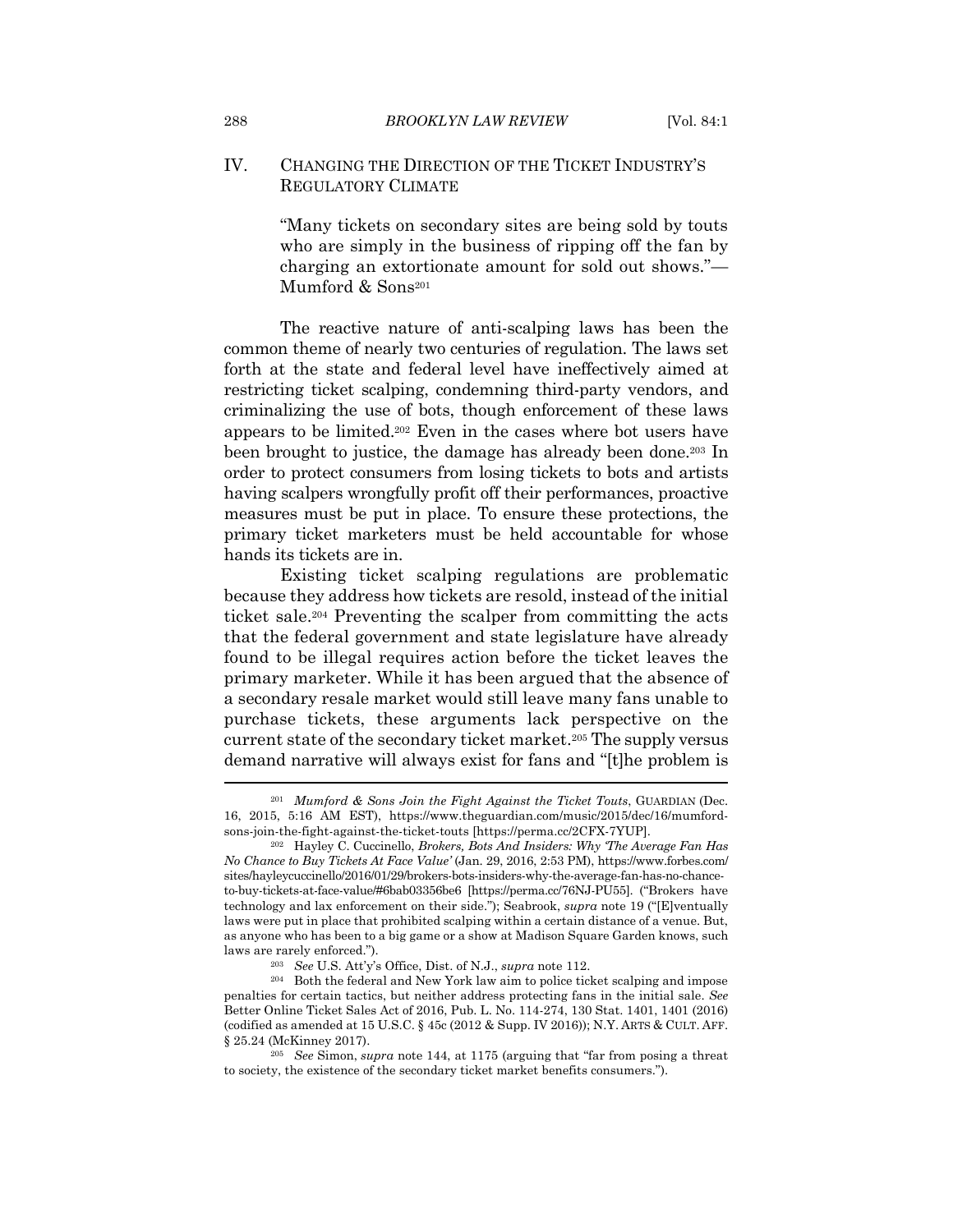## IV. CHANGING THE DIRECTION OF THE TICKET INDUSTRY'S REGULATORY CLIMATE

> "Many tickets on secondary sites are being sold by touts who are simply in the business of ripping off the fan by charging an extortionate amount for sold out shows."—Mumford & Sons[201]

The reactive nature of anti-scalping laws has been the common theme of nearly two centuries of regulation. The laws set forth at the state and federal level have ineffectively aimed at restricting ticket scalping, condemning third-party vendors, and criminalizing the use of bots, though enforcement of these laws appears to be limited.[202] Even in the cases where bot users have been brought to justice, the damage has already been done.[203] In order to protect consumers from losing tickets to bots and artists having scalpers wrongfully profit off their performances, proactive measures must be put in place. To ensure these protections, the primary ticket marketers must be held accountable for whose hands its tickets are in.

Existing ticket scalping regulations are problematic because they address how tickets are resold, instead of the initial ticket sale.[204] Preventing the scalper from committing the acts that the federal government and state legislature have already found to be illegal requires action before the ticket leaves the primary marketer. While it has been argued that the absence of a secondary resale market would still leave many fans unable to purchase tickets, these arguments lack perspective on the current state of the secondary ticket market.[205] The supply versus demand narrative will always exist for fans and "[t]he problem is

---

[201] *Mumford & Sons Join the Fight Against the Ticket Touts*, GUARDIAN (Dec. 16, 2015, 5:16 AM EST), https://www.theguardian.com/music/2015/dec/16/mumford-sons-join-the-fight-against-the-ticket-touts [https://perma.cc/2CFX-7YUP].

[202] Hayley C. Cuccinello, *Brokers, Bots And Insiders: Why 'The Average Fan Has No Chance to Buy Tickets At Face Value'* (Jan. 29, 2016, 2:53 PM), https://www.forbes.com/sites/hayleycuccinello/2016/01/29/brokers-bots-insiders-why-the-average-fan-has-no-chance-to-buy-tickets-at-face-value/#6bab03356be6 [https://perma.cc/76NJ-PU55]. ("Brokers have technology and lax enforcement on their side."); Seabrook, *supra* note 19 ("[E]ventually laws were put in place that prohibited scalping within a certain distance of a venue. But, as anyone who has been to a big game or a show at Madison Square Garden knows, such laws are rarely enforced.").

[203] *See* U.S. Att'y's Office, Dist. of N.J., *supra* note 112.

[204] Both the federal and New York law aim to police ticket scalping and impose penalties for certain tactics, but neither address protecting fans in the initial sale. *See* Better Online Ticket Sales Act of 2016, Pub. L. No. 114-274, 130 Stat. 1401, 1401 (2016) (codified as amended at 15 U.S.C. § 45c (2012 & Supp. IV 2016)); N.Y. ARTS & CULT. AFF. § 25.24 (McKinney 2017).

[205] *See* Simon, *supra* note 144, at 1175 (arguing that "far from posing a threat to society, the existence of the secondary ticket market benefits consumers.").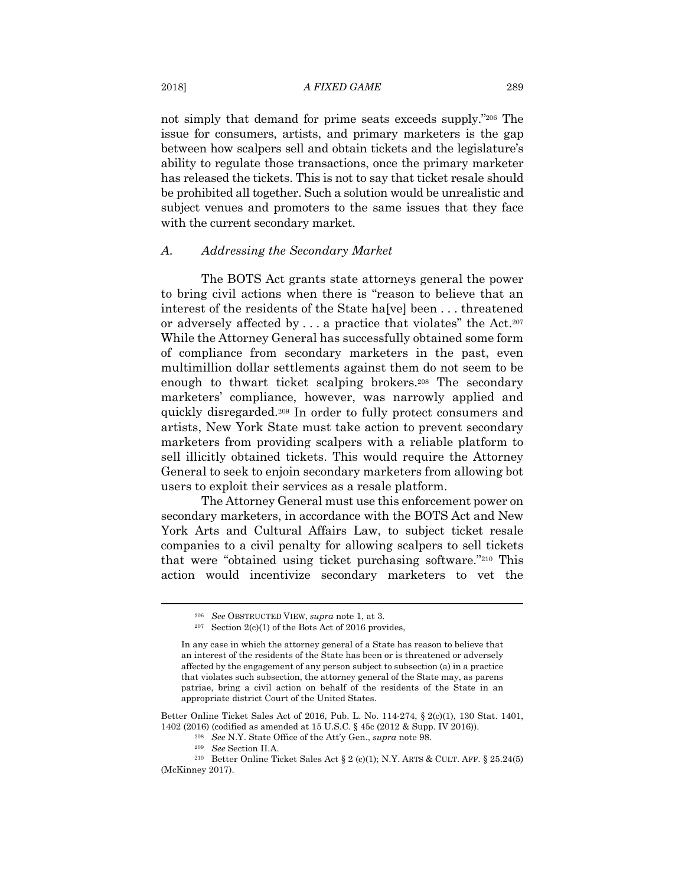not simply that demand for prime seats exceeds supply."[206] The issue for consumers, artists, and primary marketers is the gap between how scalpers sell and obtain tickets and the legislature's ability to regulate those transactions, once the primary marketer has released the tickets. This is not to say that ticket resale should be prohibited all together. Such a solution would be unrealistic and subject venues and promoters to the same issues that they face with the current secondary market.

### *A. Addressing the Secondary Market*

The BOTS Act grants state attorneys general the power to bring civil actions when there is "reason to believe that an interest of the residents of the State ha[ve] been . . . threatened or adversely affected by . . . a practice that violates" the Act.[207] While the Attorney General has successfully obtained some form of compliance from secondary marketers in the past, even multimillion dollar settlements against them do not seem to be enough to thwart ticket scalping brokers.[208] The secondary marketers' compliance, however, was narrowly applied and quickly disregarded.[209] In order to fully protect consumers and artists, New York State must take action to prevent secondary marketers from providing scalpers with a reliable platform to sell illicitly obtained tickets. This would require the Attorney General to seek to enjoin secondary marketers from allowing bot users to exploit their services as a resale platform.

The Attorney General must use this enforcement power on secondary marketers, in accordance with the BOTS Act and New York Arts and Cultural Affairs Law, to subject ticket resale companies to a civil penalty for allowing scalpers to sell tickets that were "obtained using ticket purchasing software."[210] This action would incentivize secondary marketers to vet the

---

[206] *See* OBSTRUCTED VIEW, *supra* note 1, at 3.

[207] Section 2(c)(1) of the Bots Act of 2016 provides,

> In any case in which the attorney general of a State has reason to believe that an interest of the residents of the State has been or is threatened or adversely affected by the engagement of any person subject to subsection (a) in a practice that violates such subsection, the attorney general of the State may, as parens patriae, bring a civil action on behalf of the residents of the State in an appropriate district Court of the United States.

Better Online Ticket Sales Act of 2016, Pub. L. No. 114-274, § 2(c)(1), 130 Stat. 1401, 1402 (2016) (codified as amended at 15 U.S.C. § 45c (2012 & Supp. IV 2016)).

[208] *See* N.Y. State Office of the Att'y Gen., *supra* note 98.

[209] *See* Section II.A.

[210] Better Online Ticket Sales Act § 2 (c)(1); N.Y. ARTS & CULT. AFF. § 25.24(5) (McKinney 2017).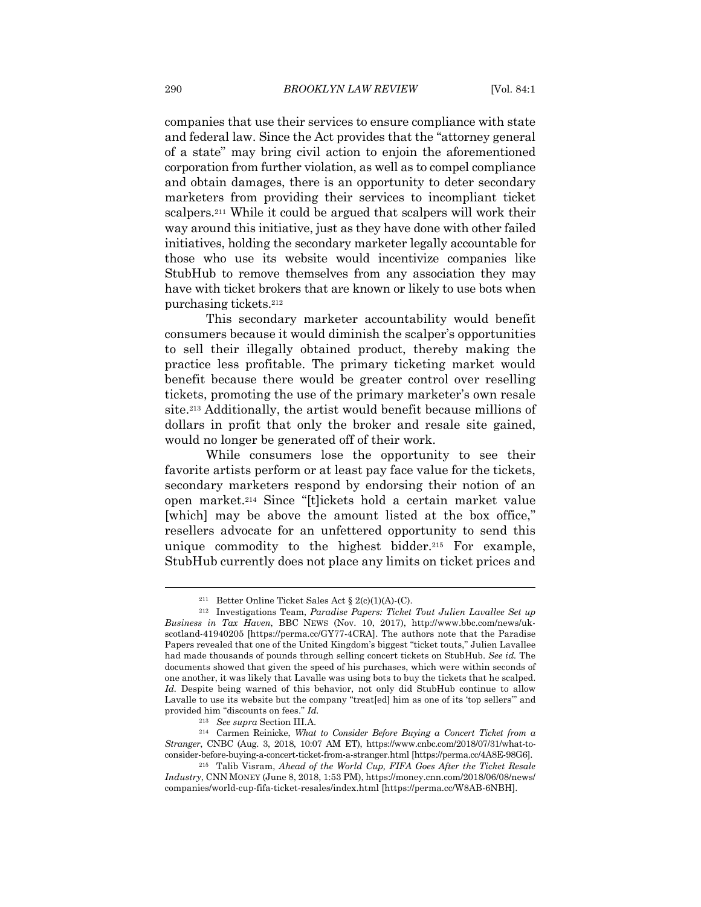companies that use their services to ensure compliance with state and federal law. Since the Act provides that the "attorney general of a state" may bring civil action to enjoin the aforementioned corporation from further violation, as well as to compel compliance and obtain damages, there is an opportunity to deter secondary marketers from providing their services to incompliant ticket scalpers.[211] While it could be argued that scalpers will work their way around this initiative, just as they have done with other failed initiatives, holding the secondary marketer legally accountable for those who use its website would incentivize companies like StubHub to remove themselves from any association they may have with ticket brokers that are known or likely to use bots when purchasing tickets.[212]

This secondary marketer accountability would benefit consumers because it would diminish the scalper's opportunities to sell their illegally obtained product, thereby making the practice less profitable. The primary ticketing market would benefit because there would be greater control over reselling tickets, promoting the use of the primary marketer's own resale site.[213] Additionally, the artist would benefit because millions of dollars in profit that only the broker and resale site gained, would no longer be generated off of their work.

While consumers lose the opportunity to see their favorite artists perform or at least pay face value for the tickets, secondary marketers respond by endorsing their notion of an open market.[214] Since "[t]ickets hold a certain market value [which] may be above the amount listed at the box office," resellers advocate for an unfettered opportunity to send this unique commodity to the highest bidder.[215] For example, StubHub currently does not place any limits on ticket prices and

---

[211] Better Online Ticket Sales Act § 2(c)(1)(A)-(C).

[212] Investigations Team, *Paradise Papers: Ticket Tout Julien Lavallee Set up Business in Tax Haven*, BBC NEWS (Nov. 10, 2017), http://www.bbc.com/news/uk-scotland-41940205 [https://perma.cc/GY77-4CRA]. The authors note that the Paradise Papers revealed that one of the United Kingdom's biggest "ticket touts," Julien Lavallee had made thousands of pounds through selling concert tickets on StubHub. *See id.* The documents showed that given the speed of his purchases, which were within seconds of one another, it was likely that Lavalle was using bots to buy the tickets that he scalped. *Id.* Despite being warned of this behavior, not only did StubHub continue to allow Lavalle to use its website but the company "treat[ed] him as one of its 'top sellers'" and provided him "discounts on fees." *Id.*

[213] *See supra* Section III.A.

[214] Carmen Reinicke, *What to Consider Before Buying a Concert Ticket from a Stranger*, CNBC (Aug. 3, 2018, 10:07 AM ET), https://www.cnbc.com/2018/07/31/what-to-consider-before-buying-a-concert-ticket-from-a-stranger.html [https://perma.cc/4A8E-98G6].

[215] Talib Visram, *Ahead of the World Cup, FIFA Goes After the Ticket Resale Industry*, CNN MONEY (June 8, 2018, 1:53 PM), https://money.cnn.com/2018/06/08/news/companies/world-cup-fifa-ticket-resales/index.html [https://perma.cc/W8AB-6NBH].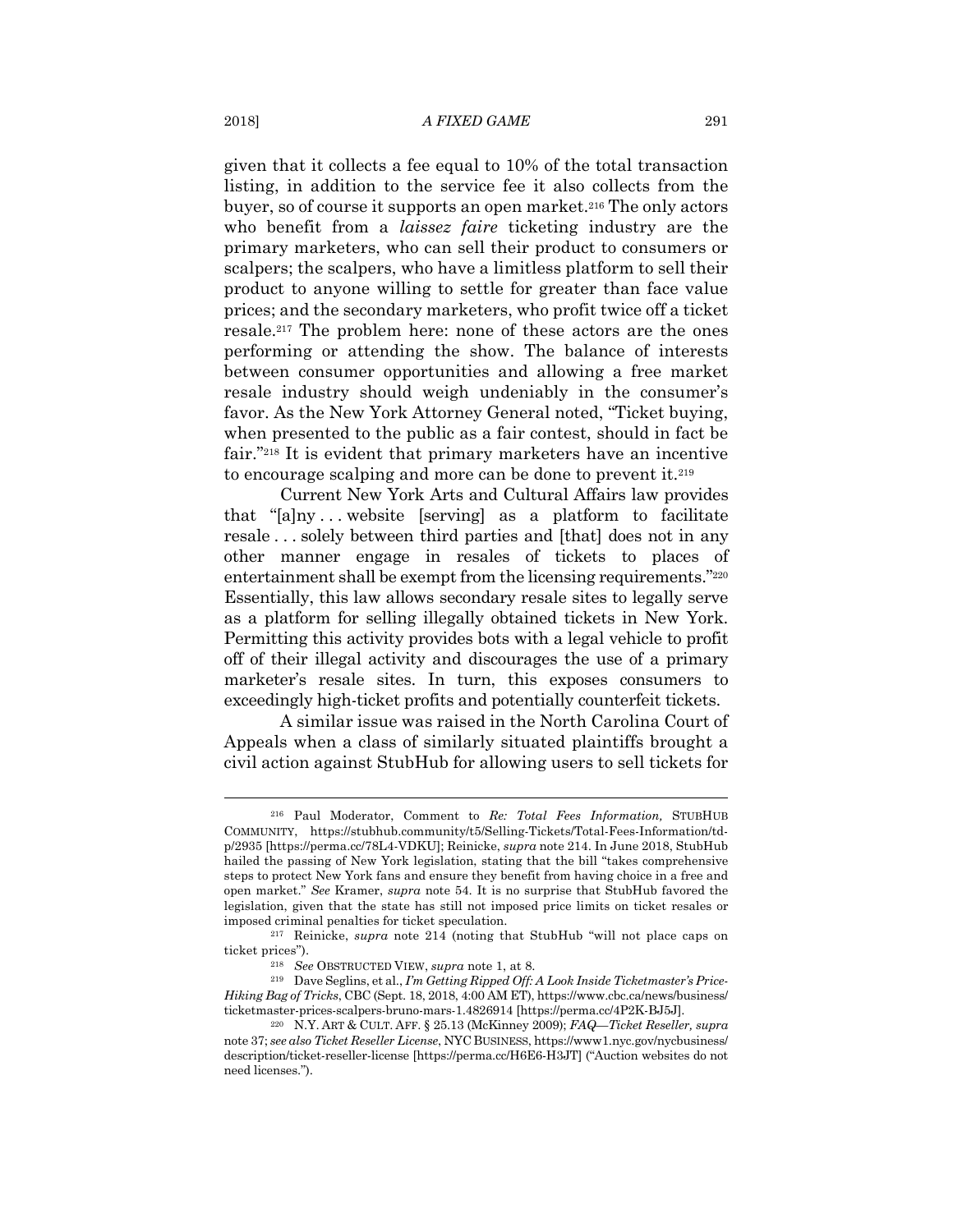given that it collects a fee equal to 10% of the total transaction listing, in addition to the service fee it also collects from the buyer, so of course it supports an open market.[216] The only actors who benefit from a *laissez faire* ticketing industry are the primary marketers, who can sell their product to consumers or scalpers; the scalpers, who have a limitless platform to sell their product to anyone willing to settle for greater than face value prices; and the secondary marketers, who profit twice off a ticket resale.[217] The problem here: none of these actors are the ones performing or attending the show. The balance of interests between consumer opportunities and allowing a free market resale industry should weigh undeniably in the consumer's favor. As the New York Attorney General noted, "Ticket buying, when presented to the public as a fair contest, should in fact be fair."[218] It is evident that primary marketers have an incentive to encourage scalping and more can be done to prevent it.[219]

Current New York Arts and Cultural Affairs law provides that "[a]ny . . . website [serving] as a platform to facilitate resale . . . solely between third parties and [that] does not in any other manner engage in resales of tickets to places of entertainment shall be exempt from the licensing requirements."[220] Essentially, this law allows secondary resale sites to legally serve as a platform for selling illegally obtained tickets in New York. Permitting this activity provides bots with a legal vehicle to profit off of their illegal activity and discourages the use of a primary marketer's resale sites. In turn, this exposes consumers to exceedingly high-ticket profits and potentially counterfeit tickets.

A similar issue was raised in the North Carolina Court of Appeals when a class of similarly situated plaintiffs brought a civil action against StubHub for allowing users to sell tickets for

---

[216] Paul Moderator, Comment to *Re: Total Fees Information,* STUBHUB COMMUNITY, https://stubhub.community/t5/Selling-Tickets/Total-Fees-Information/td-p/2935 [https://perma.cc/78L4-VDKU]; Reinicke, *supra* note 214. In June 2018, StubHub hailed the passing of New York legislation, stating that the bill "takes comprehensive steps to protect New York fans and ensure they benefit from having choice in a free and open market." *See* Kramer, *supra* note 54. It is no surprise that StubHub favored the legislation, given that the state has still not imposed price limits on ticket resales or imposed criminal penalties for ticket speculation.

[217] Reinicke, *supra* note 214 (noting that StubHub "will not place caps on ticket prices").

[218] *See* OBSTRUCTED VIEW, *supra* note 1, at 8.

[219] Dave Seglins, et al., *I'm Getting Ripped Off: A Look Inside Ticketmaster's Price-Hiking Bag of Tricks*, CBC (Sept. 18, 2018, 4:00 AM ET), https://www.cbc.ca/news/business/ticketmaster-prices-scalpers-bruno-mars-1.4826914 [https://perma.cc/4P2K-BJ5J].

[220] N.Y. ART & CULT. AFF. § 25.13 (McKinney 2009); *FAQ—Ticket Reseller, supra* note 37; *see also Ticket Reseller License*, NYC BUSINESS, https://www1.nyc.gov/nycbusiness/description/ticket-reseller-license [https://perma.cc/H6E6-H3JT] ("Auction websites do not need licenses.").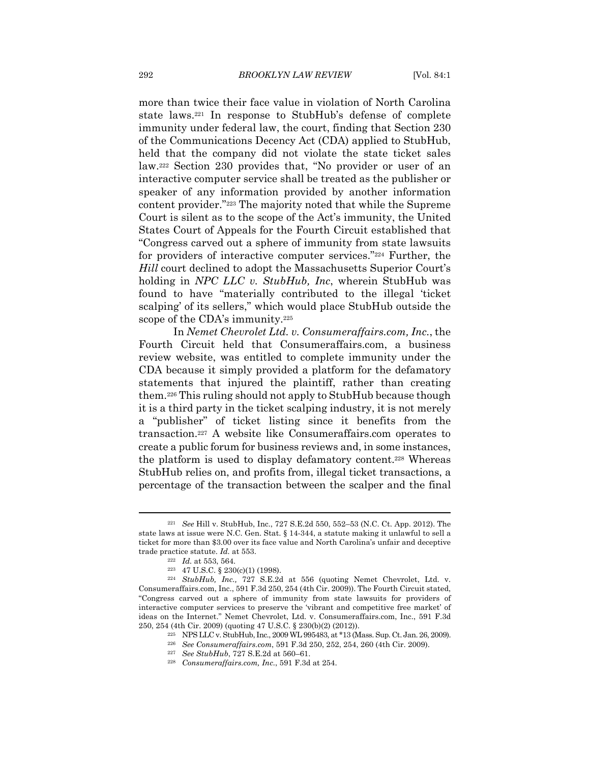more than twice their face value in violation of North Carolina state laws.[221] In response to StubHub's defense of complete immunity under federal law, the court, finding that Section 230 of the Communications Decency Act (CDA) applied to StubHub, held that the company did not violate the state ticket sales law.[222] Section 230 provides that, "No provider or user of an interactive computer service shall be treated as the publisher or speaker of any information provided by another information content provider."[223] The majority noted that while the Supreme Court is silent as to the scope of the Act's immunity, the United States Court of Appeals for the Fourth Circuit established that "Congress carved out a sphere of immunity from state lawsuits for providers of interactive computer services."[224] Further, the *Hill* court declined to adopt the Massachusetts Superior Court's holding in *NPC LLC v. StubHub, Inc*, wherein StubHub was found to have "materially contributed to the illegal 'ticket scalping' of its sellers," which would place StubHub outside the scope of the CDA's immunity.[225]

In *Nemet Chevrolet Ltd. v. Consumeraffairs.com, Inc.*, the Fourth Circuit held that Consumeraffairs.com, a business review website, was entitled to complete immunity under the CDA because it simply provided a platform for the defamatory statements that injured the plaintiff, rather than creating them.[226] This ruling should not apply to StubHub because though it is a third party in the ticket scalping industry, it is not merely a "publisher" of ticket listing since it benefits from the transaction.[227] A website like Consumeraffairs.com operates to create a public forum for business reviews and, in some instances, the platform is used to display defamatory content.[228] Whereas StubHub relies on, and profits from, illegal ticket transactions, a percentage of the transaction between the scalper and the final

---

[221] *See* Hill v. StubHub, Inc., 727 S.E.2d 550, 552–53 (N.C. Ct. App. 2012). The state laws at issue were N.C. Gen. Stat. § 14-344, a statute making it unlawful to sell a ticket for more than $3.00 over its face value and North Carolina's unfair and deceptive trade practice statute. *Id.* at 553.

[222] *Id.* at 553, 564.

[223] 47 U.S.C. § 230(c)(1) (1998).

[224] *StubHub, Inc.,* 727 S.E.2d at 556 (quoting Nemet Chevrolet, Ltd. v. Consumeraffairs.com, Inc., 591 F.3d 250, 254 (4th Cir. 2009)). The Fourth Circuit stated, "Congress carved out a sphere of immunity from state lawsuits for providers of interactive computer services to preserve the 'vibrant and competitive free market' of ideas on the Internet." Nemet Chevrolet, Ltd. v. Consumeraffairs.com, Inc., 591 F.3d 250, 254 (4th Cir. 2009) (quoting 47 U.S.C. § 230(b)(2) (2012)).

[225] NPS LLC v. StubHub, Inc., 2009 WL 995483, at *13 (Mass. Sup. Ct. Jan. 26, 2009).

[226] *See Consumeraffairs.com*, 591 F.3d 250, 252, 254, 260 (4th Cir. 2009).

[227] *See StubHub*, 727 S.E.2d at 560–61.

[228] *Consumeraffairs.com, Inc.*, 591 F.3d at 254.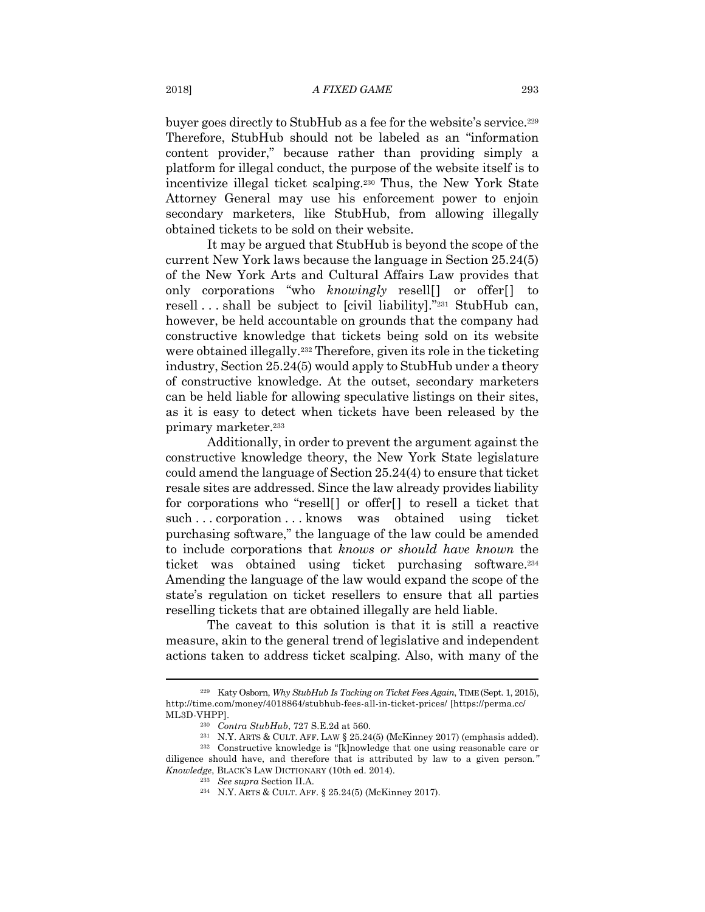buyer goes directly to StubHub as a fee for the website's service.[229] Therefore, StubHub should not be labeled as an "information content provider," because rather than providing simply a platform for illegal conduct, the purpose of the website itself is to incentivize illegal ticket scalping.[230] Thus, the New York State Attorney General may use his enforcement power to enjoin secondary marketers, like StubHub, from allowing illegally obtained tickets to be sold on their website.

It may be argued that StubHub is beyond the scope of the current New York laws because the language in Section 25.24(5) of the New York Arts and Cultural Affairs Law provides that only corporations "who *knowingly* resell[] or offer[] to resell . . . shall be subject to [civil liability]."[231] StubHub can, however, be held accountable on grounds that the company had constructive knowledge that tickets being sold on its website were obtained illegally.[232] Therefore, given its role in the ticketing industry, Section 25.24(5) would apply to StubHub under a theory of constructive knowledge. At the outset, secondary marketers can be held liable for allowing speculative listings on their sites, as it is easy to detect when tickets have been released by the primary marketer.[233]

Additionally, in order to prevent the argument against the constructive knowledge theory, the New York State legislature could amend the language of Section 25.24(4) to ensure that ticket resale sites are addressed. Since the law already provides liability for corporations who "resell[] or offer[] to resell a ticket that such . . . corporation . . . knows was obtained using ticket purchasing software," the language of the law could be amended to include corporations that *knows or should have known* the ticket was obtained using ticket purchasing software.[234] Amending the language of the law would expand the scope of the state's regulation on ticket resellers to ensure that all parties reselling tickets that are obtained illegally are held liable.

The caveat to this solution is that it is still a reactive measure, akin to the general trend of legislative and independent actions taken to address ticket scalping. Also, with many of the

---

[229] Katy Osborn, *Why StubHub Is Tacking on Ticket Fees Again*, TIME (Sept. 1, 2015), http://time.com/money/4018864/stubhub-fees-all-in-ticket-prices/ [https://perma.cc/ML3D-VHPP].

[230] *Contra StubHub*, 727 S.E.2d at 560.

[231] N.Y. ARTS & CULT. AFF. LAW § 25.24(5) (McKinney 2017) (emphasis added).

[232] Constructive knowledge is "[k]nowledge that one using reasonable care or diligence should have, and therefore that is attributed by law to a given person." *Knowledge*, BLACK'S LAW DICTIONARY (10th ed. 2014).

[233] *See supra* Section II.A.

[234] N.Y. ARTS & CULT. AFF. § 25.24(5) (McKinney 2017).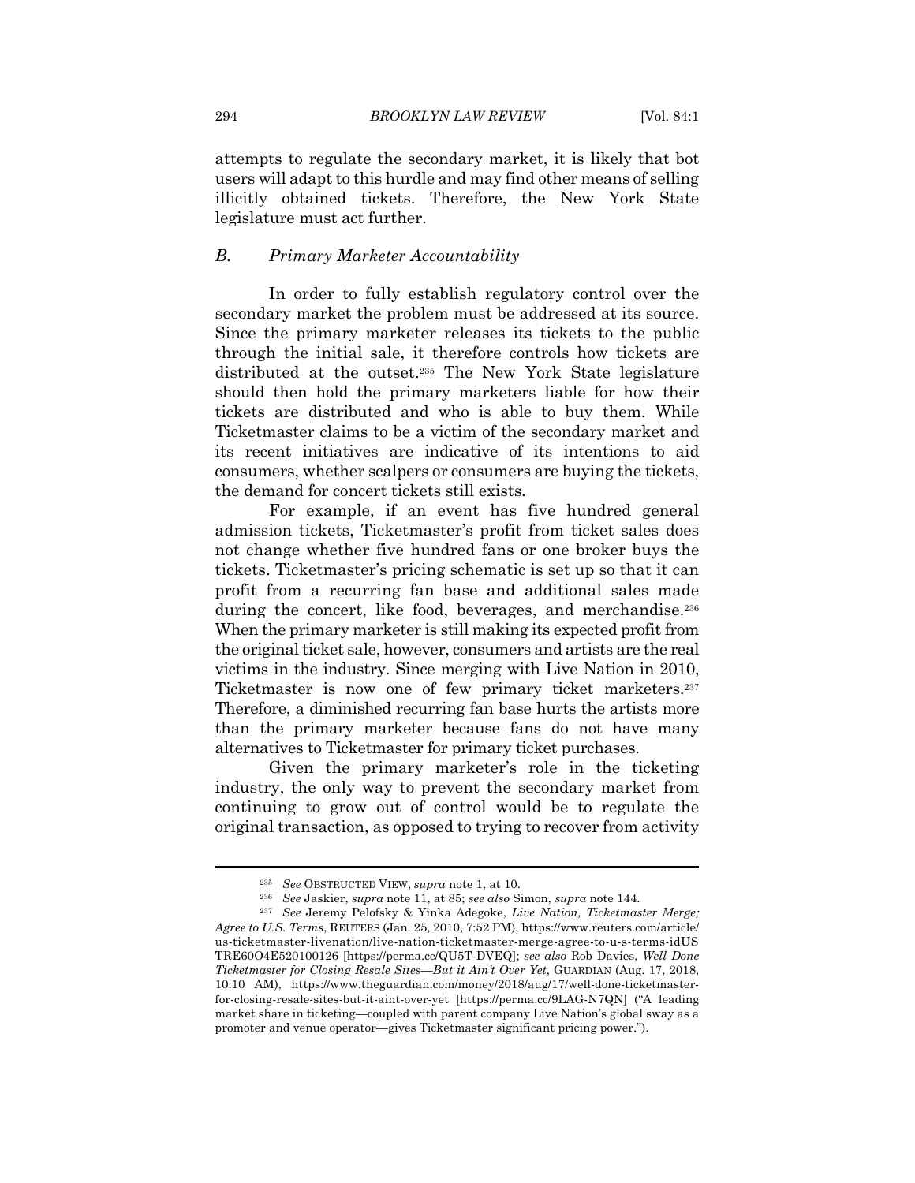attempts to regulate the secondary market, it is likely that bot users will adapt to this hurdle and may find other means of selling illicitly obtained tickets. Therefore, the New York State legislature must act further.

### *B. Primary Marketer Accountability*

In order to fully establish regulatory control over the secondary market the problem must be addressed at its source. Since the primary marketer releases its tickets to the public through the initial sale, it therefore controls how tickets are distributed at the outset.[235] The New York State legislature should then hold the primary marketers liable for how their tickets are distributed and who is able to buy them. While Ticketmaster claims to be a victim of the secondary market and its recent initiatives are indicative of its intentions to aid consumers, whether scalpers or consumers are buying the tickets, the demand for concert tickets still exists.

For example, if an event has five hundred general admission tickets, Ticketmaster's profit from ticket sales does not change whether five hundred fans or one broker buys the tickets. Ticketmaster's pricing schematic is set up so that it can profit from a recurring fan base and additional sales made during the concert, like food, beverages, and merchandise.[236] When the primary marketer is still making its expected profit from the original ticket sale, however, consumers and artists are the real victims in the industry. Since merging with Live Nation in 2010, Ticketmaster is now one of few primary ticket marketers.[237] Therefore, a diminished recurring fan base hurts the artists more than the primary marketer because fans do not have many alternatives to Ticketmaster for primary ticket purchases.

Given the primary marketer's role in the ticketing industry, the only way to prevent the secondary market from continuing to grow out of control would be to regulate the original transaction, as opposed to trying to recover from activity

---

[235] *See* OBSTRUCTED VIEW, *supra* note 1, at 10.

[236] *See* Jaskier, *supra* note 11, at 85; *see also* Simon, *supra* note 144.

[237] *See* Jeremy Pelofsky & Yinka Adegoke, *Live Nation, Ticketmaster Merge; Agree to U.S. Terms*, REUTERS (Jan. 25, 2010, 7:52 PM), https://www.reuters.com/article/us-ticketmaster-livenation/live-nation-ticketmaster-merge-agree-to-u-s-terms-idUSTRE60O4E520100126 [https://perma.cc/QU5T-DVEQ]; *see also* Rob Davies, *Well Done Ticketmaster for Closing Resale Sites—But it Ain't Over Yet*, GUARDIAN (Aug. 17, 2018, 10:10 AM), https://www.theguardian.com/money/2018/aug/17/well-done-ticketmaster-for-closing-resale-sites-but-it-aint-over-yet [https://perma.cc/9LAG-N7QN] ("A leading market share in ticketing—coupled with parent company Live Nation's global sway as a promoter and venue operator—gives Ticketmaster significant pricing power.").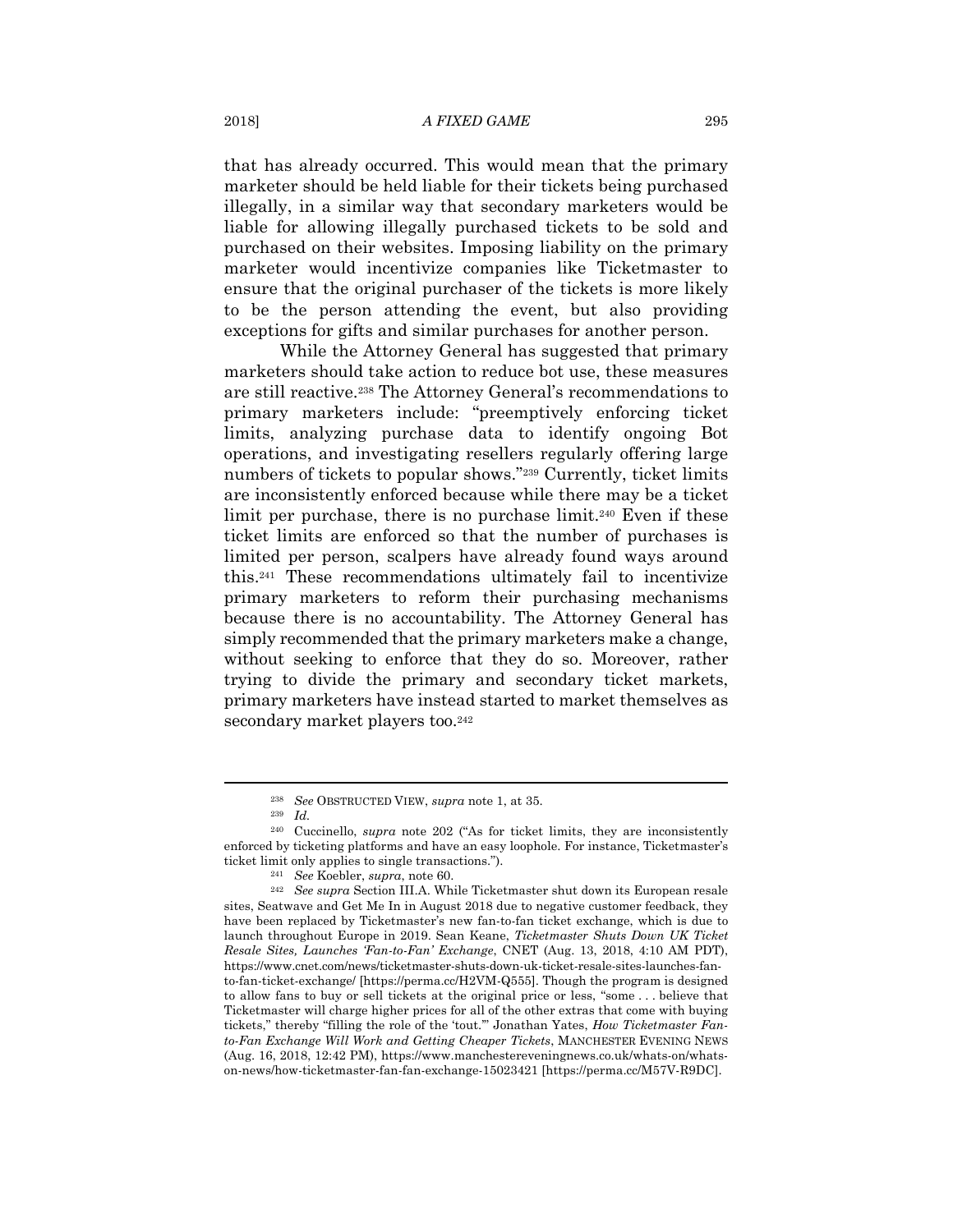that has already occurred. This would mean that the primary marketer should be held liable for their tickets being purchased illegally, in a similar way that secondary marketers would be liable for allowing illegally purchased tickets to be sold and purchased on their websites. Imposing liability on the primary marketer would incentivize companies like Ticketmaster to ensure that the original purchaser of the tickets is more likely to be the person attending the event, but also providing exceptions for gifts and similar purchases for another person.

While the Attorney General has suggested that primary marketers should take action to reduce bot use, these measures are still reactive.[238] The Attorney General's recommendations to primary marketers include: "preemptively enforcing ticket limits, analyzing purchase data to identify ongoing Bot operations, and investigating resellers regularly offering large numbers of tickets to popular shows."[239] Currently, ticket limits are inconsistently enforced because while there may be a ticket limit per purchase, there is no purchase limit.[240] Even if these ticket limits are enforced so that the number of purchases is limited per person, scalpers have already found ways around this.[241] These recommendations ultimately fail to incentivize primary marketers to reform their purchasing mechanisms because there is no accountability. The Attorney General has simply recommended that the primary marketers make a change, without seeking to enforce that they do so. Moreover, rather trying to divide the primary and secondary ticket markets, primary marketers have instead started to market themselves as secondary market players too.[242]

---

[238] *See* OBSTRUCTED VIEW, *supra* note 1, at 35.

[239] *Id.*

[240] Cuccinello, *supra* note 202 ("As for ticket limits, they are inconsistently enforced by ticketing platforms and have an easy loophole. For instance, Ticketmaster's ticket limit only applies to single transactions.").

[241] *See* Koebler, *supra*, note 60.

[242] *See supra* Section III.A. While Ticketmaster shut down its European resale sites, Seatwave and Get Me In in August 2018 due to negative customer feedback, they have been replaced by Ticketmaster's new fan-to-fan ticket exchange, which is due to launch throughout Europe in 2019. Sean Keane, *Ticketmaster Shuts Down UK Ticket Resale Sites, Launches 'Fan-to-Fan' Exchange*, CNET (Aug. 13, 2018, 4:10 AM PDT), https://www.cnet.com/news/ticketmaster-shuts-down-uk-ticket-resale-sites-launches-fan-to-fan-ticket-exchange/ [https://perma.cc/H2VM-Q555]. Though the program is designed to allow fans to buy or sell tickets at the original price or less, "some . . . believe that Ticketmaster will charge higher prices for all of the other extras that come with buying tickets," thereby "filling the role of the 'tout.'" Jonathan Yates, *How Ticketmaster Fan-to-Fan Exchange Will Work and Getting Cheaper Tickets*, MANCHESTER EVENING NEWS (Aug. 16, 2018, 12:42 PM), https://www.manchestereveningnews.co.uk/whats-on/whats-on-news/how-ticketmaster-fan-fan-exchange-15023421 [https://perma.cc/M57V-R9DC].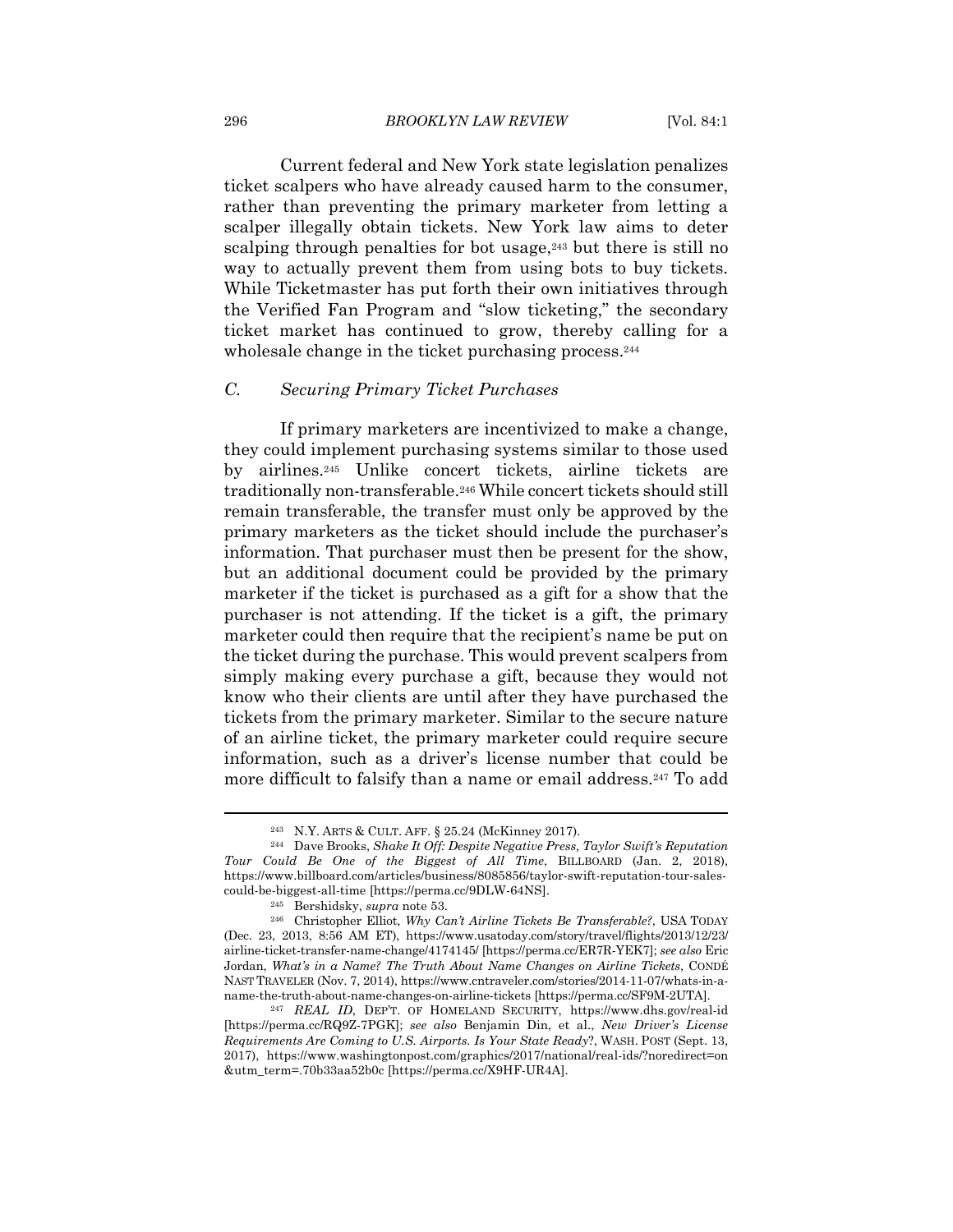Current federal and New York state legislation penalizes ticket scalpers who have already caused harm to the consumer, rather than preventing the primary marketer from letting a scalper illegally obtain tickets. New York law aims to deter scalping through penalties for bot usage,[243] but there is still no way to actually prevent them from using bots to buy tickets. While Ticketmaster has put forth their own initiatives through the Verified Fan Program and "slow ticketing," the secondary ticket market has continued to grow, thereby calling for a wholesale change in the ticket purchasing process.[244]

### *C. Securing Primary Ticket Purchases*

If primary marketers are incentivized to make a change, they could implement purchasing systems similar to those used by airlines.[245] Unlike concert tickets, airline tickets are traditionally non-transferable.[246] While concert tickets should still remain transferable, the transfer must only be approved by the primary marketers as the ticket should include the purchaser's information. That purchaser must then be present for the show, but an additional document could be provided by the primary marketer if the ticket is purchased as a gift for a show that the purchaser is not attending. If the ticket is a gift, the primary marketer could then require that the recipient's name be put on the ticket during the purchase. This would prevent scalpers from simply making every purchase a gift, because they would not know who their clients are until after they have purchased the tickets from the primary marketer. Similar to the secure nature of an airline ticket, the primary marketer could require secure information, such as a driver's license number that could be more difficult to falsify than a name or email address.[247] To add

---

[243] N.Y. ARTS & CULT. AFF. § 25.24 (McKinney 2017).

[244] Dave Brooks, *Shake It Off: Despite Negative Press, Taylor Swift's Reputation Tour Could Be One of the Biggest of All Time*, BILLBOARD (Jan. 2, 2018), https://www.billboard.com/articles/business/8085856/taylor-swift-reputation-tour-sales-could-be-biggest-all-time [https://perma.cc/9DLW-64NS].

[245] Bershidsky, *supra* note 53.

[246] Christopher Elliot, *Why Can't Airline Tickets Be Transferable?*, USA TODAY (Dec. 23, 2013, 8:56 AM ET), https://www.usatoday.com/story/travel/flights/2013/12/23/airline-ticket-transfer-name-change/4174145/ [https://perma.cc/ER7R-YEK7]; *see also* Eric Jordan, *What's in a Name? The Truth About Name Changes on Airline Tickets*, CONDÉ NAST TRAVELER (Nov. 7, 2014), https://www.cntraveler.com/stories/2014-11-07/whats-in-a-name-the-truth-about-name-changes-on-airline-tickets [https://perma.cc/SF9M-2UTA].

[247] *REAL ID*, DEP'T. OF HOMELAND SECURITY, https://www.dhs.gov/real-id [https://perma.cc/RQ9Z-7PGK]; *see also* Benjamin Din, et al., *New Driver's License Requirements Are Coming to U.S. Airports. Is Your State Ready*?, WASH. POST (Sept. 13, 2017), https://www.washingtonpost.com/graphics/2017/national/real-ids/?noredirect=on&utm_term=.70b33aa52b0c [https://perma.cc/X9HF-UR4A].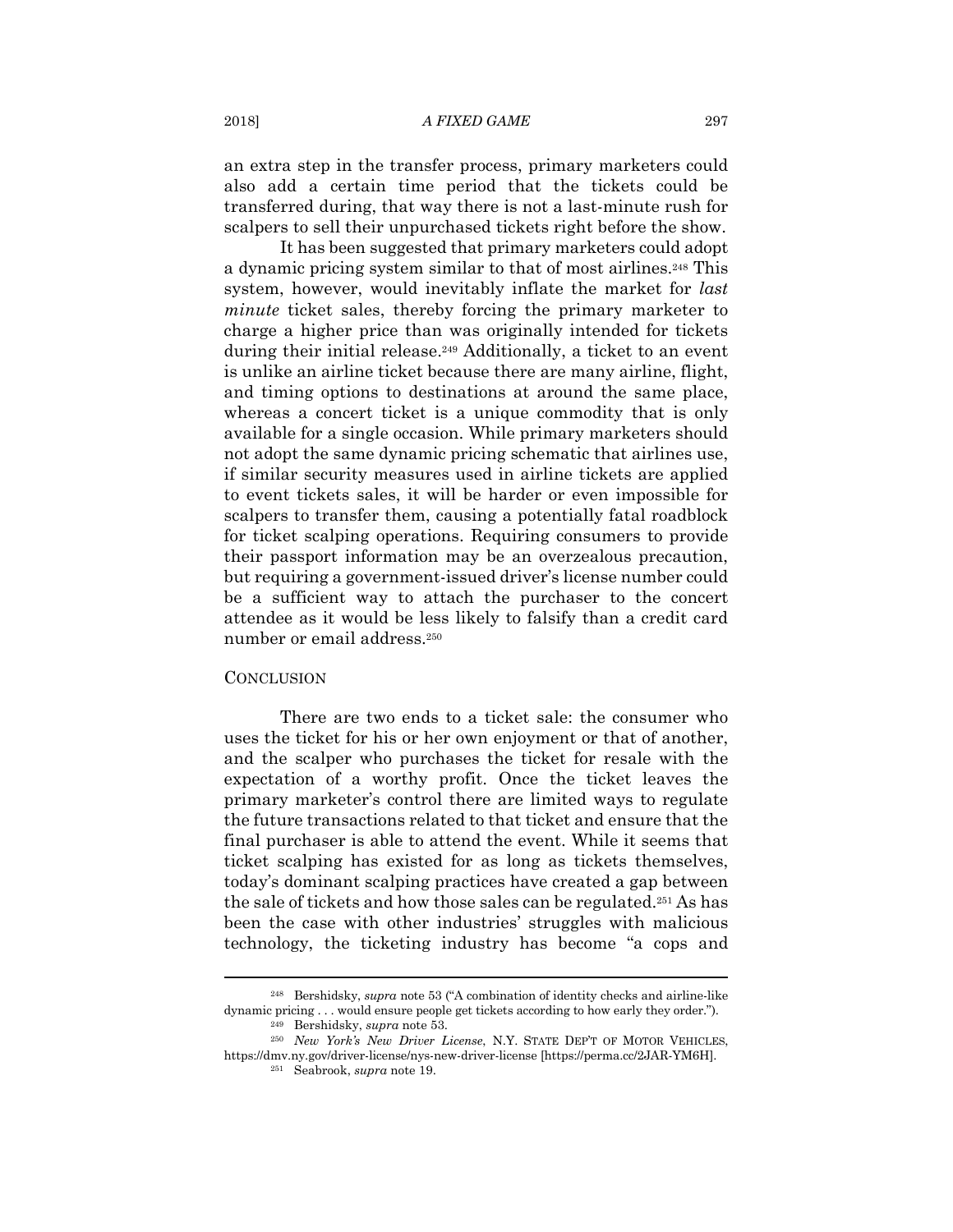an extra step in the transfer process, primary marketers could also add a certain time period that the tickets could be transferred during, that way there is not a last-minute rush for scalpers to sell their unpurchased tickets right before the show.

It has been suggested that primary marketers could adopt a dynamic pricing system similar to that of most airlines.[248] This system, however, would inevitably inflate the market for *last minute* ticket sales, thereby forcing the primary marketer to charge a higher price than was originally intended for tickets during their initial release.[249] Additionally, a ticket to an event is unlike an airline ticket because there are many airline, flight, and timing options to destinations at around the same place, whereas a concert ticket is a unique commodity that is only available for a single occasion. While primary marketers should not adopt the same dynamic pricing schematic that airlines use, if similar security measures used in airline tickets are applied to event tickets sales, it will be harder or even impossible for scalpers to transfer them, causing a potentially fatal roadblock for ticket scalping operations. Requiring consumers to provide their passport information may be an overzealous precaution, but requiring a government-issued driver's license number could be a sufficient way to attach the purchaser to the concert attendee as it would be less likely to falsify than a credit card number or email address.[250]

## CONCLUSION

There are two ends to a ticket sale: the consumer who uses the ticket for his or her own enjoyment or that of another, and the scalper who purchases the ticket for resale with the expectation of a worthy profit. Once the ticket leaves the primary marketer's control there are limited ways to regulate the future transactions related to that ticket and ensure that the final purchaser is able to attend the event. While it seems that ticket scalping has existed for as long as tickets themselves, today's dominant scalping practices have created a gap between the sale of tickets and how those sales can be regulated.[251] As has been the case with other industries' struggles with malicious technology, the ticketing industry has become "a cops and

---

[248] Bershidsky, *supra* note 53 ("A combination of identity checks and airline-like dynamic pricing . . . would ensure people get tickets according to how early they order.").

[249] Bershidsky, *supra* note 53.

[250] *New York's New Driver License*, N.Y. STATE DEP'T OF MOTOR VEHICLES, https://dmv.ny.gov/driver-license/nys-new-driver-license [https://perma.cc/2JAR-YM6H].

[251] Seabrook, *supra* note 19.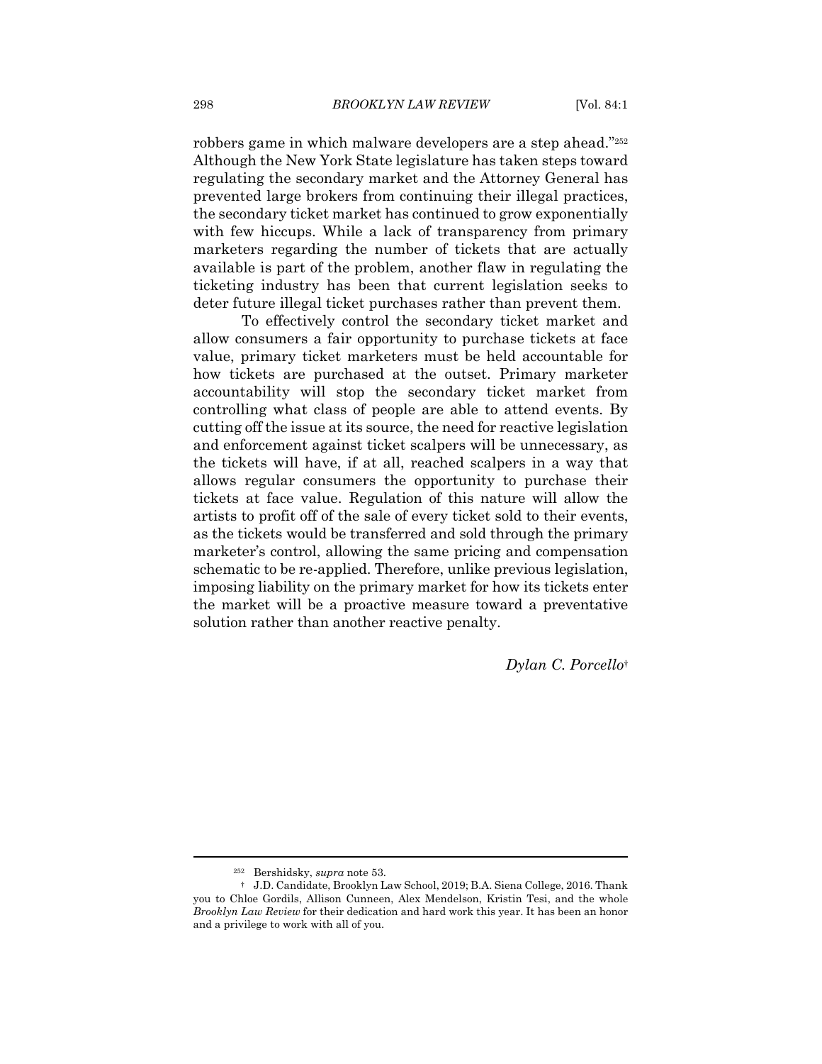robbers game in which malware developers are a step ahead."[252] Although the New York State legislature has taken steps toward regulating the secondary market and the Attorney General has prevented large brokers from continuing their illegal practices, the secondary ticket market has continued to grow exponentially with few hiccups. While a lack of transparency from primary marketers regarding the number of tickets that are actually available is part of the problem, another flaw in regulating the ticketing industry has been that current legislation seeks to deter future illegal ticket purchases rather than prevent them.

To effectively control the secondary ticket market and allow consumers a fair opportunity to purchase tickets at face value, primary ticket marketers must be held accountable for how tickets are purchased at the outset. Primary marketer accountability will stop the secondary ticket market from controlling what class of people are able to attend events. By cutting off the issue at its source, the need for reactive legislation and enforcement against ticket scalpers will be unnecessary, as the tickets will have, if at all, reached scalpers in a way that allows regular consumers the opportunity to purchase their tickets at face value. Regulation of this nature will allow the artists to profit off of the sale of every ticket sold to their events, as the tickets would be transferred and sold through the primary marketer's control, allowing the same pricing and compensation schematic to be re-applied. Therefore, unlike previous legislation, imposing liability on the primary market for how its tickets enter the market will be a proactive measure toward a preventative solution rather than another reactive penalty.

*Dylan C. Porcello*[†]

---

[252] Bershidsky, *supra* note 53.

[†] J.D. Candidate, Brooklyn Law School, 2019; B.A. Siena College, 2016. Thank you to Chloe Gordils, Allison Cunneen, Alex Mendelson, Kristin Tesi, and the whole *Brooklyn Law Review* for their dedication and hard work this year. It has been an honor and a privilege to work with all of you.